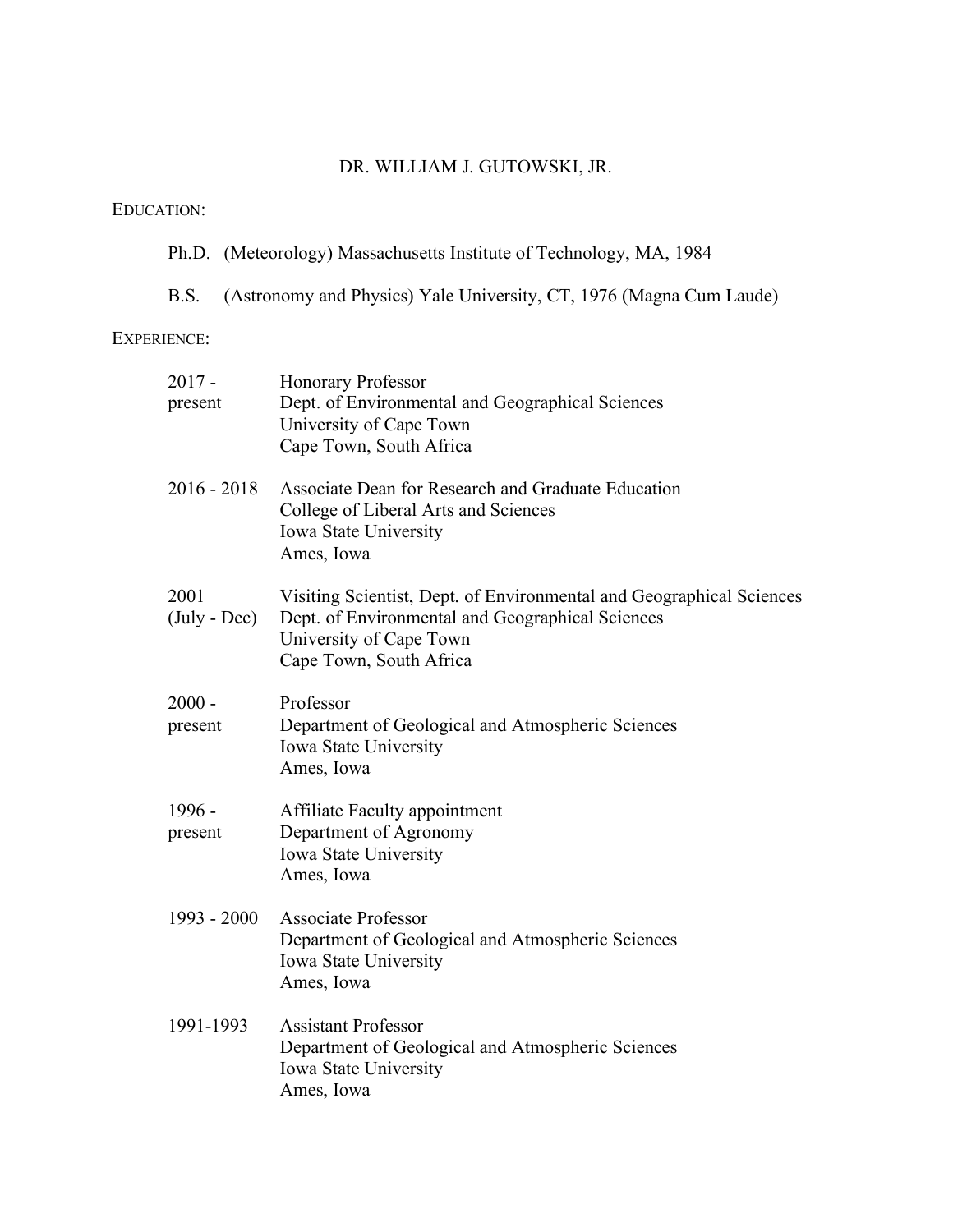# DR. WILLIAM J. GUTOWSKI, JR.

## EDUCATION:

Ph.D. (Meteorology) Massachusetts Institute of Technology, MA, 1984

B.S. (Astronomy and Physics) Yale University, CT, 1976 (Magna Cum Laude)

## EXPERIENCE:

| | |
|---|---|
| 2017 - present | Honorary Professor<br>Dept. of Environmental and Geographical Sciences<br>University of Cape Town<br>Cape Town, South Africa |
| 2016 - 2018 | Associate Dean for Research and Graduate Education<br>College of Liberal Arts and Sciences<br>Iowa State University<br>Ames, Iowa |
| 2001 (July - Dec) | Visiting Scientist, Dept. of Environmental and Geographical Sciences<br>Dept. of Environmental and Geographical Sciences<br>University of Cape Town<br>Cape Town, South Africa |
| 2000 - present | Professor<br>Department of Geological and Atmospheric Sciences<br>Iowa State University<br>Ames, Iowa |
| 1996 - present | Affiliate Faculty appointment<br>Department of Agronomy<br>Iowa State University<br>Ames, Iowa |
| 1993 - 2000 | Associate Professor<br>Department of Geological and Atmospheric Sciences<br>Iowa State University<br>Ames, Iowa |
| 1991-1993 | Assistant Professor<br>Department of Geological and Atmospheric Sciences<br>Iowa State University<br>Ames, Iowa |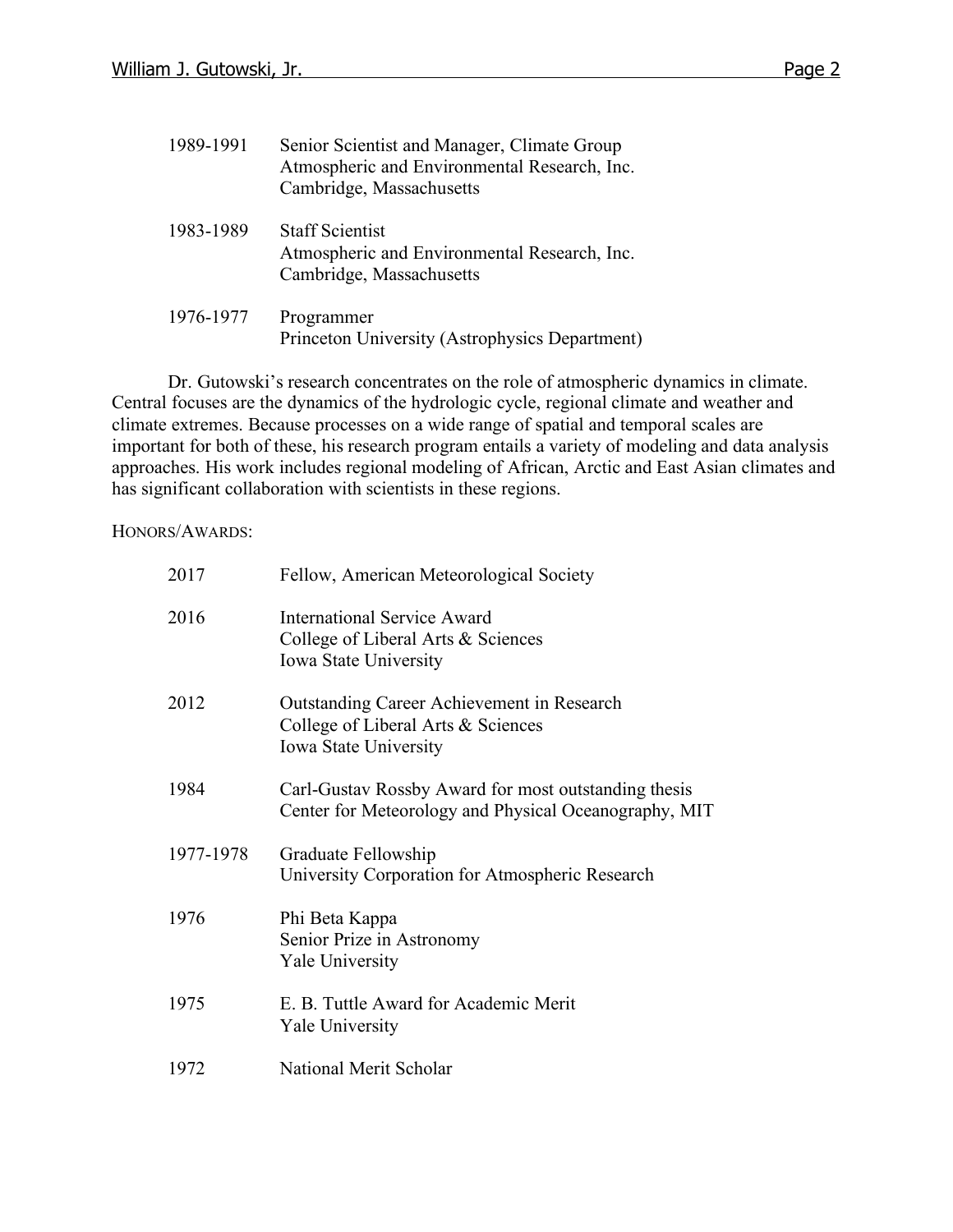1989-1991 Senior Scientist and Manager, Climate Group
Atmospheric and Environmental Research, Inc.
Cambridge, Massachusetts

1983-1989 Staff Scientist
Atmospheric and Environmental Research, Inc.
Cambridge, Massachusetts

1976-1977 Programmer
Princeton University (Astrophysics Department)

Dr. Gutowski's research concentrates on the role of atmospheric dynamics in climate. Central focuses are the dynamics of the hydrologic cycle, regional climate and weather and climate extremes. Because processes on a wide range of spatial and temporal scales are important for both of these, his research program entails a variety of modeling and data analysis approaches. His work includes regional modeling of African, Arctic and East Asian climates and has significant collaboration with scientists in these regions.

HONORS/AWARDS:

2017 Fellow, American Meteorological Society

2016 International Service Award
College of Liberal Arts & Sciences
Iowa State University

2012 Outstanding Career Achievement in Research
College of Liberal Arts & Sciences
Iowa State University

1984 Carl-Gustav Rossby Award for most outstanding thesis
Center for Meteorology and Physical Oceanography, MIT

1977-1978 Graduate Fellowship
University Corporation for Atmospheric Research

1976 Phi Beta Kappa
Senior Prize in Astronomy
Yale University

1975 E. B. Tuttle Award for Academic Merit
Yale University

1972 National Merit Scholar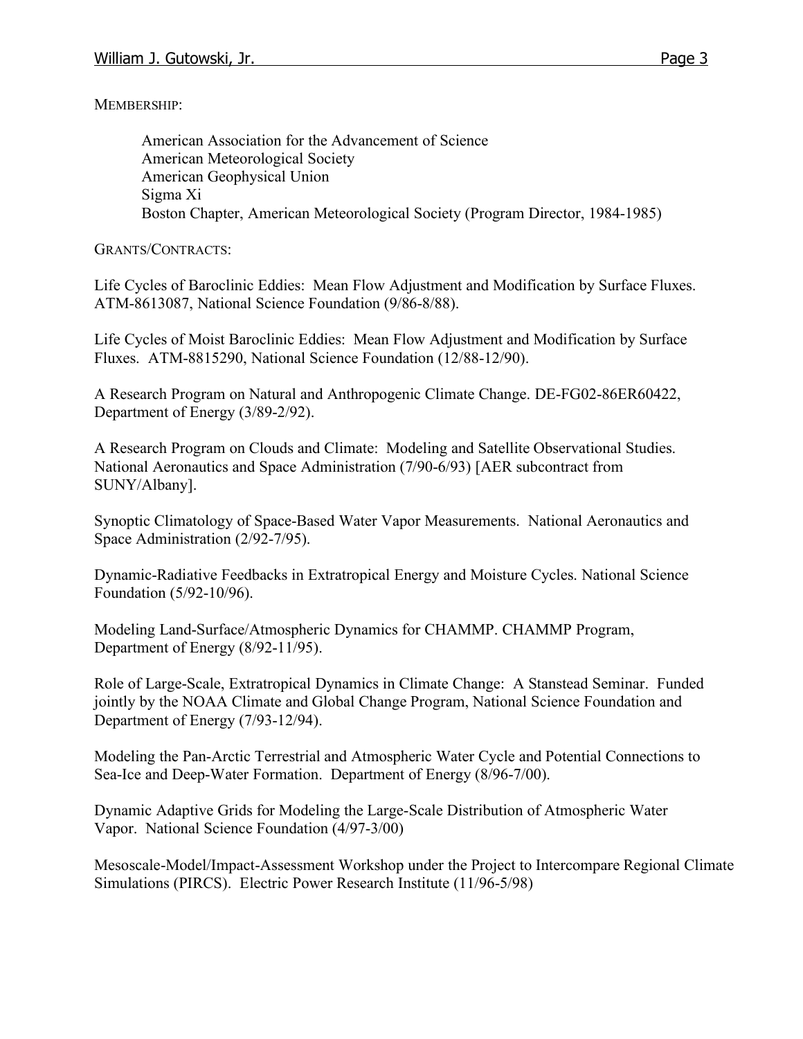MEMBERSHIP:

American Association for the Advancement of Science
American Meteorological Society
American Geophysical Union
Sigma Xi
Boston Chapter, American Meteorological Society (Program Director, 1984-1985)

GRANTS/CONTRACTS:

Life Cycles of Baroclinic Eddies: Mean Flow Adjustment and Modification by Surface Fluxes. ATM-8613087, National Science Foundation (9/86-8/88).

Life Cycles of Moist Baroclinic Eddies: Mean Flow Adjustment and Modification by Surface Fluxes. ATM-8815290, National Science Foundation (12/88-12/90).

A Research Program on Natural and Anthropogenic Climate Change. DE-FG02-86ER60422, Department of Energy (3/89-2/92).

A Research Program on Clouds and Climate: Modeling and Satellite Observational Studies. National Aeronautics and Space Administration (7/90-6/93) [AER subcontract from SUNY/Albany].

Synoptic Climatology of Space-Based Water Vapor Measurements. National Aeronautics and Space Administration (2/92-7/95).

Dynamic-Radiative Feedbacks in Extratropical Energy and Moisture Cycles. National Science Foundation (5/92-10/96).

Modeling Land-Surface/Atmospheric Dynamics for CHAMMP. CHAMMP Program, Department of Energy (8/92-11/95).

Role of Large-Scale, Extratropical Dynamics in Climate Change: A Stanstead Seminar. Funded jointly by the NOAA Climate and Global Change Program, National Science Foundation and Department of Energy (7/93-12/94).

Modeling the Pan-Arctic Terrestrial and Atmospheric Water Cycle and Potential Connections to Sea-Ice and Deep-Water Formation. Department of Energy (8/96-7/00).

Dynamic Adaptive Grids for Modeling the Large-Scale Distribution of Atmospheric Water Vapor. National Science Foundation (4/97-3/00)

Mesoscale-Model/Impact-Assessment Workshop under the Project to Intercompare Regional Climate Simulations (PIRCS). Electric Power Research Institute (11/96-5/98)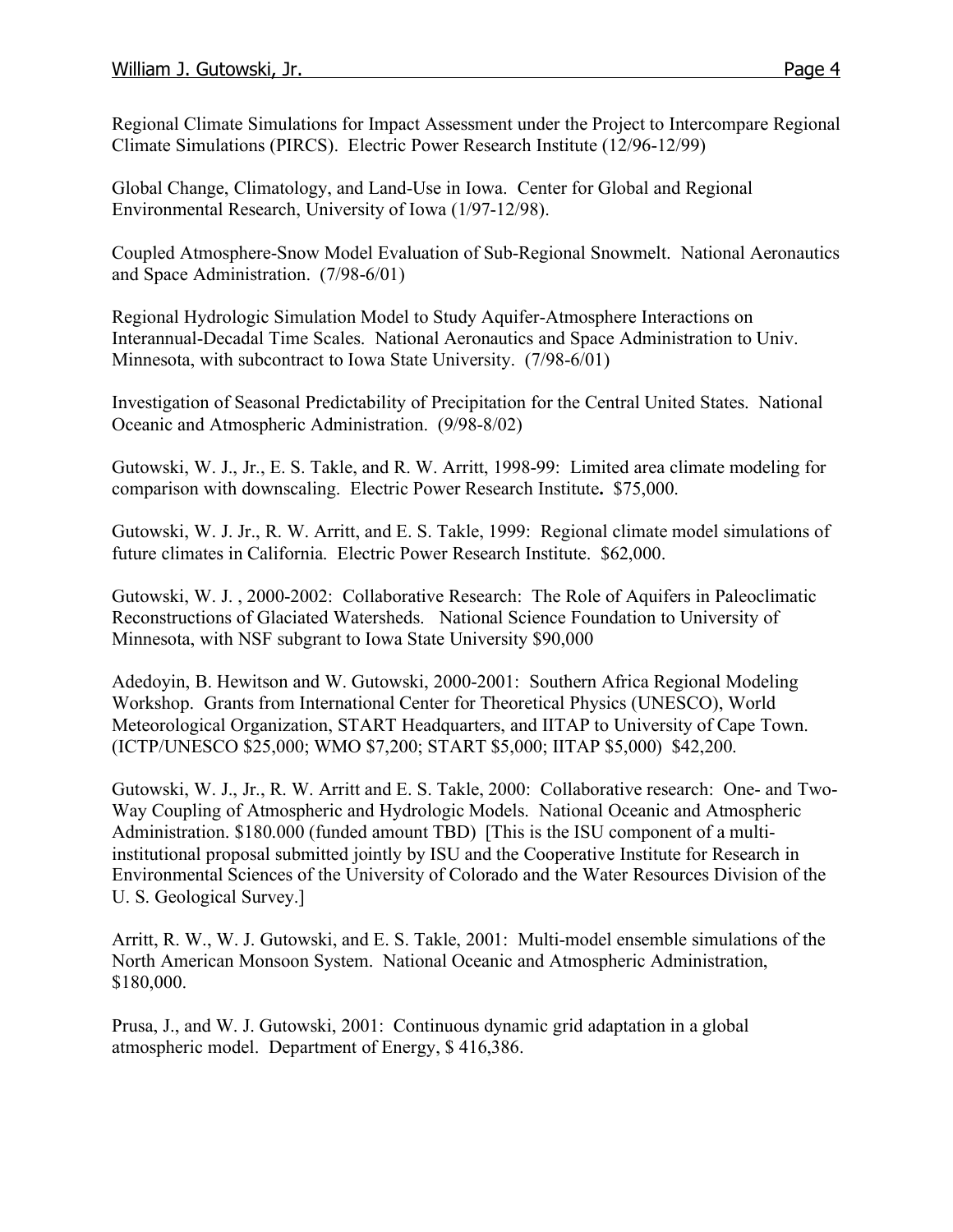Regional Climate Simulations for Impact Assessment under the Project to Intercompare Regional Climate Simulations (PIRCS). Electric Power Research Institute (12/96-12/99)

Global Change, Climatology, and Land-Use in Iowa. Center for Global and Regional Environmental Research, University of Iowa (1/97-12/98).

Coupled Atmosphere-Snow Model Evaluation of Sub-Regional Snowmelt. National Aeronautics and Space Administration. (7/98-6/01)

Regional Hydrologic Simulation Model to Study Aquifer-Atmosphere Interactions on Interannual-Decadal Time Scales. National Aeronautics and Space Administration to Univ. Minnesota, with subcontract to Iowa State University. (7/98-6/01)

Investigation of Seasonal Predictability of Precipitation for the Central United States. National Oceanic and Atmospheric Administration. (9/98-8/02)

Gutowski, W. J., Jr., E. S. Takle, and R. W. Arritt, 1998-99: Limited area climate modeling for comparison with downscaling. Electric Power Research Institute**.** $75,000.

Gutowski, W. J. Jr., R. W. Arritt, and E. S. Takle, 1999: Regional climate model simulations of future climates in California. Electric Power Research Institute. $62,000.

Gutowski, W. J. , 2000-2002: Collaborative Research: The Role of Aquifers in Paleoclimatic Reconstructions of Glaciated Watersheds. National Science Foundation to University of Minnesota, with NSF subgrant to Iowa State University $90,000

Adedoyin, B. Hewitson and W. Gutowski, 2000-2001: Southern Africa Regional Modeling Workshop. Grants from International Center for Theoretical Physics (UNESCO), World Meteorological Organization, START Headquarters, and IITAP to University of Cape Town. (ICTP/UNESCO $25,000; WMO $7,200; START $5,000; IITAP $5,000) $42,200.

Gutowski, W. J., Jr., R. W. Arritt and E. S. Takle, 2000: Collaborative research: One- and Two-Way Coupling of Atmospheric and Hydrologic Models. National Oceanic and Atmospheric Administration. $180.000 (funded amount TBD) [This is the ISU component of a multi-institutional proposal submitted jointly by ISU and the Cooperative Institute for Research in Environmental Sciences of the University of Colorado and the Water Resources Division of the U. S. Geological Survey.]

Arritt, R. W., W. J. Gutowski, and E. S. Takle, 2001: Multi-model ensemble simulations of the North American Monsoon System. National Oceanic and Atmospheric Administration, $180,000.

Prusa, J., and W. J. Gutowski, 2001: Continuous dynamic grid adaptation in a global atmospheric model. Department of Energy, $ 416,386.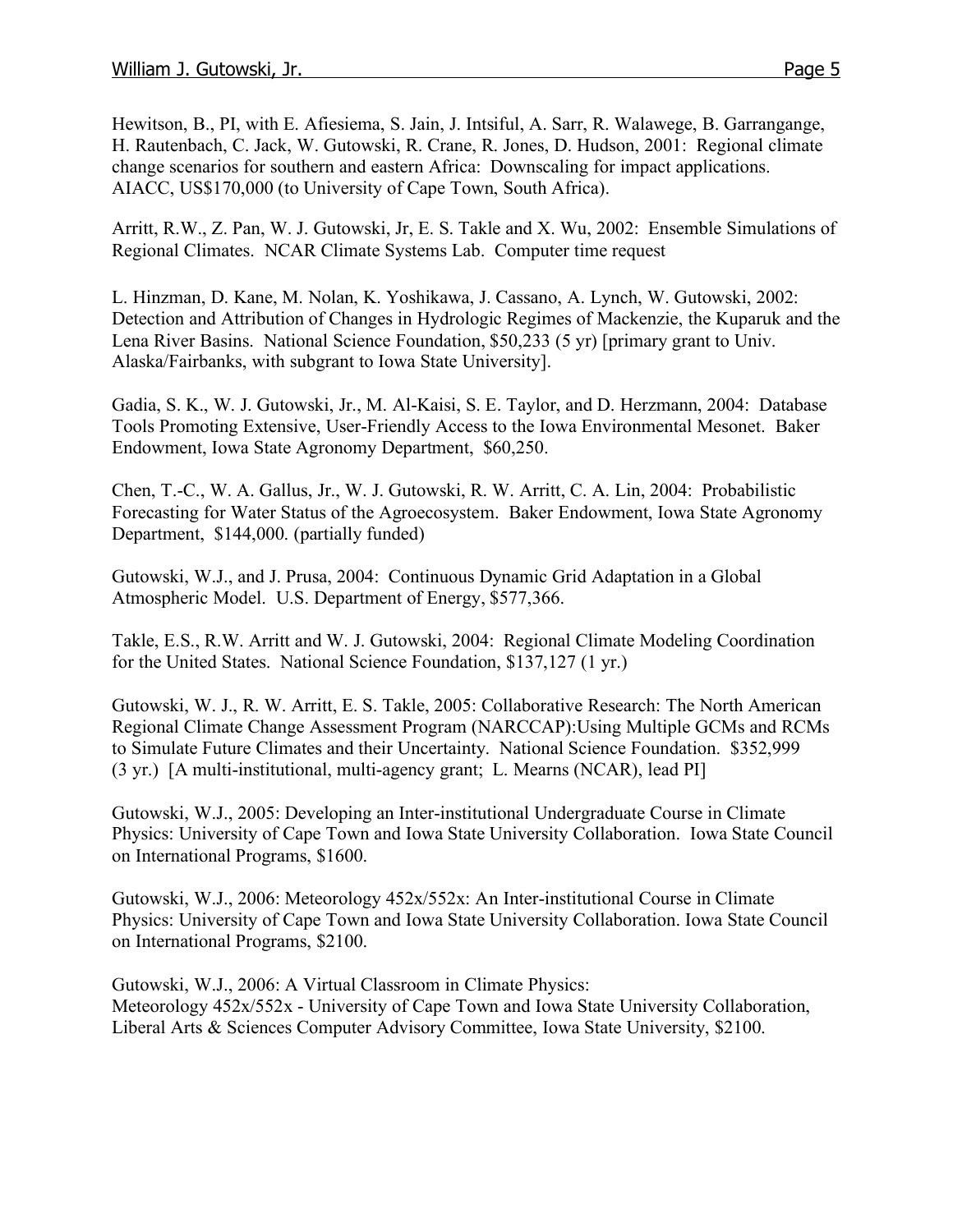Hewitson, B., PI, with E. Afiesiema, S. Jain, J. Intsiful, A. Sarr, R. Walawege, B. Garrangange, H. Rautenbach, C. Jack, W. Gutowski, R. Crane, R. Jones, D. Hudson, 2001: Regional climate change scenarios for southern and eastern Africa: Downscaling for impact applications. AIACC, US$170,000 (to University of Cape Town, South Africa).

Arritt, R.W., Z. Pan, W. J. Gutowski, Jr, E. S. Takle and X. Wu, 2002: Ensemble Simulations of Regional Climates. NCAR Climate Systems Lab. Computer time request

L. Hinzman, D. Kane, M. Nolan, K. Yoshikawa, J. Cassano, A. Lynch, W. Gutowski, 2002: Detection and Attribution of Changes in Hydrologic Regimes of Mackenzie, the Kuparuk and the Lena River Basins. National Science Foundation, $50,233 (5 yr) [primary grant to Univ. Alaska/Fairbanks, with subgrant to Iowa State University].

Gadia, S. K., W. J. Gutowski, Jr., M. Al-Kaisi, S. E. Taylor, and D. Herzmann, 2004: Database Tools Promoting Extensive, User-Friendly Access to the Iowa Environmental Mesonet. Baker Endowment, Iowa State Agronomy Department, $60,250.

Chen, T.-C., W. A. Gallus, Jr., W. J. Gutowski, R. W. Arritt, C. A. Lin, 2004: Probabilistic Forecasting for Water Status of the Agroecosystem. Baker Endowment, Iowa State Agronomy Department, $144,000. (partially funded)

Gutowski, W.J., and J. Prusa, 2004: Continuous Dynamic Grid Adaptation in a Global Atmospheric Model. U.S. Department of Energy, $577,366.

Takle, E.S., R.W. Arritt and W. J. Gutowski, 2004: Regional Climate Modeling Coordination for the United States. National Science Foundation, $137,127 (1 yr.)

Gutowski, W. J., R. W. Arritt, E. S. Takle, 2005: Collaborative Research: The North American Regional Climate Change Assessment Program (NARCCAP):Using Multiple GCMs and RCMs to Simulate Future Climates and their Uncertainty. National Science Foundation. $352,999 (3 yr.) [A multi-institutional, multi-agency grant; L. Mearns (NCAR), lead PI]

Gutowski, W.J., 2005: Developing an Inter-institutional Undergraduate Course in Climate Physics: University of Cape Town and Iowa State University Collaboration. Iowa State Council on International Programs, $1600.

Gutowski, W.J., 2006: Meteorology 452x/552x: An Inter-institutional Course in Climate Physics: University of Cape Town and Iowa State University Collaboration. Iowa State Council on International Programs, $2100.

Gutowski, W.J., 2006: A Virtual Classroom in Climate Physics: Meteorology 452x/552x - University of Cape Town and Iowa State University Collaboration, Liberal Arts & Sciences Computer Advisory Committee, Iowa State University, $2100.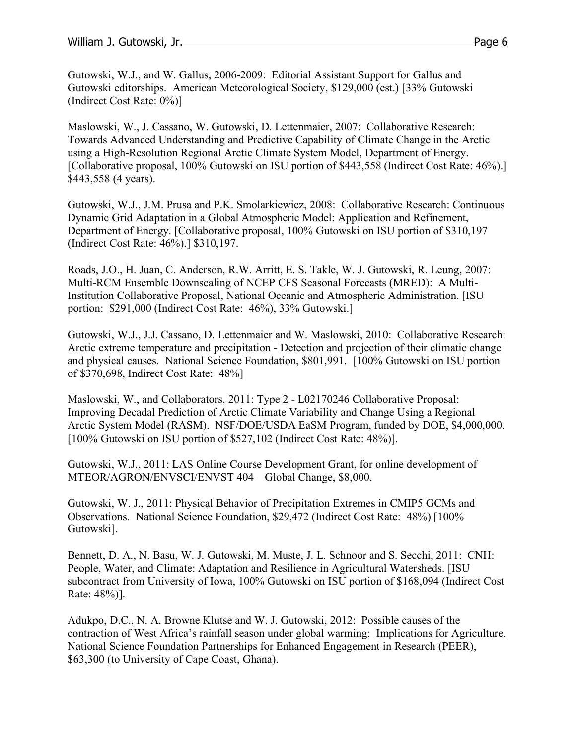Gutowski, W.J., and W. Gallus, 2006-2009: Editorial Assistant Support for Gallus and Gutowski editorships. American Meteorological Society, $129,000 (est.) [33% Gutowski (Indirect Cost Rate: 0%)]

Maslowski, W., J. Cassano, W. Gutowski, D. Lettenmaier, 2007: Collaborative Research: Towards Advanced Understanding and Predictive Capability of Climate Change in the Arctic using a High-Resolution Regional Arctic Climate System Model, Department of Energy. [Collaborative proposal, 100% Gutowski on ISU portion of $443,558 (Indirect Cost Rate: 46%).] $443,558 (4 years).

Gutowski, W.J., J.M. Prusa and P.K. Smolarkiewicz, 2008: Collaborative Research: Continuous Dynamic Grid Adaptation in a Global Atmospheric Model: Application and Refinement, Department of Energy. [Collaborative proposal, 100% Gutowski on ISU portion of $310,197 (Indirect Cost Rate: 46%).] $310,197.

Roads, J.O., H. Juan, C. Anderson, R.W. Arritt, E. S. Takle, W. J. Gutowski, R. Leung, 2007: Multi-RCM Ensemble Downscaling of NCEP CFS Seasonal Forecasts (MRED): A Multi-Institution Collaborative Proposal, National Oceanic and Atmospheric Administration. [ISU portion: $291,000 (Indirect Cost Rate: 46%), 33% Gutowski.]

Gutowski, W.J., J.J. Cassano, D. Lettenmaier and W. Maslowski, 2010: Collaborative Research: Arctic extreme temperature and precipitation - Detection and projection of their climatic change and physical causes. National Science Foundation, $801,991. [100% Gutowski on ISU portion of $370,698, Indirect Cost Rate: 48%]

Maslowski, W., and Collaborators, 2011: Type 2 - L02170246 Collaborative Proposal: Improving Decadal Prediction of Arctic Climate Variability and Change Using a Regional Arctic System Model (RASM). NSF/DOE/USDA EaSM Program, funded by DOE, $4,000,000. [100% Gutowski on ISU portion of $527,102 (Indirect Cost Rate: 48%)].

Gutowski, W.J., 2011: LAS Online Course Development Grant, for online development of MTEOR/AGRON/ENVSCI/ENVST 404 – Global Change, $8,000.

Gutowski, W. J., 2011: Physical Behavior of Precipitation Extremes in CMIP5 GCMs and Observations. National Science Foundation, $29,472 (Indirect Cost Rate: 48%) [100% Gutowski].

Bennett, D. A., N. Basu, W. J. Gutowski, M. Muste, J. L. Schnoor and S. Secchi, 2011: CNH: People, Water, and Climate: Adaptation and Resilience in Agricultural Watersheds. [ISU subcontract from University of Iowa, 100% Gutowski on ISU portion of $168,094 (Indirect Cost Rate: 48%)].

Adukpo, D.C., N. A. Browne Klutse and W. J. Gutowski, 2012: Possible causes of the contraction of West Africa's rainfall season under global warming: Implications for Agriculture. National Science Foundation Partnerships for Enhanced Engagement in Research (PEER), $63,300 (to University of Cape Coast, Ghana).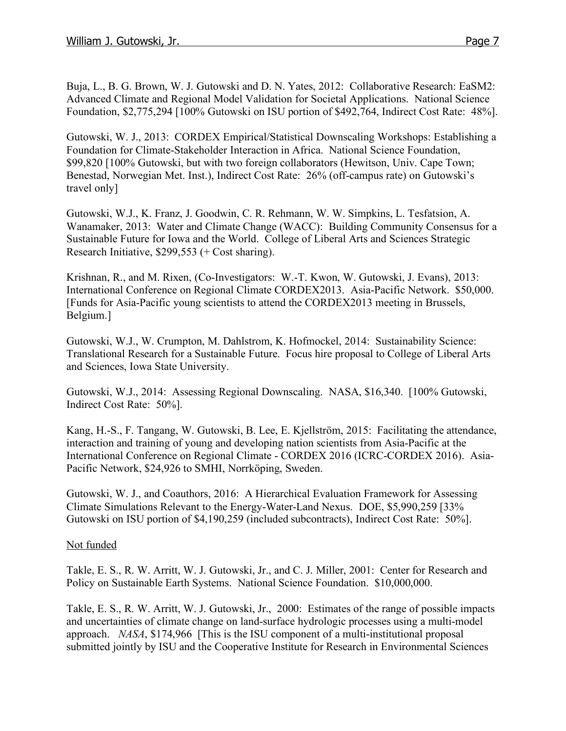Buja, L., B. G. Brown, W. J. Gutowski and D. N. Yates, 2012: Collaborative Research: EaSM2: Advanced Climate and Regional Model Validation for Societal Applications. National Science Foundation, $2,775,294 [100% Gutowski on ISU portion of $492,764, Indirect Cost Rate: 48%].

Gutowski, W. J., 2013: CORDEX Empirical/Statistical Downscaling Workshops: Establishing a Foundation for Climate-Stakeholder Interaction in Africa. National Science Foundation, $99,820 [100% Gutowski, but with two foreign collaborators (Hewitson, Univ. Cape Town; Benestad, Norwegian Met. Inst.), Indirect Cost Rate: 26% (off-campus rate) on Gutowski's travel only]

Gutowski, W.J., K. Franz, J. Goodwin, C. R. Rehmann, W. W. Simpkins, L. Tesfatsion, A. Wanamaker, 2013: Water and Climate Change (WACC): Building Community Consensus for a Sustainable Future for Iowa and the World. College of Liberal Arts and Sciences Strategic Research Initiative, $299,553 (+ Cost sharing).

Krishnan, R., and M. Rixen, (Co-Investigators: W.-T. Kwon, W. Gutowski, J. Evans), 2013: International Conference on Regional Climate CORDEX2013. Asia-Pacific Network. $50,000. [Funds for Asia-Pacific young scientists to attend the CORDEX2013 meeting in Brussels, Belgium.]

Gutowski, W.J., W. Crumpton, M. Dahlstrom, K. Hofmockel, 2014: Sustainability Science: Translational Research for a Sustainable Future. Focus hire proposal to College of Liberal Arts and Sciences, Iowa State University.

Gutowski, W.J., 2014: Assessing Regional Downscaling. NASA, $16,340. [100% Gutowski, Indirect Cost Rate: 50%].

Kang, H.-S., F. Tangang, W. Gutowski, B. Lee, E. Kjellström, 2015: Facilitating the attendance, interaction and training of young and developing nation scientists from Asia-Pacific at the International Conference on Regional Climate - CORDEX 2016 (ICRC-CORDEX 2016). Asia-Pacific Network, $24,926 to SMHI, Norrköping, Sweden.

Gutowski, W. J., and Coauthors, 2016: A Hierarchical Evaluation Framework for Assessing Climate Simulations Relevant to the Energy-Water-Land Nexus. DOE, $5,990,259 [33% Gutowski on ISU portion of $4,190,259 (included subcontracts), Indirect Cost Rate: 50%].

<u>Not funded</u>

Takle, E. S., R. W. Arritt, W. J. Gutowski, Jr., and C. J. Miller, 2001: Center for Research and Policy on Sustainable Earth Systems. National Science Foundation. $10,000,000.

Takle, E. S., R. W. Arritt, W. J. Gutowski, Jr., 2000: Estimates of the range of possible impacts and uncertainties of climate change on land-surface hydrologic processes using a multi-model approach. *NASA*, $174,966 [This is the ISU component of a multi-institutional proposal submitted jointly by ISU and the Cooperative Institute for Research in Environmental Sciences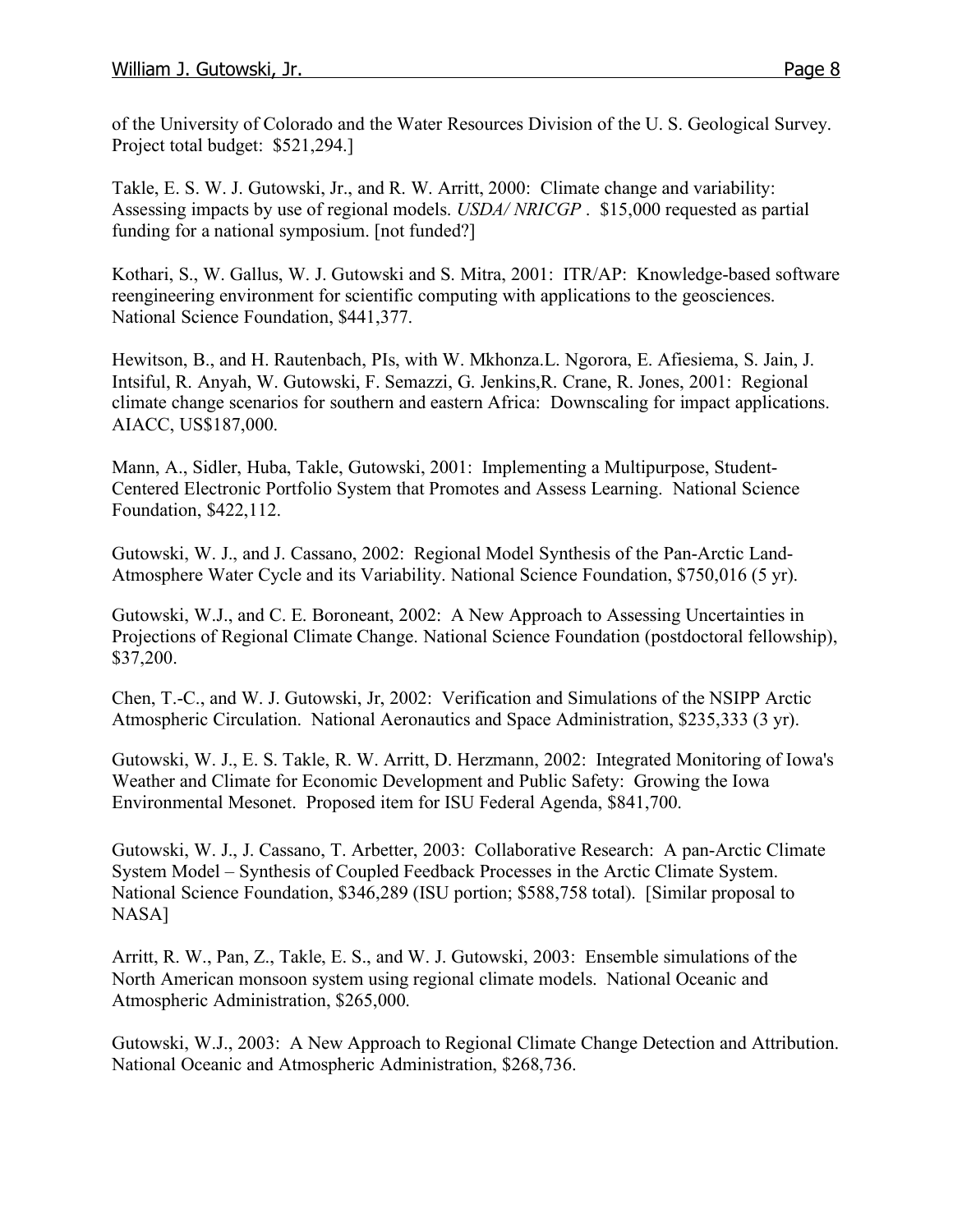of the University of Colorado and the Water Resources Division of the U. S. Geological Survey. Project total budget: $521,294.]

Takle, E. S. W. J. Gutowski, Jr., and R. W. Arritt, 2000: Climate change and variability: Assessing impacts by use of regional models. *USDA/ NRICGP* . $15,000 requested as partial funding for a national symposium. [not funded?]

Kothari, S., W. Gallus, W. J. Gutowski and S. Mitra, 2001: ITR/AP: Knowledge-based software reengineering environment for scientific computing with applications to the geosciences. National Science Foundation, $441,377.

Hewitson, B., and H. Rautenbach, PIs, with W. Mkhonza.L. Ngorora, E. Afiesiema, S. Jain, J. Intsiful, R. Anyah, W. Gutowski, F. Semazzi, G. Jenkins,R. Crane, R. Jones, 2001: Regional climate change scenarios for southern and eastern Africa: Downscaling for impact applications. AIACC, US$187,000.

Mann, A., Sidler, Huba, Takle, Gutowski, 2001: Implementing a Multipurpose, Student-Centered Electronic Portfolio System that Promotes and Assess Learning. National Science Foundation, $422,112.

Gutowski, W. J., and J. Cassano, 2002: Regional Model Synthesis of the Pan-Arctic Land-Atmosphere Water Cycle and its Variability. National Science Foundation, $750,016 (5 yr).

Gutowski, W.J., and C. E. Boroneant, 2002: A New Approach to Assessing Uncertainties in Projections of Regional Climate Change. National Science Foundation (postdoctoral fellowship), $37,200.

Chen, T.-C., and W. J. Gutowski, Jr, 2002: Verification and Simulations of the NSIPP Arctic Atmospheric Circulation. National Aeronautics and Space Administration, $235,333 (3 yr).

Gutowski, W. J., E. S. Takle, R. W. Arritt, D. Herzmann, 2002: Integrated Monitoring of Iowa's Weather and Climate for Economic Development and Public Safety: Growing the Iowa Environmental Mesonet. Proposed item for ISU Federal Agenda, $841,700.

Gutowski, W. J., J. Cassano, T. Arbetter, 2003: Collaborative Research: A pan-Arctic Climate System Model – Synthesis of Coupled Feedback Processes in the Arctic Climate System. National Science Foundation, $346,289 (ISU portion; $588,758 total). [Similar proposal to NASA]

Arritt, R. W., Pan, Z., Takle, E. S., and W. J. Gutowski, 2003: Ensemble simulations of the North American monsoon system using regional climate models. National Oceanic and Atmospheric Administration, $265,000.

Gutowski, W.J., 2003: A New Approach to Regional Climate Change Detection and Attribution. National Oceanic and Atmospheric Administration, $268,736.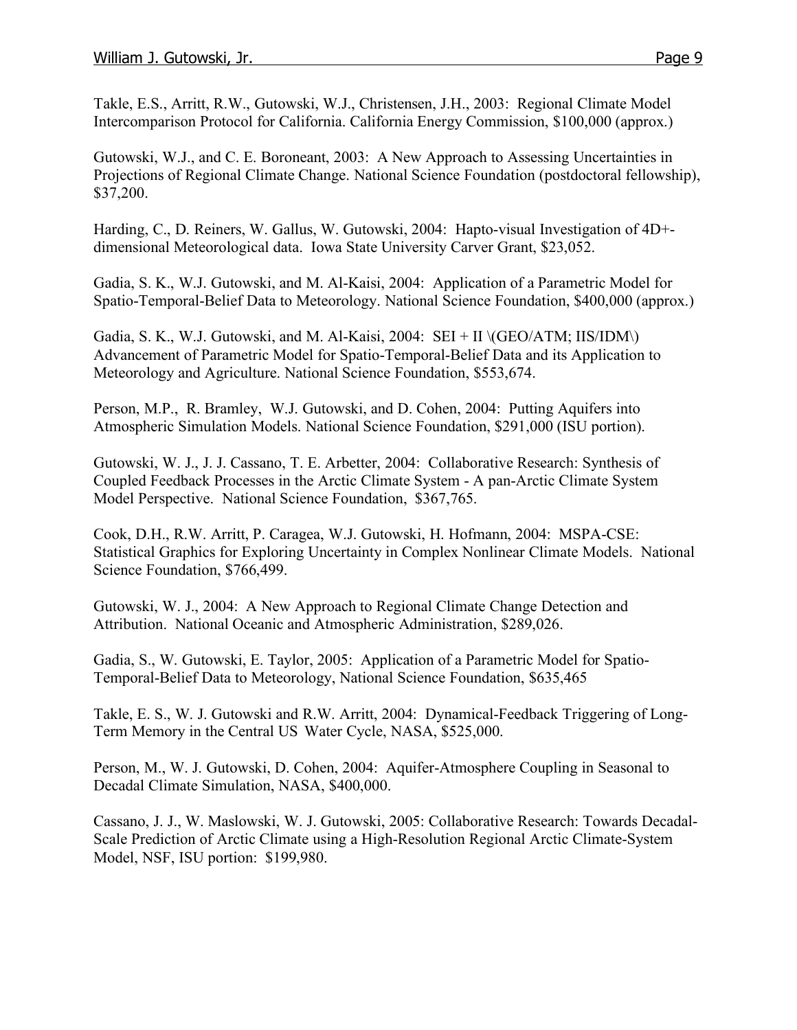Takle, E.S., Arritt, R.W., Gutowski, W.J., Christensen, J.H., 2003: Regional Climate Model Intercomparison Protocol for California. California Energy Commission, $100,000 (approx.)

Gutowski, W.J., and C. E. Boroneant, 2003: A New Approach to Assessing Uncertainties in Projections of Regional Climate Change. National Science Foundation (postdoctoral fellowship), $37,200.

Harding, C., D. Reiners, W. Gallus, W. Gutowski, 2004: Hapto-visual Investigation of 4D+-dimensional Meteorological data. Iowa State University Carver Grant, $23,052.

Gadia, S. K., W.J. Gutowski, and M. Al-Kaisi, 2004: Application of a Parametric Model for Spatio-Temporal-Belief Data to Meteorology. National Science Foundation, $400,000 (approx.)

Gadia, S. K., W.J. Gutowski, and M. Al-Kaisi, 2004: SEI + II \(GEO/ATM; IIS/IDM\) Advancement of Parametric Model for Spatio-Temporal-Belief Data and its Application to Meteorology and Agriculture. National Science Foundation, $553,674.

Person, M.P., R. Bramley, W.J. Gutowski, and D. Cohen, 2004: Putting Aquifers into Atmospheric Simulation Models. National Science Foundation, $291,000 (ISU portion).

Gutowski, W. J., J. J. Cassano, T. E. Arbetter, 2004: Collaborative Research: Synthesis of Coupled Feedback Processes in the Arctic Climate System - A pan-Arctic Climate System Model Perspective. National Science Foundation, $367,765.

Cook, D.H., R.W. Arritt, P. Caragea, W.J. Gutowski, H. Hofmann, 2004: MSPA-CSE: Statistical Graphics for Exploring Uncertainty in Complex Nonlinear Climate Models. National Science Foundation, $766,499.

Gutowski, W. J., 2004: A New Approach to Regional Climate Change Detection and Attribution. National Oceanic and Atmospheric Administration, $289,026.

Gadia, S., W. Gutowski, E. Taylor, 2005: Application of a Parametric Model for Spatio-Temporal-Belief Data to Meteorology, National Science Foundation, $635,465

Takle, E. S., W. J. Gutowski and R.W. Arritt, 2004: Dynamical-Feedback Triggering of Long-Term Memory in the Central US Water Cycle, NASA, $525,000.

Person, M., W. J. Gutowski, D. Cohen, 2004: Aquifer-Atmosphere Coupling in Seasonal to Decadal Climate Simulation, NASA, $400,000.

Cassano, J. J., W. Maslowski, W. J. Gutowski, 2005: Collaborative Research: Towards Decadal-Scale Prediction of Arctic Climate using a High-Resolution Regional Arctic Climate-System Model, NSF, ISU portion: $199,980.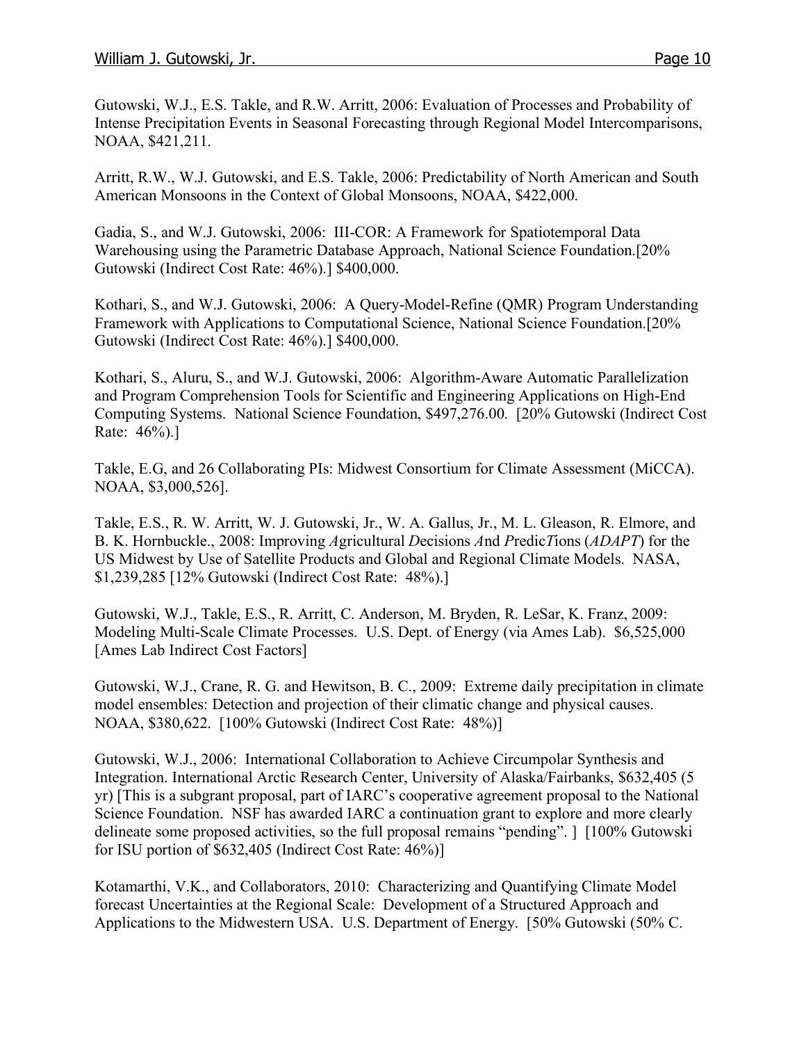Gutowski, W.J., E.S. Takle, and R.W. Arritt, 2006: Evaluation of Processes and Probability of Intense Precipitation Events in Seasonal Forecasting through Regional Model Intercomparisons, NOAA, $421,211.

Arritt, R.W., W.J. Gutowski, and E.S. Takle, 2006: Predictability of North American and South American Monsoons in the Context of Global Monsoons, NOAA, $422,000.

Gadia, S., and W.J. Gutowski, 2006: III-COR: A Framework for Spatiotemporal Data Warehousing using the Parametric Database Approach, National Science Foundation.[20% Gutowski (Indirect Cost Rate: 46%).] $400,000.

Kothari, S., and W.J. Gutowski, 2006: A Query-Model-Refine (QMR) Program Understanding Framework with Applications to Computational Science, National Science Foundation.[20% Gutowski (Indirect Cost Rate: 46%).] $400,000.

Kothari, S., Aluru, S., and W.J. Gutowski, 2006: Algorithm-Aware Automatic Parallelization and Program Comprehension Tools for Scientific and Engineering Applications on High-End Computing Systems. National Science Foundation, $497,276.00. [20% Gutowski (Indirect Cost Rate: 46%).]

Takle, E.G, and 26 Collaborating PIs: Midwest Consortium for Climate Assessment (MiCCA). NOAA, $3,000,526].

Takle, E.S., R. W. Arritt, W. J. Gutowski, Jr., W. A. Gallus, Jr., M. L. Gleason, R. Elmore, and B. K. Hornbuckle., 2008: Improving *A*gricultural *D*ecisions *A*nd *P*redic*T*ions (*ADAPT*) for the US Midwest by Use of Satellite Products and Global and Regional Climate Models. NASA, $1,239,285 [12% Gutowski (Indirect Cost Rate: 48%).]

Gutowski, W.J., Takle, E.S., R. Arritt, C. Anderson, M. Bryden, R. LeSar, K. Franz, 2009: Modeling Multi-Scale Climate Processes. U.S. Dept. of Energy (via Ames Lab). $6,525,000 [Ames Lab Indirect Cost Factors]

Gutowski, W.J., Crane, R. G. and Hewitson, B. C., 2009: Extreme daily precipitation in climate model ensembles: Detection and projection of their climatic change and physical causes. NOAA, $380,622. [100% Gutowski (Indirect Cost Rate: 48%)]

Gutowski, W.J., 2006: International Collaboration to Achieve Circumpolar Synthesis and Integration. International Arctic Research Center, University of Alaska/Fairbanks, $632,405 (5 yr) [This is a subgrant proposal, part of IARC's cooperative agreement proposal to the National Science Foundation. NSF has awarded IARC a continuation grant to explore and more clearly delineate some proposed activities, so the full proposal remains "pending". ] [100% Gutowski for ISU portion of $632,405 (Indirect Cost Rate: 46%)]

Kotamarthi, V.K., and Collaborators, 2010: Characterizing and Quantifying Climate Model forecast Uncertainties at the Regional Scale: Development of a Structured Approach and Applications to the Midwestern USA. U.S. Department of Energy. [50% Gutowski (50% C.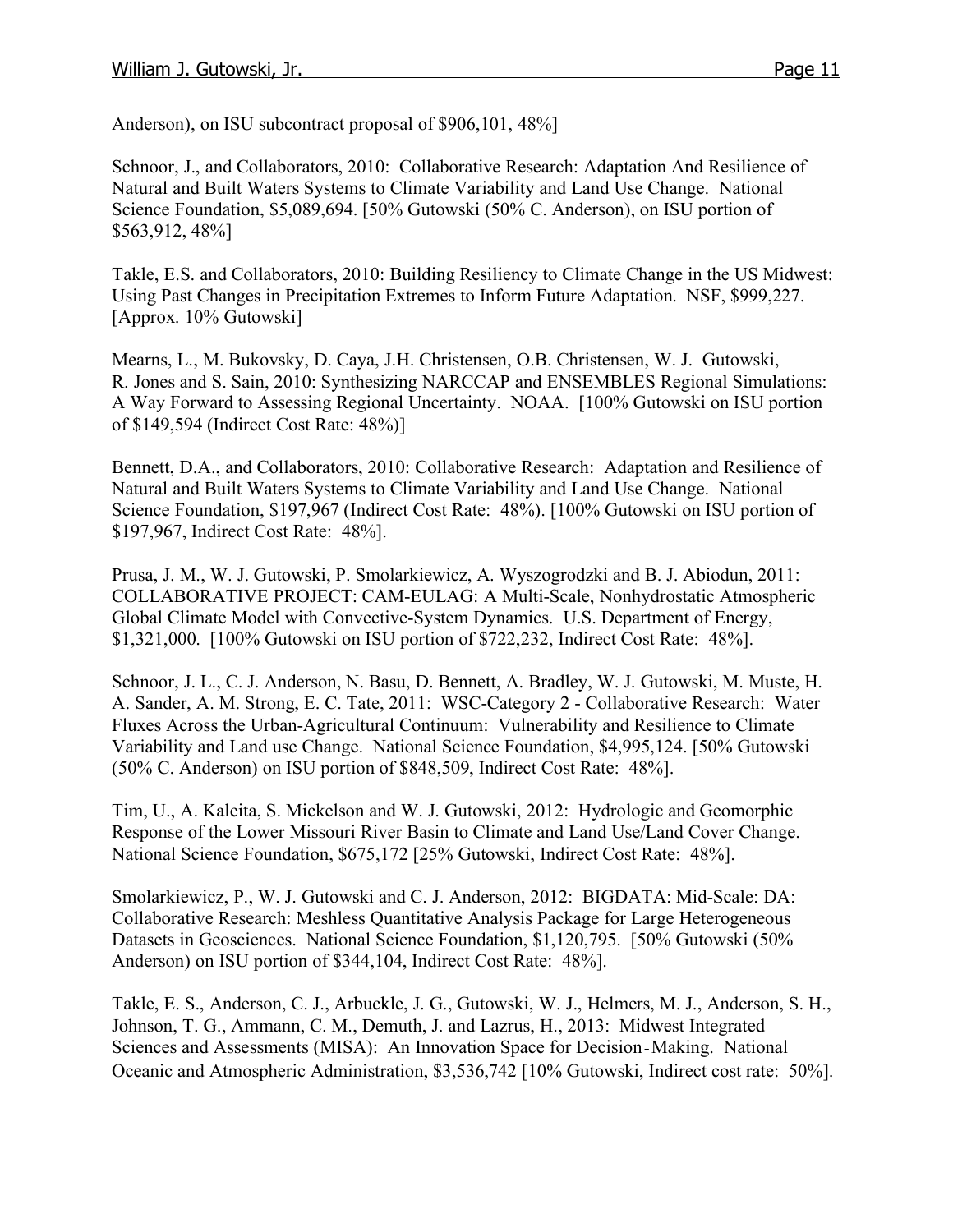Anderson), on ISU subcontract proposal of $906,101, 48%]

Schnoor, J., and Collaborators, 2010: Collaborative Research: Adaptation And Resilience of Natural and Built Waters Systems to Climate Variability and Land Use Change. National Science Foundation, $5,089,694. [50% Gutowski (50% C. Anderson), on ISU portion of $563,912, 48%]

Takle, E.S. and Collaborators, 2010: Building Resiliency to Climate Change in the US Midwest: Using Past Changes in Precipitation Extremes to Inform Future Adaptation. NSF, $999,227. [Approx. 10% Gutowski]

Mearns, L., M. Bukovsky, D. Caya, J.H. Christensen, O.B. Christensen, W. J. Gutowski, R. Jones and S. Sain, 2010: Synthesizing NARCCAP and ENSEMBLES Regional Simulations: A Way Forward to Assessing Regional Uncertainty. NOAA. [100% Gutowski on ISU portion of $149,594 (Indirect Cost Rate: 48%)]

Bennett, D.A., and Collaborators, 2010: Collaborative Research: Adaptation and Resilience of Natural and Built Waters Systems to Climate Variability and Land Use Change. National Science Foundation, $197,967 (Indirect Cost Rate: 48%). [100% Gutowski on ISU portion of $197,967, Indirect Cost Rate: 48%].

Prusa, J. M., W. J. Gutowski, P. Smolarkiewicz, A. Wyszogrodzki and B. J. Abiodun, 2011: COLLABORATIVE PROJECT: CAM-EULAG: A Multi-Scale, Nonhydrostatic Atmospheric Global Climate Model with Convective-System Dynamics. U.S. Department of Energy, $1,321,000. [100% Gutowski on ISU portion of $722,232, Indirect Cost Rate: 48%].

Schnoor, J. L., C. J. Anderson, N. Basu, D. Bennett, A. Bradley, W. J. Gutowski, M. Muste, H. A. Sander, A. M. Strong, E. C. Tate, 2011: WSC-Category 2 - Collaborative Research: Water Fluxes Across the Urban-Agricultural Continuum: Vulnerability and Resilience to Climate Variability and Land use Change. National Science Foundation, $4,995,124. [50% Gutowski (50% C. Anderson) on ISU portion of $848,509, Indirect Cost Rate: 48%].

Tim, U., A. Kaleita, S. Mickelson and W. J. Gutowski, 2012: Hydrologic and Geomorphic Response of the Lower Missouri River Basin to Climate and Land Use/Land Cover Change. National Science Foundation, $675,172 [25% Gutowski, Indirect Cost Rate: 48%].

Smolarkiewicz, P., W. J. Gutowski and C. J. Anderson, 2012: BIGDATA: Mid-Scale: DA: Collaborative Research: Meshless Quantitative Analysis Package for Large Heterogeneous Datasets in Geosciences. National Science Foundation, $1,120,795. [50% Gutowski (50% Anderson) on ISU portion of $344,104, Indirect Cost Rate: 48%].

Takle, E. S., Anderson, C. J., Arbuckle, J. G., Gutowski, W. J., Helmers, M. J., Anderson, S. H., Johnson, T. G., Ammann, C. M., Demuth, J. and Lazrus, H., 2013: Midwest Integrated Sciences and Assessments (MISA): An Innovation Space for Decision-Making. National Oceanic and Atmospheric Administration, $3,536,742 [10% Gutowski, Indirect cost rate: 50%].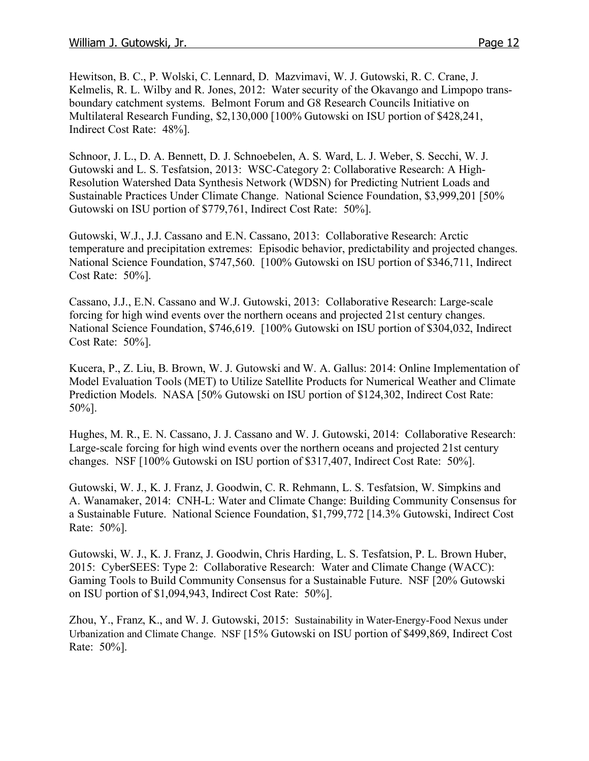Hewitson, B. C., P. Wolski, C. Lennard, D. Mazvimavi, W. J. Gutowski, R. C. Crane, J. Kelmelis, R. L. Wilby and R. Jones, 2012: Water security of the Okavango and Limpopo trans-boundary catchment systems. Belmont Forum and G8 Research Councils Initiative on Multilateral Research Funding, $2,130,000 [100% Gutowski on ISU portion of $428,241, Indirect Cost Rate: 48%].

Schnoor, J. L., D. A. Bennett, D. J. Schnoebelen, A. S. Ward, L. J. Weber, S. Secchi, W. J. Gutowski and L. S. Tesfatsion, 2013: WSC-Category 2: Collaborative Research: A High-Resolution Watershed Data Synthesis Network (WDSN) for Predicting Nutrient Loads and Sustainable Practices Under Climate Change. National Science Foundation, $3,999,201 [50% Gutowski on ISU portion of $779,761, Indirect Cost Rate: 50%].

Gutowski, W.J., J.J. Cassano and E.N. Cassano, 2013: Collaborative Research: Arctic temperature and precipitation extremes: Episodic behavior, predictability and projected changes. National Science Foundation, $747,560. [100% Gutowski on ISU portion of $346,711, Indirect Cost Rate: 50%].

Cassano, J.J., E.N. Cassano and W.J. Gutowski, 2013: Collaborative Research: Large-scale forcing for high wind events over the northern oceans and projected 21st century changes. National Science Foundation, $746,619. [100% Gutowski on ISU portion of $304,032, Indirect Cost Rate: 50%].

Kucera, P., Z. Liu, B. Brown, W. J. Gutowski and W. A. Gallus: 2014: Online Implementation of Model Evaluation Tools (MET) to Utilize Satellite Products for Numerical Weather and Climate Prediction Models. NASA [50% Gutowski on ISU portion of $124,302, Indirect Cost Rate: 50%].

Hughes, M. R., E. N. Cassano, J. J. Cassano and W. J. Gutowski, 2014: Collaborative Research: Large-scale forcing for high wind events over the northern oceans and projected 21st century changes. NSF [100% Gutowski on ISU portion of $317,407, Indirect Cost Rate: 50%].

Gutowski, W. J., K. J. Franz, J. Goodwin, C. R. Rehmann, L. S. Tesfatsion, W. Simpkins and A. Wanamaker, 2014: CNH-L: Water and Climate Change: Building Community Consensus for a Sustainable Future. National Science Foundation, $1,799,772 [14.3% Gutowski, Indirect Cost Rate: 50%].

Gutowski, W. J., K. J. Franz, J. Goodwin, Chris Harding, L. S. Tesfatsion, P. L. Brown Huber, 2015: CyberSEES: Type 2: Collaborative Research: Water and Climate Change (WACC): Gaming Tools to Build Community Consensus for a Sustainable Future. NSF [20% Gutowski on ISU portion of $1,094,943, Indirect Cost Rate: 50%].

Zhou, Y., Franz, K., and W. J. Gutowski, 2015: Sustainability in Water-Energy-Food Nexus under Urbanization and Climate Change. NSF [15% Gutowski on ISU portion of $499,869, Indirect Cost Rate: 50%].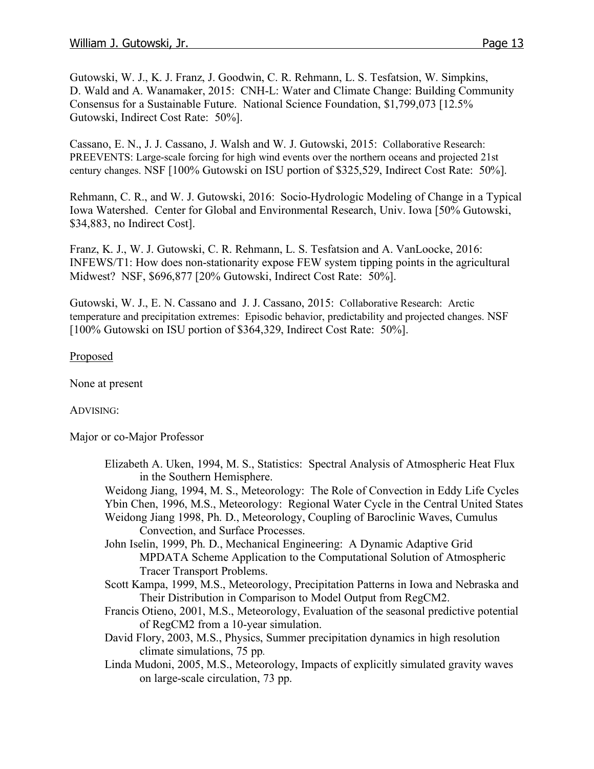Gutowski, W. J., K. J. Franz, J. Goodwin, C. R. Rehmann, L. S. Tesfatsion, W. Simpkins, D. Wald and A. Wanamaker, 2015: CNH-L: Water and Climate Change: Building Community Consensus for a Sustainable Future. National Science Foundation, $1,799,073 [12.5% Gutowski, Indirect Cost Rate: 50%].

Cassano, E. N., J. J. Cassano, J. Walsh and W. J. Gutowski, 2015: Collaborative Research: PREEVENTS: Large-scale forcing for high wind events over the northern oceans and projected 21st century changes. NSF [100% Gutowski on ISU portion of $325,529, Indirect Cost Rate: 50%].

Rehmann, C. R., and W. J. Gutowski, 2016: Socio-Hydrologic Modeling of Change in a Typical Iowa Watershed. Center for Global and Environmental Research, Univ. Iowa [50% Gutowski, $34,883, no Indirect Cost].

Franz, K. J., W. J. Gutowski, C. R. Rehmann, L. S. Tesfatsion and A. VanLoocke, 2016: INFEWS/T1: How does non-stationarity expose FEW system tipping points in the agricultural Midwest? NSF, $696,877 [20% Gutowski, Indirect Cost Rate: 50%].

Gutowski, W. J., E. N. Cassano and J. J. Cassano, 2015: Collaborative Research: Arctic temperature and precipitation extremes: Episodic behavior, predictability and projected changes. NSF [100% Gutowski on ISU portion of $364,329, Indirect Cost Rate: 50%].

Proposed

None at present

ADVISING:

Major or co-Major Professor

- Elizabeth A. Uken, 1994, M. S., Statistics: Spectral Analysis of Atmospheric Heat Flux in the Southern Hemisphere.
- Weidong Jiang, 1994, M. S., Meteorology: The Role of Convection in Eddy Life Cycles
- Ybin Chen, 1996, M.S., Meteorology: Regional Water Cycle in the Central United States
- Weidong Jiang 1998, Ph. D., Meteorology, Coupling of Baroclinic Waves, Cumulus Convection, and Surface Processes.
- John Iselin, 1999, Ph. D., Mechanical Engineering: A Dynamic Adaptive Grid MPDATA Scheme Application to the Computational Solution of Atmospheric Tracer Transport Problems.
- Scott Kampa, 1999, M.S., Meteorology, Precipitation Patterns in Iowa and Nebraska and Their Distribution in Comparison to Model Output from RegCM2.
- Francis Otieno, 2001, M.S., Meteorology, Evaluation of the seasonal predictive potential of RegCM2 from a 10-year simulation.
- David Flory, 2003, M.S., Physics, Summer precipitation dynamics in high resolution climate simulations, 75 pp.
- Linda Mudoni, 2005, M.S., Meteorology, Impacts of explicitly simulated gravity waves on large-scale circulation, 73 pp.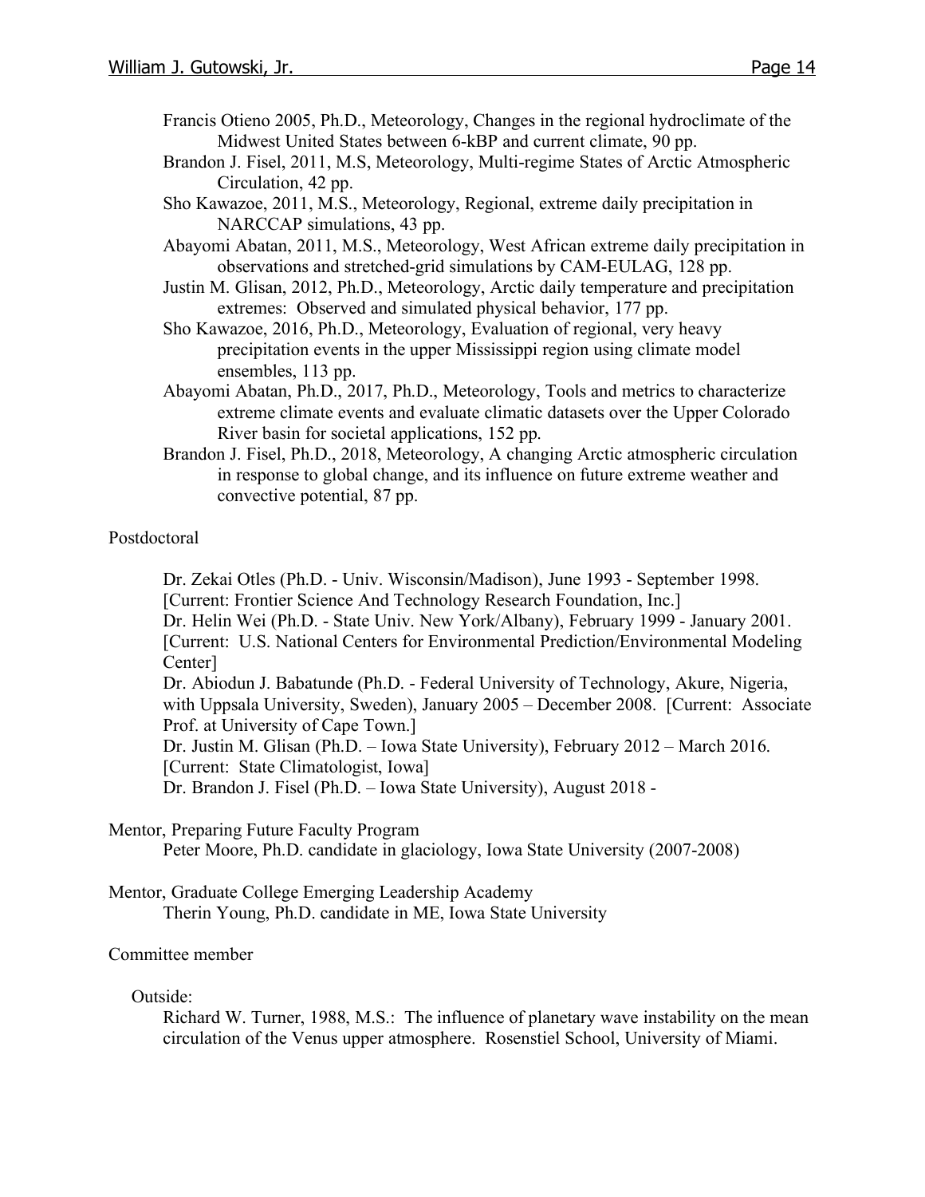Francis Otieno 2005, Ph.D., Meteorology, Changes in the regional hydroclimate of the Midwest United States between 6-kBP and current climate, 90 pp.

Brandon J. Fisel, 2011, M.S, Meteorology, Multi-regime States of Arctic Atmospheric Circulation, 42 pp.

Sho Kawazoe, 2011, M.S., Meteorology, Regional, extreme daily precipitation in NARCCAP simulations, 43 pp.

Abayomi Abatan, 2011, M.S., Meteorology, West African extreme daily precipitation in observations and stretched-grid simulations by CAM-EULAG, 128 pp.

Justin M. Glisan, 2012, Ph.D., Meteorology, Arctic daily temperature and precipitation extremes: Observed and simulated physical behavior, 177 pp.

Sho Kawazoe, 2016, Ph.D., Meteorology, Evaluation of regional, very heavy precipitation events in the upper Mississippi region using climate model ensembles, 113 pp.

Abayomi Abatan, Ph.D., 2017, Ph.D., Meteorology, Tools and metrics to characterize extreme climate events and evaluate climatic datasets over the Upper Colorado River basin for societal applications, 152 pp.

Brandon J. Fisel, Ph.D., 2018, Meteorology, A changing Arctic atmospheric circulation in response to global change, and its influence on future extreme weather and convective potential, 87 pp.

Postdoctoral

Dr. Zekai Otles (Ph.D. - Univ. Wisconsin/Madison), June 1993 - September 1998. [Current: Frontier Science And Technology Research Foundation, Inc.]

Dr. Helin Wei (Ph.D. - State Univ. New York/Albany), February 1999 - January 2001. [Current: U.S. National Centers for Environmental Prediction/Environmental Modeling Center]

Dr. Abiodun J. Babatunde (Ph.D. - Federal University of Technology, Akure, Nigeria, with Uppsala University, Sweden), January 2005 – December 2008. [Current: Associate Prof. at University of Cape Town.]

Dr. Justin M. Glisan (Ph.D. – Iowa State University), February 2012 – March 2016. [Current: State Climatologist, Iowa]

Dr. Brandon J. Fisel (Ph.D. – Iowa State University), August 2018 -

Mentor, Preparing Future Faculty Program

Peter Moore, Ph.D. candidate in glaciology, Iowa State University (2007-2008)

Mentor, Graduate College Emerging Leadership Academy

Therin Young, Ph.D. candidate in ME, Iowa State University

Committee member

Outside:

Richard W. Turner, 1988, M.S.: The influence of planetary wave instability on the mean circulation of the Venus upper atmosphere. Rosenstiel School, University of Miami.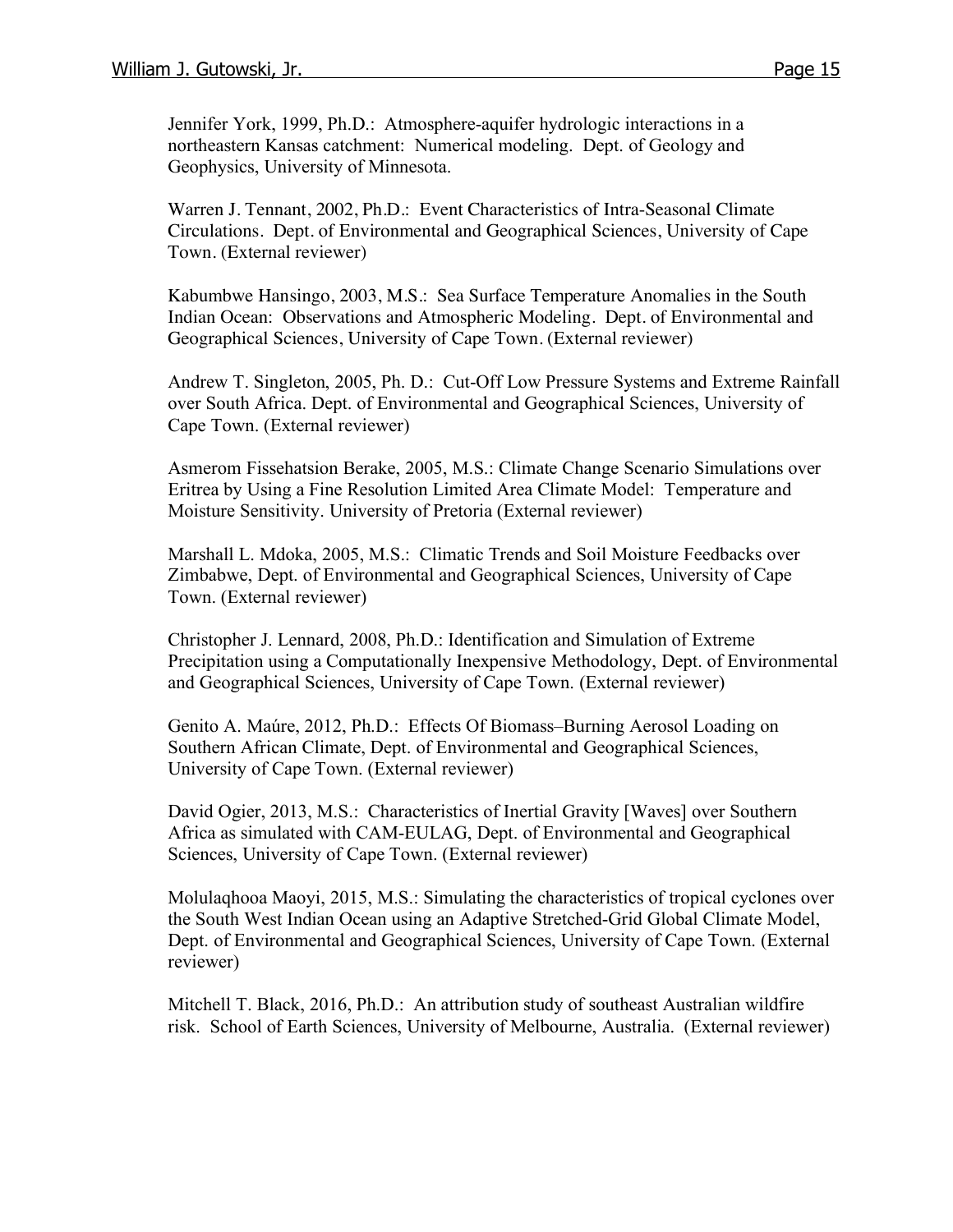Jennifer York, 1999, Ph.D.: Atmosphere-aquifer hydrologic interactions in a northeastern Kansas catchment: Numerical modeling. Dept. of Geology and Geophysics, University of Minnesota.

Warren J. Tennant, 2002, Ph.D.: Event Characteristics of Intra-Seasonal Climate Circulations. Dept. of Environmental and Geographical Sciences, University of Cape Town. (External reviewer)

Kabumbwe Hansingo, 2003, M.S.: Sea Surface Temperature Anomalies in the South Indian Ocean: Observations and Atmospheric Modeling. Dept. of Environmental and Geographical Sciences, University of Cape Town. (External reviewer)

Andrew T. Singleton, 2005, Ph. D.: Cut-Off Low Pressure Systems and Extreme Rainfall over South Africa. Dept. of Environmental and Geographical Sciences, University of Cape Town. (External reviewer)

Asmerom Fissehatsion Berake, 2005, M.S.: Climate Change Scenario Simulations over Eritrea by Using a Fine Resolution Limited Area Climate Model: Temperature and Moisture Sensitivity. University of Pretoria (External reviewer)

Marshall L. Mdoka, 2005, M.S.: Climatic Trends and Soil Moisture Feedbacks over Zimbabwe, Dept. of Environmental and Geographical Sciences, University of Cape Town. (External reviewer)

Christopher J. Lennard, 2008, Ph.D.: Identification and Simulation of Extreme Precipitation using a Computationally Inexpensive Methodology, Dept. of Environmental and Geographical Sciences, University of Cape Town. (External reviewer)

Genito A. Maúre, 2012, Ph.D.: Effects Of Biomass–Burning Aerosol Loading on Southern African Climate, Dept. of Environmental and Geographical Sciences, University of Cape Town. (External reviewer)

David Ogier, 2013, M.S.: Characteristics of Inertial Gravity [Waves] over Southern Africa as simulated with CAM-EULAG, Dept. of Environmental and Geographical Sciences, University of Cape Town. (External reviewer)

Molulaqhooa Maoyi, 2015, M.S.: Simulating the characteristics of tropical cyclones over the South West Indian Ocean using an Adaptive Stretched-Grid Global Climate Model, Dept. of Environmental and Geographical Sciences, University of Cape Town. (External reviewer)

Mitchell T. Black, 2016, Ph.D.: An attribution study of southeast Australian wildfire risk. School of Earth Sciences, University of Melbourne, Australia. (External reviewer)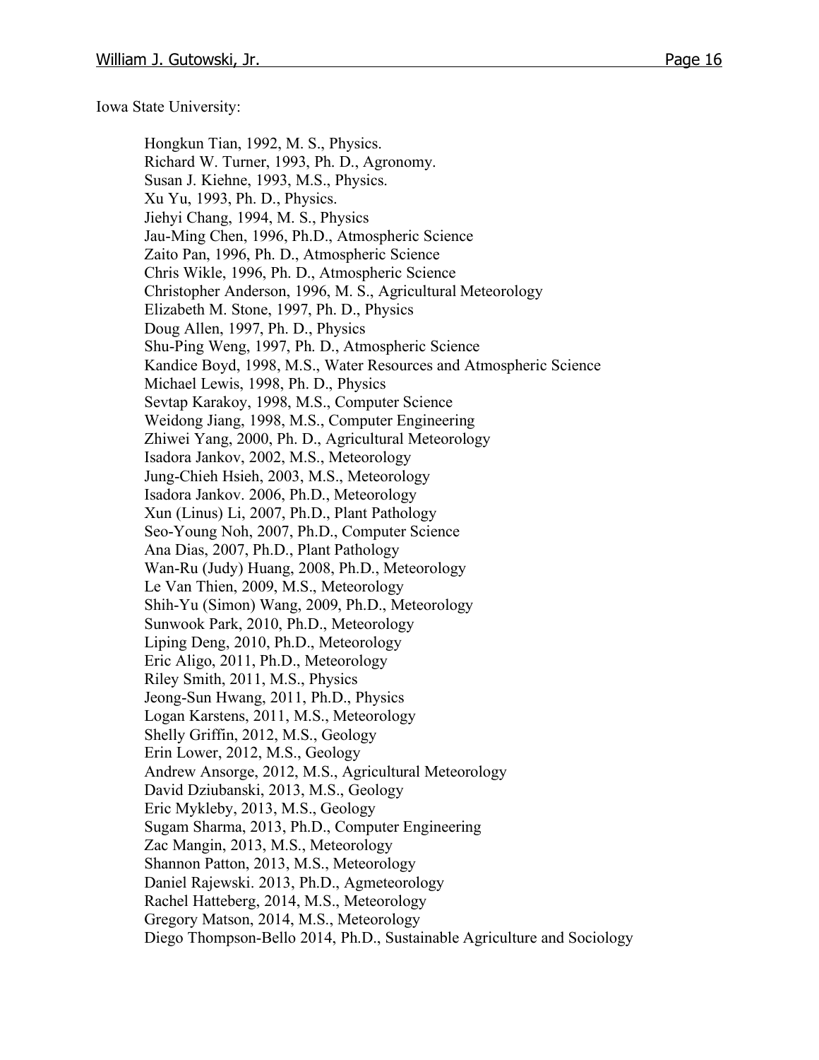Iowa State University:

Hongkun Tian, 1992, M. S., Physics.
Richard W. Turner, 1993, Ph. D., Agronomy.
Susan J. Kiehne, 1993, M.S., Physics.
Xu Yu, 1993, Ph. D., Physics.
Jiehyi Chang, 1994, M. S., Physics
Jau-Ming Chen, 1996, Ph.D., Atmospheric Science
Zaito Pan, 1996, Ph. D., Atmospheric Science
Chris Wikle, 1996, Ph. D., Atmospheric Science
Christopher Anderson, 1996, M. S., Agricultural Meteorology
Elizabeth M. Stone, 1997, Ph. D., Physics
Doug Allen, 1997, Ph. D., Physics
Shu-Ping Weng, 1997, Ph. D., Atmospheric Science
Kandice Boyd, 1998, M.S., Water Resources and Atmospheric Science
Michael Lewis, 1998, Ph. D., Physics
Sevtap Karakoy, 1998, M.S., Computer Science
Weidong Jiang, 1998, M.S., Computer Engineering
Zhiwei Yang, 2000, Ph. D., Agricultural Meteorology
Isadora Jankov, 2002, M.S., Meteorology
Jung-Chieh Hsieh, 2003, M.S., Meteorology
Isadora Jankov. 2006, Ph.D., Meteorology
Xun (Linus) Li, 2007, Ph.D., Plant Pathology
Seo-Young Noh, 2007, Ph.D., Computer Science
Ana Dias, 2007, Ph.D., Plant Pathology
Wan-Ru (Judy) Huang, 2008, Ph.D., Meteorology
Le Van Thien, 2009, M.S., Meteorology
Shih-Yu (Simon) Wang, 2009, Ph.D., Meteorology
Sunwook Park, 2010, Ph.D., Meteorology
Liping Deng, 2010, Ph.D., Meteorology
Eric Aligo, 2011, Ph.D., Meteorology
Riley Smith, 2011, M.S., Physics
Jeong-Sun Hwang, 2011, Ph.D., Physics
Logan Karstens, 2011, M.S., Meteorology
Shelly Griffin, 2012, M.S., Geology
Erin Lower, 2012, M.S., Geology
Andrew Ansorge, 2012, M.S., Agricultural Meteorology
David Dziubanski, 2013, M.S., Geology
Eric Mykleby, 2013, M.S., Geology
Sugam Sharma, 2013, Ph.D., Computer Engineering
Zac Mangin, 2013, M.S., Meteorology
Shannon Patton, 2013, M.S., Meteorology
Daniel Rajewski. 2013, Ph.D., Agmeteorology
Rachel Hatteberg, 2014, M.S., Meteorology
Gregory Matson, 2014, M.S., Meteorology
Diego Thompson-Bello 2014, Ph.D., Sustainable Agriculture and Sociology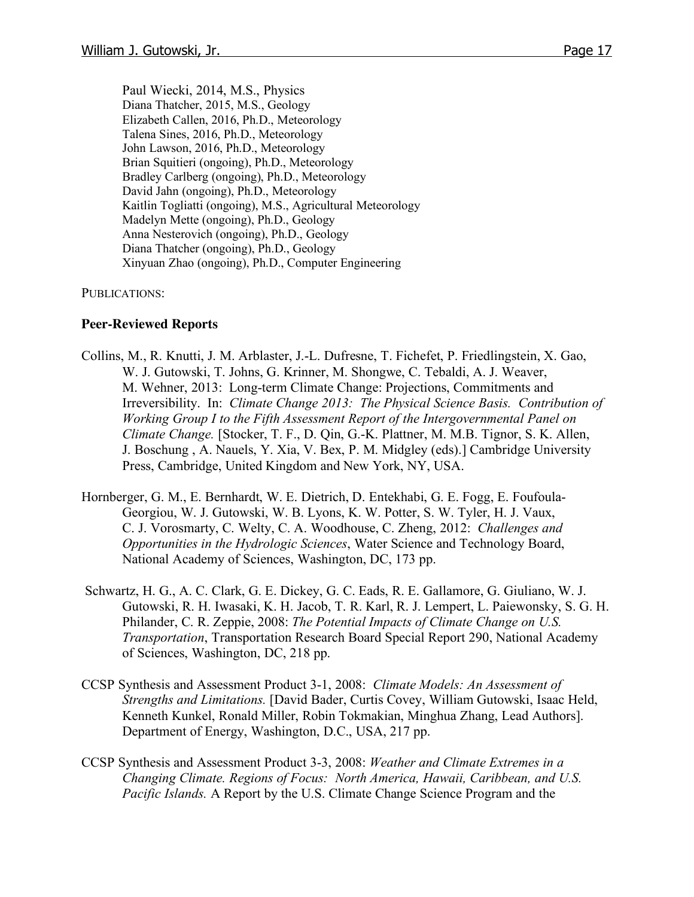Paul Wiecki, 2014, M.S., Physics
Diana Thatcher, 2015, M.S., Geology
Elizabeth Callen, 2016, Ph.D., Meteorology
Talena Sines, 2016, Ph.D., Meteorology
John Lawson, 2016, Ph.D., Meteorology
Brian Squitieri (ongoing), Ph.D., Meteorology
Bradley Carlberg (ongoing), Ph.D., Meteorology
David Jahn (ongoing), Ph.D., Meteorology
Kaitlin Togliatti (ongoing), M.S., Agricultural Meteorology
Madelyn Mette (ongoing), Ph.D., Geology
Anna Nesterovich (ongoing), Ph.D., Geology
Diana Thatcher (ongoing), Ph.D., Geology
Xinyuan Zhao (ongoing), Ph.D., Computer Engineering

PUBLICATIONS:

## Peer-Reviewed Reports

Collins, M., R. Knutti, J. M. Arblaster, J.-L. Dufresne, T. Fichefet, P. Friedlingstein, X. Gao, W. J. Gutowski, T. Johns, G. Krinner, M. Shongwe, C. Tebaldi, A. J. Weaver, M. Wehner, 2013: Long-term Climate Change: Projections, Commitments and Irreversibility. In: *Climate Change 2013: The Physical Science Basis. Contribution of Working Group I to the Fifth Assessment Report of the Intergovernmental Panel on Climate Change.* [Stocker, T. F., D. Qin, G.-K. Plattner, M. M.B. Tignor, S. K. Allen, J. Boschung , A. Nauels, Y. Xia, V. Bex, P. M. Midgley (eds).] Cambridge University Press, Cambridge, United Kingdom and New York, NY, USA.

Hornberger, G. M., E. Bernhardt, W. E. Dietrich, D. Entekhabi, G. E. Fogg, E. Foufoula-Georgiou, W. J. Gutowski, W. B. Lyons, K. W. Potter, S. W. Tyler, H. J. Vaux, C. J. Vorosmarty, C. Welty, C. A. Woodhouse, C. Zheng, 2012: *Challenges and Opportunities in the Hydrologic Sciences*, Water Science and Technology Board, National Academy of Sciences, Washington, DC, 173 pp.

Schwartz, H. G., A. C. Clark, G. E. Dickey, G. C. Eads, R. E. Gallamore, G. Giuliano, W. J. Gutowski, R. H. Iwasaki, K. H. Jacob, T. R. Karl, R. J. Lempert, L. Paiewonsky, S. G. H. Philander, C. R. Zeppie, 2008: *The Potential Impacts of Climate Change on U.S. Transportation*, Transportation Research Board Special Report 290, National Academy of Sciences, Washington, DC, 218 pp.

CCSP Synthesis and Assessment Product 3-1, 2008: *Climate Models: An Assessment of Strengths and Limitations.* [David Bader, Curtis Covey, William Gutowski, Isaac Held, Kenneth Kunkel, Ronald Miller, Robin Tokmakian, Minghua Zhang, Lead Authors]. Department of Energy, Washington, D.C., USA, 217 pp.

CCSP Synthesis and Assessment Product 3-3, 2008: *Weather and Climate Extremes in a Changing Climate. Regions of Focus: North America, Hawaii, Caribbean, and U.S. Pacific Islands.* A Report by the U.S. Climate Change Science Program and the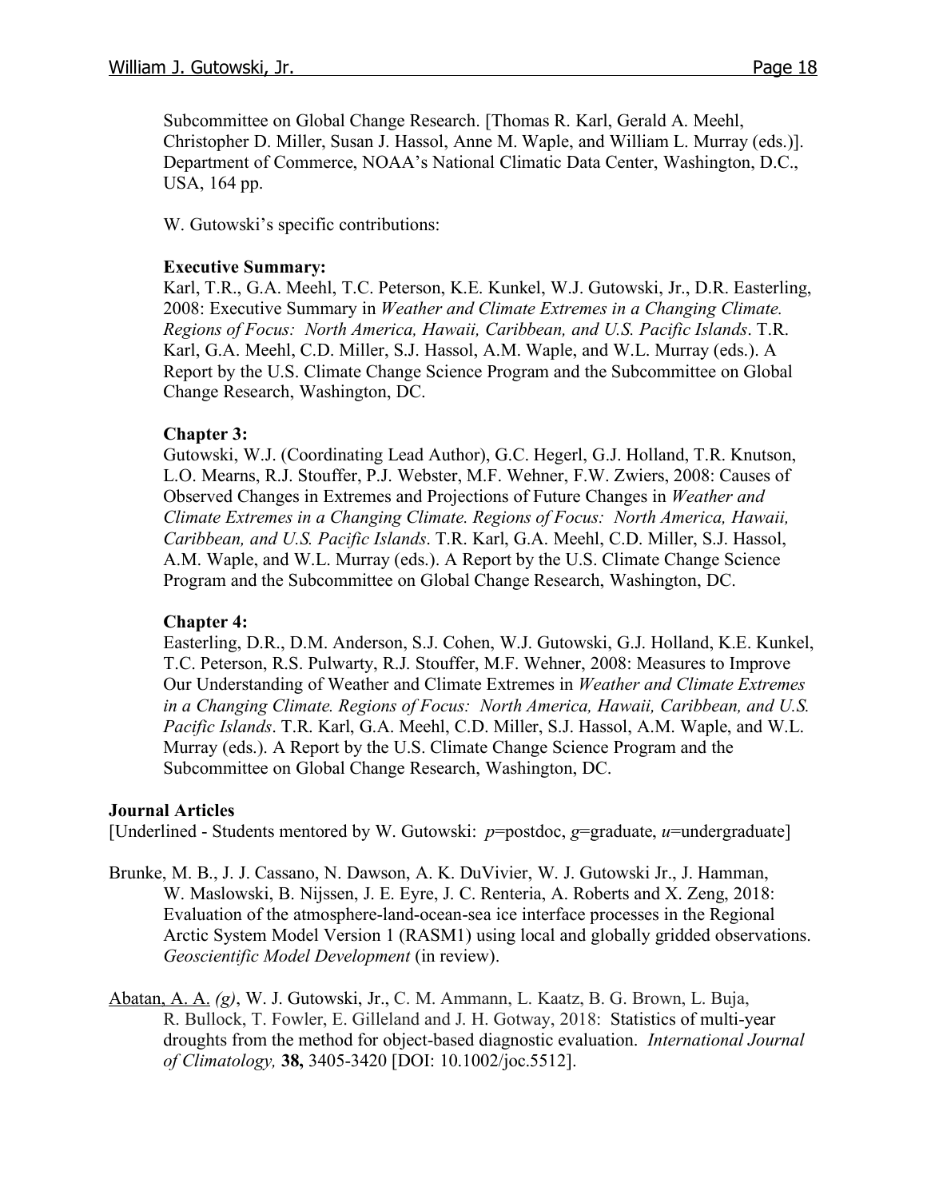Subcommittee on Global Change Research. [Thomas R. Karl, Gerald A. Meehl, Christopher D. Miller, Susan J. Hassol, Anne M. Waple, and William L. Murray (eds.)]. Department of Commerce, NOAA's National Climatic Data Center, Washington, D.C., USA, 164 pp.

W. Gutowski's specific contributions:

**Executive Summary:**
Karl, T.R., G.A. Meehl, T.C. Peterson, K.E. Kunkel, W.J. Gutowski, Jr., D.R. Easterling, 2008: Executive Summary in *Weather and Climate Extremes in a Changing Climate. Regions of Focus: North America, Hawaii, Caribbean, and U.S. Pacific Islands*. T.R. Karl, G.A. Meehl, C.D. Miller, S.J. Hassol, A.M. Waple, and W.L. Murray (eds.). A Report by the U.S. Climate Change Science Program and the Subcommittee on Global Change Research, Washington, DC.

**Chapter 3:**
Gutowski, W.J. (Coordinating Lead Author), G.C. Hegerl, G.J. Holland, T.R. Knutson, L.O. Mearns, R.J. Stouffer, P.J. Webster, M.F. Wehner, F.W. Zwiers, 2008: Causes of Observed Changes in Extremes and Projections of Future Changes in *Weather and Climate Extremes in a Changing Climate. Regions of Focus: North America, Hawaii, Caribbean, and U.S. Pacific Islands*. T.R. Karl, G.A. Meehl, C.D. Miller, S.J. Hassol, A.M. Waple, and W.L. Murray (eds.). A Report by the U.S. Climate Change Science Program and the Subcommittee on Global Change Research, Washington, DC.

**Chapter 4:**
Easterling, D.R., D.M. Anderson, S.J. Cohen, W.J. Gutowski, G.J. Holland, K.E. Kunkel, T.C. Peterson, R.S. Pulwarty, R.J. Stouffer, M.F. Wehner, 2008: Measures to Improve Our Understanding of Weather and Climate Extremes in *Weather and Climate Extremes in a Changing Climate. Regions of Focus: North America, Hawaii, Caribbean, and U.S. Pacific Islands*. T.R. Karl, G.A. Meehl, C.D. Miller, S.J. Hassol, A.M. Waple, and W.L. Murray (eds.). A Report by the U.S. Climate Change Science Program and the Subcommittee on Global Change Research, Washington, DC.

**Journal Articles**

[Underlined - Students mentored by W. Gutowski: *p*=postdoc, *g*=graduate, *u*=undergraduate]

Brunke, M. B., J. J. Cassano, N. Dawson, A. K. DuVivier, W. J. Gutowski Jr., J. Hamman, W. Maslowski, B. Nijssen, J. E. Eyre, J. C. Renteria, A. Roberts and X. Zeng, 2018: Evaluation of the atmosphere-land-ocean-sea ice interface processes in the Regional Arctic System Model Version 1 (RASM1) using local and globally gridded observations. *Geoscientific Model Development* (in review).

<u>Abatan, A. A.</u> *(g)*, W. J. Gutowski, Jr., C. M. Ammann, L. Kaatz, B. G. Brown, L. Buja, R. Bullock, T. Fowler, E. Gilleland and J. H. Gotway, 2018: Statistics of multi-year droughts from the method for object-based diagnostic evaluation. *International Journal of Climatology,* **38,** 3405-3420 [DOI: 10.1002/joc.5512].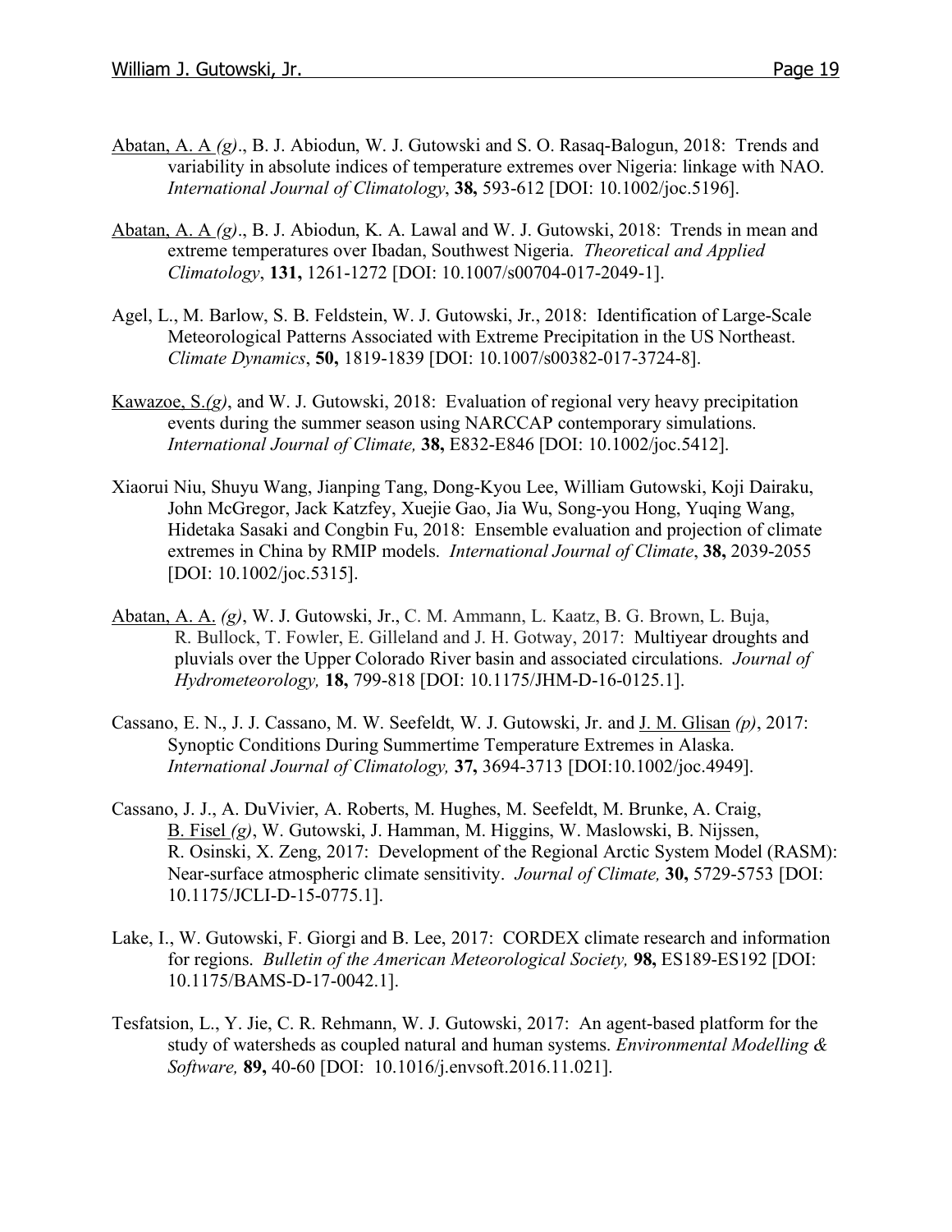Abatan, A. A *(g)*., B. J. Abiodun, W. J. Gutowski and S. O. Rasaq-Balogun, 2018: Trends and variability in absolute indices of temperature extremes over Nigeria: linkage with NAO. *International Journal of Climatology*, **38,** 593-612 [DOI: 10.1002/joc.5196].

Abatan, A. A *(g)*., B. J. Abiodun, K. A. Lawal and W. J. Gutowski, 2018: Trends in mean and extreme temperatures over Ibadan, Southwest Nigeria. *Theoretical and Applied Climatology*, **131,** 1261-1272 [DOI: 10.1007/s00704-017-2049-1].

Agel, L., M. Barlow, S. B. Feldstein, W. J. Gutowski, Jr., 2018: Identification of Large-Scale Meteorological Patterns Associated with Extreme Precipitation in the US Northeast. *Climate Dynamics*, **50,** 1819-1839 [DOI: 10.1007/s00382-017-3724-8].

Kawazoe, S.*(g)*, and W. J. Gutowski, 2018: Evaluation of regional very heavy precipitation events during the summer season using NARCCAP contemporary simulations. *International Journal of Climate,* **38,** E832-E846 [DOI: 10.1002/joc.5412].

Xiaorui Niu, Shuyu Wang, Jianping Tang, Dong-Kyou Lee, William Gutowski, Koji Dairaku, John McGregor, Jack Katzfey, Xuejie Gao, Jia Wu, Song-you Hong, Yuqing Wang, Hidetaka Sasaki and Congbin Fu, 2018: Ensemble evaluation and projection of climate extremes in China by RMIP models. *International Journal of Climate*, **38,** 2039-2055 [DOI: 10.1002/joc.5315].

Abatan, A. A. *(g)*, W. J. Gutowski, Jr., C. M. Ammann, L. Kaatz, B. G. Brown, L. Buja, R. Bullock, T. Fowler, E. Gilleland and J. H. Gotway, 2017: Multiyear droughts and pluvials over the Upper Colorado River basin and associated circulations. *Journal of Hydrometeorology,* **18,** 799-818 [DOI: 10.1175/JHM-D-16-0125.1].

Cassano, E. N., J. J. Cassano, M. W. Seefeldt, W. J. Gutowski, Jr. and J. M. Glisan *(p)*, 2017: Synoptic Conditions During Summertime Temperature Extremes in Alaska. *International Journal of Climatology,* **37,** 3694-3713 [DOI:10.1002/joc.4949].

Cassano, J. J., A. DuVivier, A. Roberts, M. Hughes, M. Seefeldt, M. Brunke, A. Craig, B. Fisel *(g)*, W. Gutowski, J. Hamman, M. Higgins, W. Maslowski, B. Nijssen, R. Osinski, X. Zeng, 2017: Development of the Regional Arctic System Model (RASM): Near-surface atmospheric climate sensitivity. *Journal of Climate,* **30,** 5729-5753 [DOI: 10.1175/JCLI-D-15-0775.1].

Lake, I., W. Gutowski, F. Giorgi and B. Lee, 2017: CORDEX climate research and information for regions. *Bulletin of the American Meteorological Society,* **98,** ES189-ES192 [DOI: 10.1175/BAMS-D-17-0042.1].

Tesfatsion, L., Y. Jie, C. R. Rehmann, W. J. Gutowski, 2017: An agent-based platform for the study of watersheds as coupled natural and human systems. *Environmental Modelling & Software,* **89,** 40-60 [DOI: 10.1016/j.envsoft.2016.11.021].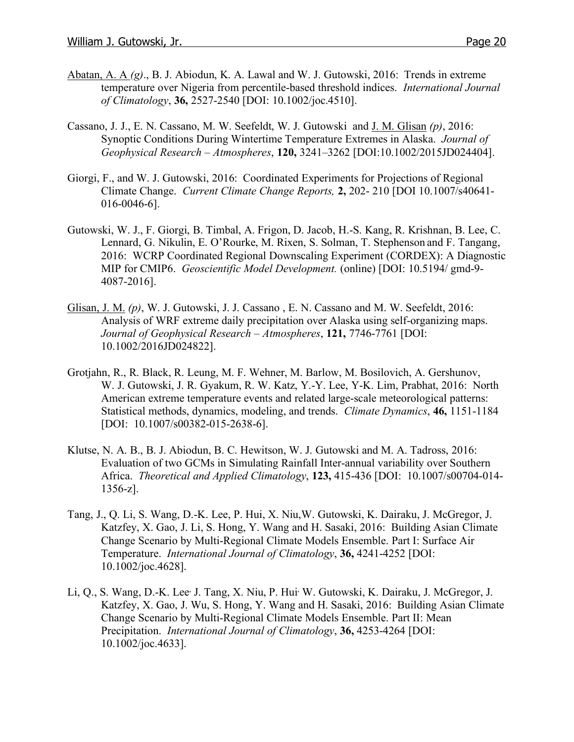<u>Abatan, A. A</u> *(g)*., B. J. Abiodun, K. A. Lawal and W. J. Gutowski, 2016: Trends in extreme temperature over Nigeria from percentile-based threshold indices. *International Journal of Climatology*, **36,** 2527-2540 [DOI: 10.1002/joc.4510].

Cassano, J. J., E. N. Cassano, M. W. Seefeldt, W. J. Gutowski and <u>J. M. Glisan</u> *(p)*, 2016: Synoptic Conditions During Wintertime Temperature Extremes in Alaska. *Journal of Geophysical Research – Atmospheres*, **120,** 3241–3262 [DOI:10.1002/2015JD024404].

Giorgi, F., and W. J. Gutowski, 2016: Coordinated Experiments for Projections of Regional Climate Change. *Current Climate Change Reports,* **2,** 202- 210 [DOI 10.1007/s40641-016-0046-6].

Gutowski, W. J., F. Giorgi, B. Timbal, A. Frigon, D. Jacob, H.-S. Kang, R. Krishnan, B. Lee, C. Lennard, G. Nikulin, E. O'Rourke, M. Rixen, S. Solman, T. Stephenson and F. Tangang, 2016: WCRP Coordinated Regional Downscaling Experiment (CORDEX): A Diagnostic MIP for CMIP6. *Geoscientific Model Development.* (online) [DOI: 10.5194/ gmd-9-4087-2016].

<u>Glisan, J. M.</u> *(p)*, W. J. Gutowski, J. J. Cassano , E. N. Cassano and M. W. Seefeldt, 2016: Analysis of WRF extreme daily precipitation over Alaska using self-organizing maps. *Journal of Geophysical Research – Atmospheres*, **121,** 7746-7761 [DOI: 10.1002/2016JD024822].

Grotjahn, R., R. Black, R. Leung, M. F. Wehner, M. Barlow, M. Bosilovich, A. Gershunov, W. J. Gutowski, J. R. Gyakum, R. W. Katz, Y.-Y. Lee, Y-K. Lim, Prabhat, 2016: North American extreme temperature events and related large-scale meteorological patterns: Statistical methods, dynamics, modeling, and trends. *Climate Dynamics*, **46,** 1151-1184 [DOI: 10.1007/s00382-015-2638-6].

Klutse, N. A. B., B. J. Abiodun, B. C. Hewitson, W. J. Gutowski and M. A. Tadross, 2016: Evaluation of two GCMs in Simulating Rainfall Inter-annual variability over Southern Africa. *Theoretical and Applied Climatology*, **123,** 415-436 [DOI: 10.1007/s00704-014-1356-z].

Tang, J., Q. Li, S. Wang, D.-K. Lee, P. Hui, X. Niu,W. Gutowski, K. Dairaku, J. McGregor, J. Katzfey, X. Gao, J. Li, S. Hong, Y. Wang and H. Sasaki, 2016: Building Asian Climate Change Scenario by Multi-Regional Climate Models Ensemble. Part I: Surface Air Temperature. *International Journal of Climatology*, **36,** 4241-4252 [DOI: 10.1002/joc.4628].

Li, Q., S. Wang, D.-K. Lee, J. Tang, X. Niu, P. Hui, W. Gutowski, K. Dairaku, J. McGregor, J. Katzfey, X. Gao, J. Wu, S. Hong, Y. Wang and H. Sasaki, 2016: Building Asian Climate Change Scenario by Multi-Regional Climate Models Ensemble. Part II: Mean Precipitation. *International Journal of Climatology*, **36,** 4253-4264 [DOI: 10.1002/joc.4633].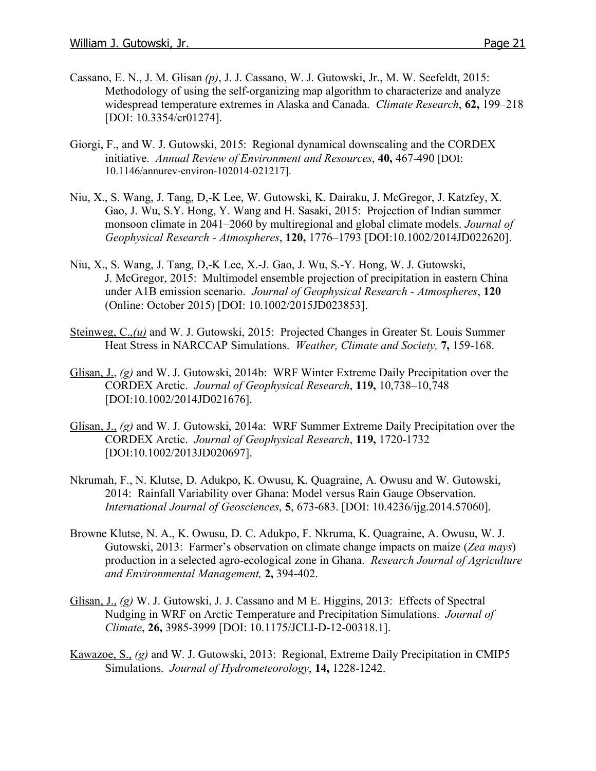Cassano, E. N., J. M. Glisan *(p)*, J. J. Cassano, W. J. Gutowski, Jr., M. W. Seefeldt, 2015: Methodology of using the self-organizing map algorithm to characterize and analyze widespread temperature extremes in Alaska and Canada. *Climate Research*, **62,** 199–218 [DOI: 10.3354/cr01274].

Giorgi, F., and W. J. Gutowski, 2015: Regional dynamical downscaling and the CORDEX initiative. *Annual Review of Environment and Resources*, **40,** 467-490 [DOI: 10.1146/annurev-environ-102014-021217].

Niu, X., S. Wang, J. Tang, D,-K Lee, W. Gutowski, K. Dairaku, J. McGregor, J. Katzfey, X. Gao, J. Wu, S.Y. Hong, Y. Wang and H. Sasaki, 2015: Projection of Indian summer monsoon climate in 2041–2060 by multiregional and global climate models. *Journal of Geophysical Research - Atmospheres*, **120,** 1776–1793 [DOI:10.1002/2014JD022620].

Niu, X., S. Wang, J. Tang, D,-K Lee, X.-J. Gao, J. Wu, S.-Y. Hong, W. J. Gutowski, J. McGregor, 2015: Multimodel ensemble projection of precipitation in eastern China under A1B emission scenario. *Journal of Geophysical Research - Atmospheres*, **120** (Online: October 2015) [DOI: 10.1002/2015JD023853].

Steinweg, C.,*(u)* and W. J. Gutowski, 2015: Projected Changes in Greater St. Louis Summer Heat Stress in NARCCAP Simulations. *Weather, Climate and Society,* **7,** 159-168.

Glisan, J., *(g)* and W. J. Gutowski, 2014b: WRF Winter Extreme Daily Precipitation over the CORDEX Arctic. *Journal of Geophysical Research*, **119,** 10,738–10,748 [DOI:10.1002/2014JD021676].

Glisan, J., *(g)* and W. J. Gutowski, 2014a: WRF Summer Extreme Daily Precipitation over the CORDEX Arctic. *Journal of Geophysical Research*, **119,** 1720-1732 [DOI:10.1002/2013JD020697].

Nkrumah, F., N. Klutse, D. Adukpo, K. Owusu, K. Quagraine, A. Owusu and W. Gutowski, 2014: Rainfall Variability over Ghana: Model versus Rain Gauge Observation. *International Journal of Geosciences*, **5**, 673-683. [DOI: 10.4236/ijg.2014.57060].

Browne Klutse, N. A., K. Owusu, D. C. Adukpo, F. Nkruma, K. Quagraine, A. Owusu, W. J. Gutowski, 2013: Farmer's observation on climate change impacts on maize (*Zea mays*) production in a selected agro-ecological zone in Ghana. *Research Journal of Agriculture and Environmental Management,* **2,** 394-402.

Glisan, J., *(g)* W. J. Gutowski, J. J. Cassano and M E. Higgins, 2013: Effects of Spectral Nudging in WRF on Arctic Temperature and Precipitation Simulations. *Journal of Climate*, **26,** 3985-3999 [DOI: 10.1175/JCLI-D-12-00318.1].

Kawazoe, S., *(g)* and W. J. Gutowski, 2013: Regional, Extreme Daily Precipitation in CMIP5 Simulations. *Journal of Hydrometeorology*, **14,** 1228-1242.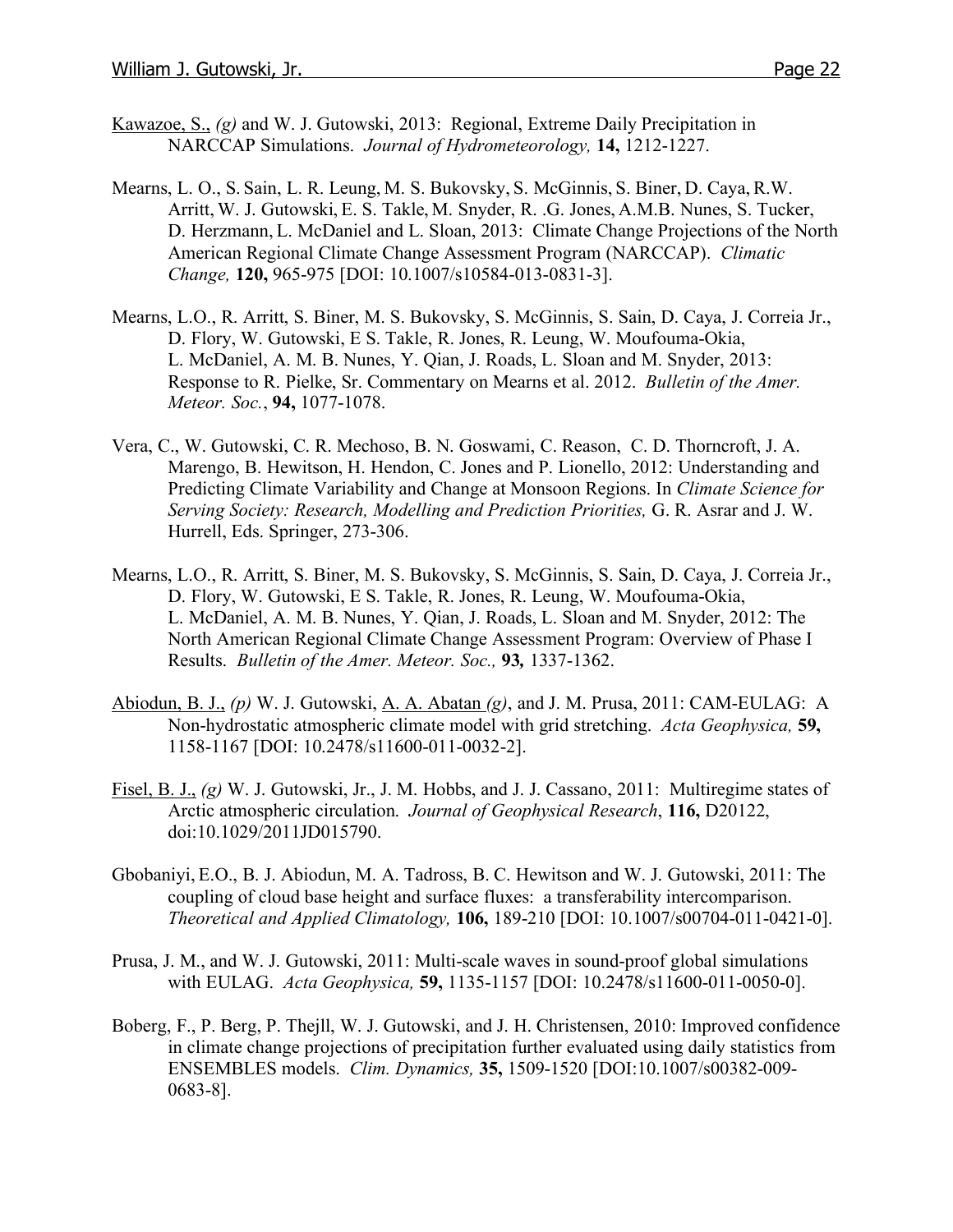Kawazoe, S., *(g)* and W. J. Gutowski, 2013: Regional, Extreme Daily Precipitation in NARCCAP Simulations. *Journal of Hydrometeorology,* **14,** 1212-1227.

Mearns, L. O., S. Sain, L. R. Leung, M. S. Bukovsky, S. McGinnis, S. Biner, D. Caya, R.W. Arritt, W. J. Gutowski, E. S. Takle, M. Snyder, R. .G. Jones, A.M.B. Nunes, S. Tucker, D. Herzmann, L. McDaniel and L. Sloan, 2013: Climate Change Projections of the North American Regional Climate Change Assessment Program (NARCCAP). *Climatic Change,* **120,** 965-975 [DOI: 10.1007/s10584-013-0831-3].

Mearns, L.O., R. Arritt, S. Biner, M. S. Bukovsky, S. McGinnis, S. Sain, D. Caya, J. Correia Jr., D. Flory, W. Gutowski, E S. Takle, R. Jones, R. Leung, W. Moufouma-Okia, L. McDaniel, A. M. B. Nunes, Y. Qian, J. Roads, L. Sloan and M. Snyder, 2013: Response to R. Pielke, Sr. Commentary on Mearns et al. 2012. *Bulletin of the Amer. Meteor. Soc.*, **94,** 1077-1078.

Vera, C., W. Gutowski, C. R. Mechoso, B. N. Goswami, C. Reason, C. D. Thorncroft, J. A. Marengo, B. Hewitson, H. Hendon, C. Jones and P. Lionello, 2012: Understanding and Predicting Climate Variability and Change at Monsoon Regions. In *Climate Science for Serving Society: Research, Modelling and Prediction Priorities,* G. R. Asrar and J. W. Hurrell, Eds. Springer, 273-306.

Mearns, L.O., R. Arritt, S. Biner, M. S. Bukovsky, S. McGinnis, S. Sain, D. Caya, J. Correia Jr., D. Flory, W. Gutowski, E S. Takle, R. Jones, R. Leung, W. Moufouma-Okia, L. McDaniel, A. M. B. Nunes, Y. Qian, J. Roads, L. Sloan and M. Snyder, 2012: The North American Regional Climate Change Assessment Program: Overview of Phase I Results. *Bulletin of the Amer. Meteor. Soc.,* **93,** 1337-1362.

Abiodun, B. J., *(p)* W. J. Gutowski, A. A. Abatan *(g)*, and J. M. Prusa, 2011: CAM-EULAG: A Non-hydrostatic atmospheric climate model with grid stretching. *Acta Geophysica,* **59,** 1158-1167 [DOI: 10.2478/s11600-011-0032-2].

Fisel, B. J., *(g)* W. J. Gutowski, Jr., J. M. Hobbs, and J. J. Cassano, 2011: Multiregime states of Arctic atmospheric circulation. *Journal of Geophysical Research*, **116,** D20122, doi:10.1029/2011JD015790.

Gbobaniyi, E.O., B. J. Abiodun, M. A. Tadross, B. C. Hewitson and W. J. Gutowski, 2011: The coupling of cloud base height and surface fluxes: a transferability intercomparison. *Theoretical and Applied Climatology,* **106,** 189-210 [DOI: 10.1007/s00704-011-0421-0].

Prusa, J. M., and W. J. Gutowski, 2011: Multi-scale waves in sound-proof global simulations with EULAG. *Acta Geophysica,* **59,** 1135-1157 [DOI: 10.2478/s11600-011-0050-0].

Boberg, F., P. Berg, P. Thejll, W. J. Gutowski, and J. H. Christensen, 2010: Improved confidence in climate change projections of precipitation further evaluated using daily statistics from ENSEMBLES models. *Clim. Dynamics,* **35,** 1509-1520 [DOI:10.1007/s00382-009-0683-8].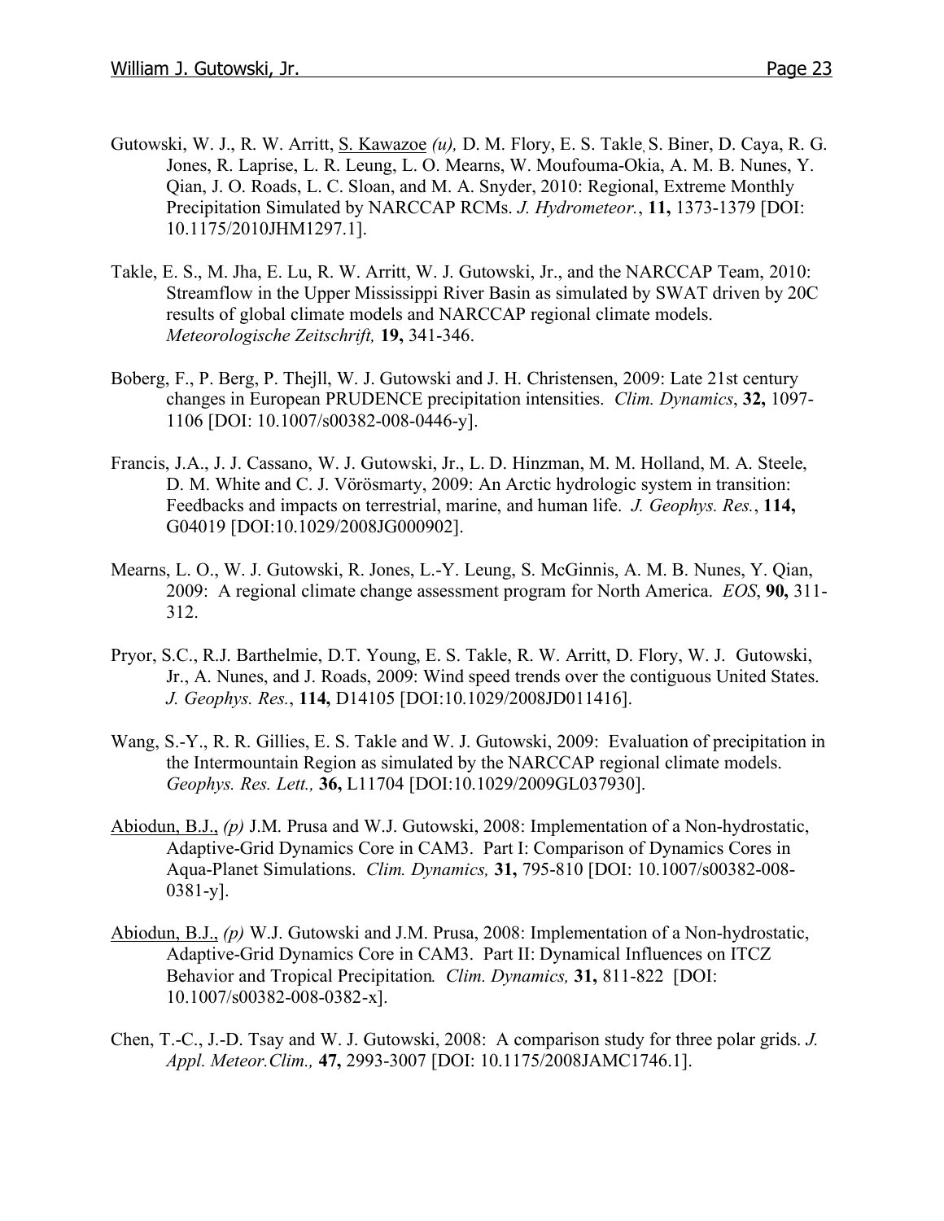Gutowski, W. J., R. W. Arritt, <u>S. Kawazoe</u> *(u),* D. M. Flory, E. S. Takle, S. Biner, D. Caya, R. G. Jones, R. Laprise, L. R. Leung, L. O. Mearns, W. Moufouma-Okia, A. M. B. Nunes, Y. Qian, J. O. Roads, L. C. Sloan, and M. A. Snyder, 2010: Regional, Extreme Monthly Precipitation Simulated by NARCCAP RCMs. *J. Hydrometeor.*, **11,** 1373-1379 [DOI: 10.1175/2010JHM1297.1].

Takle, E. S., M. Jha, E. Lu, R. W. Arritt, W. J. Gutowski, Jr., and the NARCCAP Team, 2010: Streamflow in the Upper Mississippi River Basin as simulated by SWAT driven by 20C results of global climate models and NARCCAP regional climate models. *Meteorologische Zeitschrift,* **19,** 341-346.

Boberg, F., P. Berg, P. Thejll, W. J. Gutowski and J. H. Christensen, 2009: Late 21st century changes in European PRUDENCE precipitation intensities. *Clim. Dynamics*, **32,** 1097-1106 [DOI: 10.1007/s00382-008-0446-y].

Francis, J.A., J. J. Cassano, W. J. Gutowski, Jr., L. D. Hinzman, M. M. Holland, M. A. Steele, D. M. White and C. J. Vörösmarty, 2009: An Arctic hydrologic system in transition: Feedbacks and impacts on terrestrial, marine, and human life. *J. Geophys. Res.*, **114,** G04019 [DOI:10.1029/2008JG000902].

Mearns, L. O., W. J. Gutowski, R. Jones, L.-Y. Leung, S. McGinnis, A. M. B. Nunes, Y. Qian, 2009: A regional climate change assessment program for North America. *EOS*, **90,** 311-312.

Pryor, S.C., R.J. Barthelmie, D.T. Young, E. S. Takle, R. W. Arritt, D. Flory, W. J. Gutowski, Jr., A. Nunes, and J. Roads, 2009: Wind speed trends over the contiguous United States. *J. Geophys. Res.*, **114,** D14105 [DOI:10.1029/2008JD011416].

Wang, S.-Y., R. R. Gillies, E. S. Takle and W. J. Gutowski, 2009: Evaluation of precipitation in the Intermountain Region as simulated by the NARCCAP regional climate models. *Geophys. Res. Lett.,* **36,** L11704 [DOI:10.1029/2009GL037930].

<u>Abiodun, B.J.,</u> *(p)* J.M. Prusa and W.J. Gutowski, 2008: Implementation of a Non-hydrostatic, Adaptive-Grid Dynamics Core in CAM3. Part I: Comparison of Dynamics Cores in Aqua-Planet Simulations. *Clim. Dynamics,* **31,** 795-810 [DOI: 10.1007/s00382-008-0381-y].

<u>Abiodun, B.J.,</u> *(p)* W.J. Gutowski and J.M. Prusa, 2008: Implementation of a Non-hydrostatic, Adaptive-Grid Dynamics Core in CAM3. Part II: Dynamical Influences on ITCZ Behavior and Tropical Precipitation*. Clim. Dynamics,* **31,** 811-822 [DOI: 10.1007/s00382-008-0382-x].

Chen, T.-C., J.-D. Tsay and W. J. Gutowski, 2008: A comparison study for three polar grids. *J. Appl. Meteor.Clim.,* **47,** 2993-3007 [DOI: 10.1175/2008JAMC1746.1].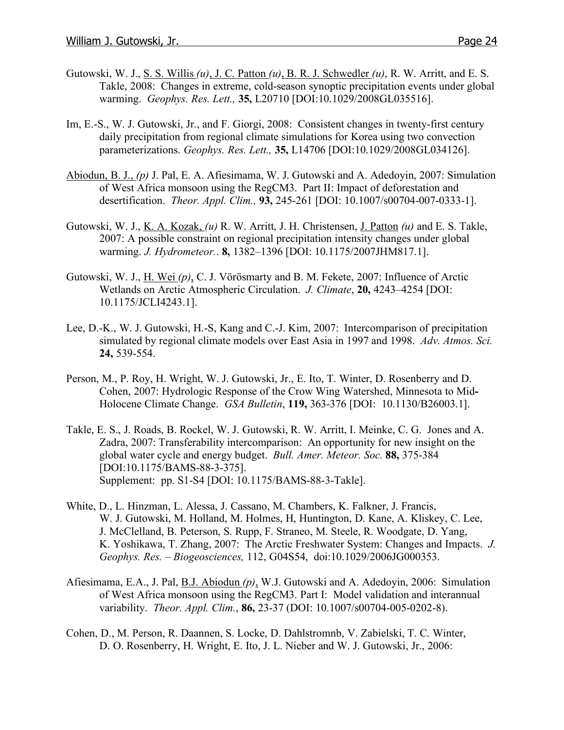Gutowski, W. J., S. S. Willis *(u)*, J. C. Patton *(u)*, B. R. J. Schwedler *(u)*, R. W. Arritt, and E. S. Takle, 2008: Changes in extreme, cold-season synoptic precipitation events under global warming. *Geophys. Res. Lett.,* **35,** L20710 [DOI:10.1029/2008GL035516].

Im, E.-S., W. J. Gutowski, Jr., and F. Giorgi, 2008: Consistent changes in twenty-first century daily precipitation from regional climate simulations for Korea using two convection parameterizations. *Geophys. Res. Lett.,* **35,** L14706 [DOI:10.1029/2008GL034126].

Abiodun, B. J., *(p)* J. Pal, E. A. Afiesimama, W. J. Gutowski and A. Adedoyin, 2007: Simulation of West Africa monsoon using the RegCM3. Part II: Impact of deforestation and desertification. *Theor. Appl. Clim.,* **93,** 245-261 [DOI: 10.1007/s00704-007-0333-1].

Gutowski, W. J., K. A. Kozak, *(u)* R. W. Arritt, J. H. Christensen, J. Patton *(u)* and E. S. Takle, 2007: A possible constraint on regional precipitation intensity changes under global warming. *J. Hydrometeor.*. **8,** 1382–1396 [DOI: 10.1175/2007JHM817.1].

Gutowski, W. J., H. Wei *(p)*, C. J. Vörösmarty and B. M. Fekete, 2007: Influence of Arctic Wetlands on Arctic Atmospheric Circulation. *J. Climate*, **20,** 4243–4254 [DOI: 10.1175/JCLI4243.1].

Lee, D.-K., W. J. Gutowski, H.-S, Kang and C.-J. Kim, 2007: Intercomparison of precipitation simulated by regional climate models over East Asia in 1997 and 1998. *Adv. Atmos. Sci.* **24,** 539-554.

Person, M., P. Roy, H. Wright, W. J. Gutowski, Jr., E. Ito, T. Winter, D. Rosenberry and D. Cohen, 2007: Hydrologic Response of the Crow Wing Watershed, Minnesota to Mid-Holocene Climate Change. *GSA Bulletin*, **119,** 363-376 [DOI: 10.1130/B26003.1].

Takle, E. S., J. Roads, B. Rockel, W. J. Gutowski, R. W. Arritt, I. Meinke, C. G. Jones and A. Zadra, 2007: Transferability intercomparison: An opportunity for new insight on the global water cycle and energy budget. *Bull. Amer. Meteor. Soc.* **88,** 375-384 [DOI:10.1175/BAMS-88-3-375].
Supplement: pp. S1-S4 [DOI: 10.1175/BAMS-88-3-Takle].

White, D., L. Hinzman, L. Alessa, J. Cassano, M. Chambers, K. Falkner, J. Francis, W. J. Gutowski, M. Holland, M. Holmes, H, Huntington, D. Kane, A. Kliskey, C. Lee, J. McClelland, B. Peterson, S. Rupp, F. Straneo, M. Steele, R. Woodgate, D. Yang, K. Yoshikawa, T. Zhang, 2007: The Arctic Freshwater System: Changes and Impacts. *J. Geophys. Res. – Biogeosciences,* 112, G04S54, doi:10.1029/2006JG000353.

Afiesimama, E.A., J. Pal, B.J. Abiodun *(p)*, W.J. Gutowski and A. Adedoyin, 2006: Simulation of West Africa monsoon using the RegCM3. Part I: Model validation and interannual variability. *Theor. Appl. Clim.*, **86,** 23-37 (DOI: 10.1007/s00704-005-0202-8).

Cohen, D., M. Person, R. Daannen, S. Locke, D. Dahlstromnb, V. Zabielski, T. C. Winter, D. O. Rosenberry, H. Wright, E. Ito, J. L. Nieber and W. J. Gutowski, Jr., 2006: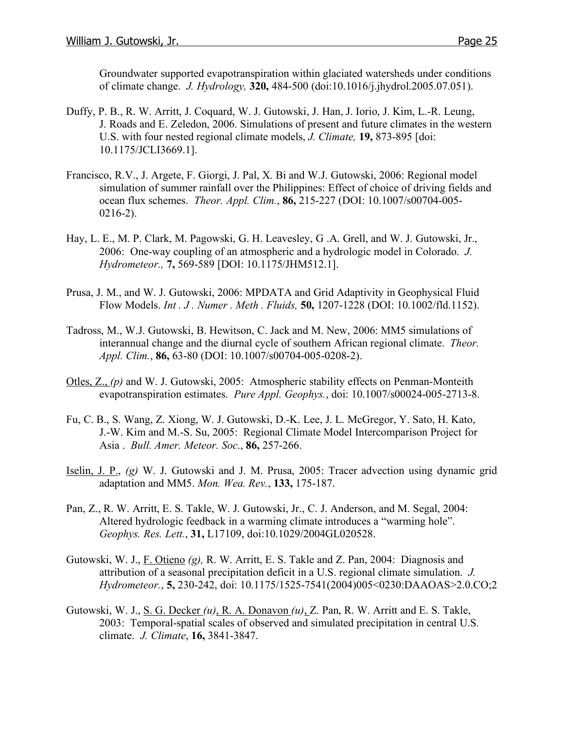Groundwater supported evapotranspiration within glaciated watersheds under conditions of climate change. *J. Hydrology,* **320,** 484-500 (doi:10.1016/j.jhydrol.2005.07.051).

Duffy, P. B., R. W. Arritt, J. Coquard, W. J. Gutowski, J. Han, J. Iorio, J. Kim, L.-R. Leung, J. Roads and E. Zeledon, 2006. Simulations of present and future climates in the western U.S. with four nested regional climate models, *J. Climate,* **19,** 873-895 [doi: 10.1175/JCLI3669.1].

Francisco, R.V., J. Argete, F. Giorgi, J. Pal, X. Bi and W.J. Gutowski, 2006: Regional model simulation of summer rainfall over the Philippines: Effect of choice of driving fields and ocean flux schemes. *Theor. Appl. Clim.*, **86,** 215-227 (DOI: 10.1007/s00704-005-0216-2).

Hay, L. E., M. P. Clark, M. Pagowski, G. H. Leavesley, G .A. Grell, and W. J. Gutowski, Jr., 2006: One-way coupling of an atmospheric and a hydrologic model in Colorado. *J. Hydrometeor.,* **7,** 569-589 [DOI: 10.1175/JHM512.1].

Prusa, J. M., and W. J. Gutowski, 2006: MPDATA and Grid Adaptivity in Geophysical Fluid Flow Models. *Int . J . Numer . Meth . Fluids,* **50,** 1207-1228 (DOI: 10.1002/fld.1152).

Tadross, M., W.J. Gutowski, B. Hewitson, C. Jack and M. New, 2006: MM5 simulations of interannual change and the diurnal cycle of southern African regional climate. *Theor. Appl. Clim.*, **86,** 63-80 (DOI: 10.1007/s00704-005-0208-2).

<u>Otles, Z.,</u> *(p)* and W. J. Gutowski, 2005: Atmospheric stability effects on Penman-Monteith evapotranspiration estimates. *Pure Appl. Geophys.*, doi: 10.1007/s00024-005-2713-8.

Fu, C. B., S. Wang, Z. Xiong, W. J. Gutowski, D.-K. Lee, J. L. McGregor, Y. Sato, H. Kato, J.-W. Kim and M.-S. Su, 2005: Regional Climate Model Intercomparison Project for Asia . *Bull. Amer. Meteor. Soc*., **86,** 257-266.

<u>Iselin, J. P.</u>, *(g)* W. J. Gutowski and J. M. Prusa, 2005: Tracer advection using dynamic grid adaptation and MM5. *Mon. Wea. Rev.*, **133,** 175-187.

Pan, Z., R. W. Arritt, E. S. Takle, W. J. Gutowski, Jr., C. J. Anderson, and M. Segal, 2004: Altered hydrologic feedback in a warming climate introduces a "warming hole". *Geophys. Res. Lett.*, **31,** L17109, doi:10.1029/2004GL020528.

Gutowski, W. J., <u>F. Otieno</u> *(g),* R. W. Arritt, E. S. Takle and Z. Pan, 2004: Diagnosis and attribution of a seasonal precipitation deficit in a U.S. regional climate simulation. *J. Hydrometeor.*, **5,** 230-242, doi: 10.1175/1525-7541(2004)005<0230:DAAOAS>2.0.CO;2

Gutowski, W. J., <u>S. G. Decker</u> *(u)*, <u>R. A. Donavon</u> *(u)*, Z. Pan, R. W. Arritt and E. S. Takle, 2003: Temporal-spatial scales of observed and simulated precipitation in central U.S. climate. *J. Climate*, **16,** 3841-3847.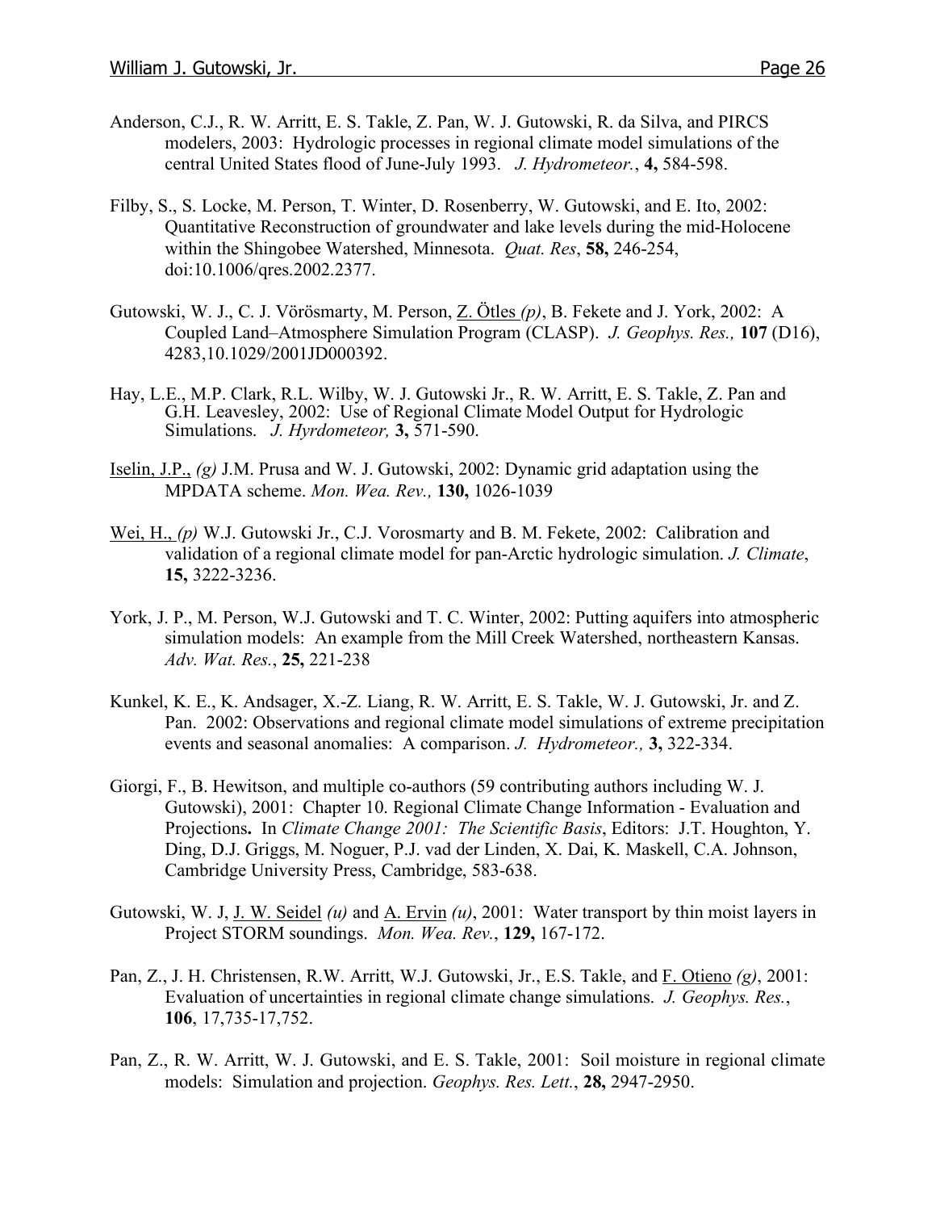Anderson, C.J., R. W. Arritt, E. S. Takle, Z. Pan, W. J. Gutowski, R. da Silva, and PIRCS modelers, 2003: Hydrologic processes in regional climate model simulations of the central United States flood of June-July 1993. *J. Hydrometeor.*, **4,** 584-598.

Filby, S., S. Locke, M. Person, T. Winter, D. Rosenberry, W. Gutowski, and E. Ito, 2002: Quantitative Reconstruction of groundwater and lake levels during the mid-Holocene within the Shingobee Watershed, Minnesota. *Quat. Res*, **58,** 246-254, doi:10.1006/qres.2002.2377.

Gutowski, W. J., C. J. Vörösmarty, M. Person, <u>Z. Ötles</u> *(p)*, B. Fekete and J. York, 2002: A Coupled Land–Atmosphere Simulation Program (CLASP). *J. Geophys. Res.,* **107** (D16), 4283,10.1029/2001JD000392.

Hay, L.E., M.P. Clark, R.L. Wilby, W. J. Gutowski Jr., R. W. Arritt, E. S. Takle, Z. Pan and G.H. Leavesley, 2002: Use of Regional Climate Model Output for Hydrologic Simulations. *J. Hyrdometeor,* **3,** 571-590.

<u>Iselin, J.P.,</u> *(g)* J.M. Prusa and W. J. Gutowski, 2002: Dynamic grid adaptation using the MPDATA scheme. *Mon. Wea. Rev.,* **130,** 1026-1039

<u>Wei, H.,</u> *(p)* W.J. Gutowski Jr., C.J. Vorosmarty and B. M. Fekete, 2002: Calibration and validation of a regional climate model for pan-Arctic hydrologic simulation. *J. Climate*, **15,** 3222-3236.

York, J. P., M. Person, W.J. Gutowski and T. C. Winter, 2002: Putting aquifers into atmospheric simulation models: An example from the Mill Creek Watershed, northeastern Kansas. *Adv. Wat. Res.*, **25,** 221-238

Kunkel, K. E., K. Andsager, X.-Z. Liang, R. W. Arritt, E. S. Takle, W. J. Gutowski, Jr. and Z. Pan. 2002: Observations and regional climate model simulations of extreme precipitation events and seasonal anomalies: A comparison. *J. Hydrometeor.,* **3,** 322-334.

Giorgi, F., B. Hewitson, and multiple co-authors (59 contributing authors including W. J. Gutowski), 2001: Chapter 10. Regional Climate Change Information - Evaluation and Projections**.** In *Climate Change 2001: The Scientific Basis*, Editors: J.T. Houghton, Y. Ding, D.J. Griggs, M. Noguer, P.J. vad der Linden, X. Dai, K. Maskell, C.A. Johnson, Cambridge University Press, Cambridge, 583-638.

Gutowski, W. J, <u>J. W. Seidel</u> *(u)* and <u>A. Ervin</u> *(u)*, 2001: Water transport by thin moist layers in Project STORM soundings. *Mon. Wea. Rev.*, **129,** 167-172.

Pan, Z., J. H. Christensen, R.W. Arritt, W.J. Gutowski, Jr., E.S. Takle, and <u>F. Otieno</u> *(g)*, 2001: Evaluation of uncertainties in regional climate change simulations. *J. Geophys. Res.*, **106**, 17,735-17,752.

Pan, Z., R. W. Arritt, W. J. Gutowski, and E. S. Takle, 2001: Soil moisture in regional climate models: Simulation and projection. *Geophys. Res. Lett.*, **28,** 2947-2950.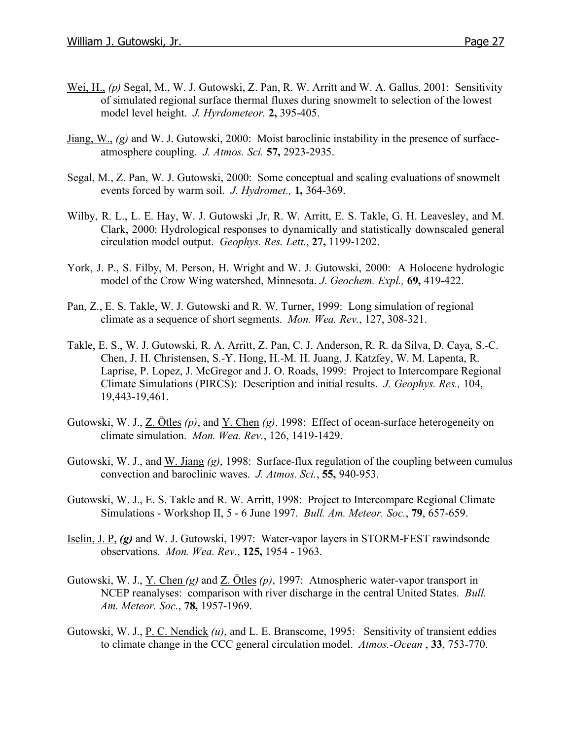Wei, H., *(p)* Segal, M., W. J. Gutowski, Z. Pan, R. W. Arritt and W. A. Gallus, 2001: Sensitivity of simulated regional surface thermal fluxes during snowmelt to selection of the lowest model level height. *J. Hyrdometeor.* **2,** 395-405.

Jiang, W., *(g)* and W. J. Gutowski, 2000: Moist baroclinic instability in the presence of surface-atmosphere coupling. *J. Atmos. Sci.* **57,** 2923-2935.

Segal, M., Z. Pan, W. J. Gutowski, 2000: Some conceptual and scaling evaluations of snowmelt events forced by warm soil. *J. Hydromet.,* **1,** 364-369.

Wilby, R. L., L. E. Hay, W. J. Gutowski ,Jr, R. W. Arritt, E. S. Takle, G. H. Leavesley, and M. Clark, 2000: Hydrological responses to dynamically and statistically downscaled general circulation model output. *Geophys. Res. Lett.*, **27,** 1199-1202.

York, J. P., S. Filby, M. Person, H. Wright and W. J. Gutowski, 2000: A Holocene hydrologic model of the Crow Wing watershed, Minnesota. *J. Geochem. Expl.,* **69,** 419-422.

Pan, Z., E. S. Takle, W. J. Gutowski and R. W. Turner, 1999: Long simulation of regional climate as a sequence of short segments. *Mon. Wea. Rev.*, 127, 308-321.

Takle, E. S., W. J. Gutowski, R. A. Arritt, Z. Pan, C. J. Anderson, R. R. da Silva, D. Caya, S.-C. Chen, J. H. Christensen, S.-Y. Hong, H.-M. H. Juang, J. Katzfey, W. M. Lapenta, R. Laprise, P. Lopez, J. McGregor and J. O. Roads, 1999: Project to Intercompare Regional Climate Simulations (PIRCS): Description and initial results. *J. Geophys. Res.,* 104, 19,443-19,461.

Gutowski, W. J., Z. Ötles *(p)*, and Y. Chen *(g)*, 1998: Effect of ocean-surface heterogeneity on climate simulation. *Mon. Wea. Rev.*, 126, 1419-1429.

Gutowski, W. J., and W. Jiang *(g)*, 1998: Surface-flux regulation of the coupling between cumulus convection and baroclinic waves. *J. Atmos. Sci.*, **55,** 940-953.

Gutowski, W. J., E. S. Takle and R. W. Arritt, 1998: Project to Intercompare Regional Climate Simulations - Workshop II, 5 - 6 June 1997. *Bull. Am. Meteor. Soc.*, **79**, 657-659.

Iselin, J. P, ***(g)*** and W. J. Gutowski, 1997: Water-vapor layers in STORM-FEST rawindsonde observations. *Mon. Wea. Rev.*, **125,** 1954 - 1963.

Gutowski, W. J., Y. Chen *(g)* and Z. Ötles *(p)*, 1997: Atmospheric water-vapor transport in NCEP reanalyses: comparison with river discharge in the central United States. *Bull. Am. Meteor. Soc.*, **78,** 1957-1969.

Gutowski, W. J., P. C. Nendick *(u)*, and L. E. Branscome, 1995: Sensitivity of transient eddies to climate change in the CCC general circulation model. *Atmos.-Ocean* , **33**, 753-770.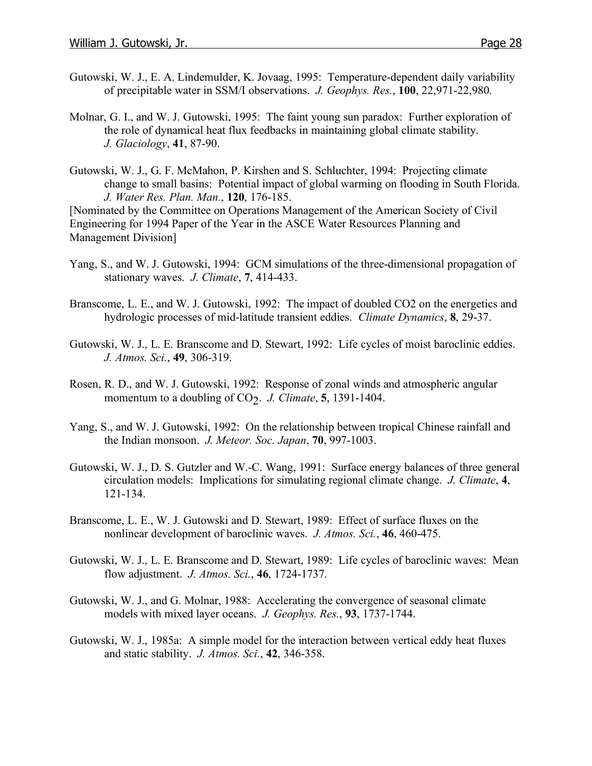Gutowski, W. J., E. A. Lindemulder, K. Jovaag, 1995: Temperature-dependent daily variability of precipitable water in SSM/I observations. *J. Geophys. Res.*, **100**, 22,971-22,980.

Molnar, G. I., and W. J. Gutowski, 1995: The faint young sun paradox: Further exploration of the role of dynamical heat flux feedbacks in maintaining global climate stability. *J. Glaciology*, **41**, 87-90.

Gutowski, W. J., G. F. McMahon, P. Kirshen and S. Schluchter, 1994: Projecting climate change to small basins: Potential impact of global warming on flooding in South Florida. *J. Water Res. Plan. Man.*, **120**, 176-185.
[Nominated by the Committee on Operations Management of the American Society of Civil Engineering for 1994 Paper of the Year in the ASCE Water Resources Planning and Management Division]

Yang, S., and W. J. Gutowski, 1994: GCM simulations of the three-dimensional propagation of stationary waves. *J. Climate*, **7**, 414-433.

Branscome, L. E., and W. J. Gutowski, 1992: The impact of doubled CO2 on the energetics and hydrologic processes of mid-latitude transient eddies. *Climate Dynamics*, **8**, 29-37.

Gutowski, W. J., L. E. Branscome and D. Stewart, 1992: Life cycles of moist baroclinic eddies. *J. Atmos. Sci.*, **49**, 306-319.

Rosen, R. D., and W. J. Gutowski, 1992: Response of zonal winds and atmospheric angular momentum to a doubling of $CO_2$. *J. Climate*, **5**, 1391-1404.

Yang, S., and W. J. Gutowski, 1992: On the relationship between tropical Chinese rainfall and the Indian monsoon. *J. Meteor. Soc. Japan*, **70**, 997-1003.

Gutowski, W. J., D. S. Gutzler and W.-C. Wang, 1991: Surface energy balances of three general circulation models: Implications for simulating regional climate change. *J. Climate*, **4**, 121-134.

Branscome, L. E., W. J. Gutowski and D. Stewart, 1989: Effect of surface fluxes on the nonlinear development of baroclinic waves. *J. Atmos. Sci.*, **46**, 460-475.

Gutowski, W. J., L. E. Branscome and D. Stewart, 1989: Life cycles of baroclinic waves: Mean flow adjustment. *J. Atmos. Sci.*, **46**, 1724-1737.

Gutowski, W. J., and G. Molnar, 1988: Accelerating the convergence of seasonal climate models with mixed layer oceans. *J. Geophys. Res.*, **93**, 1737-1744.

Gutowski, W. J., 1985a: A simple model for the interaction between vertical eddy heat fluxes and static stability. *J. Atmos. Sci.*, **42**, 346-358.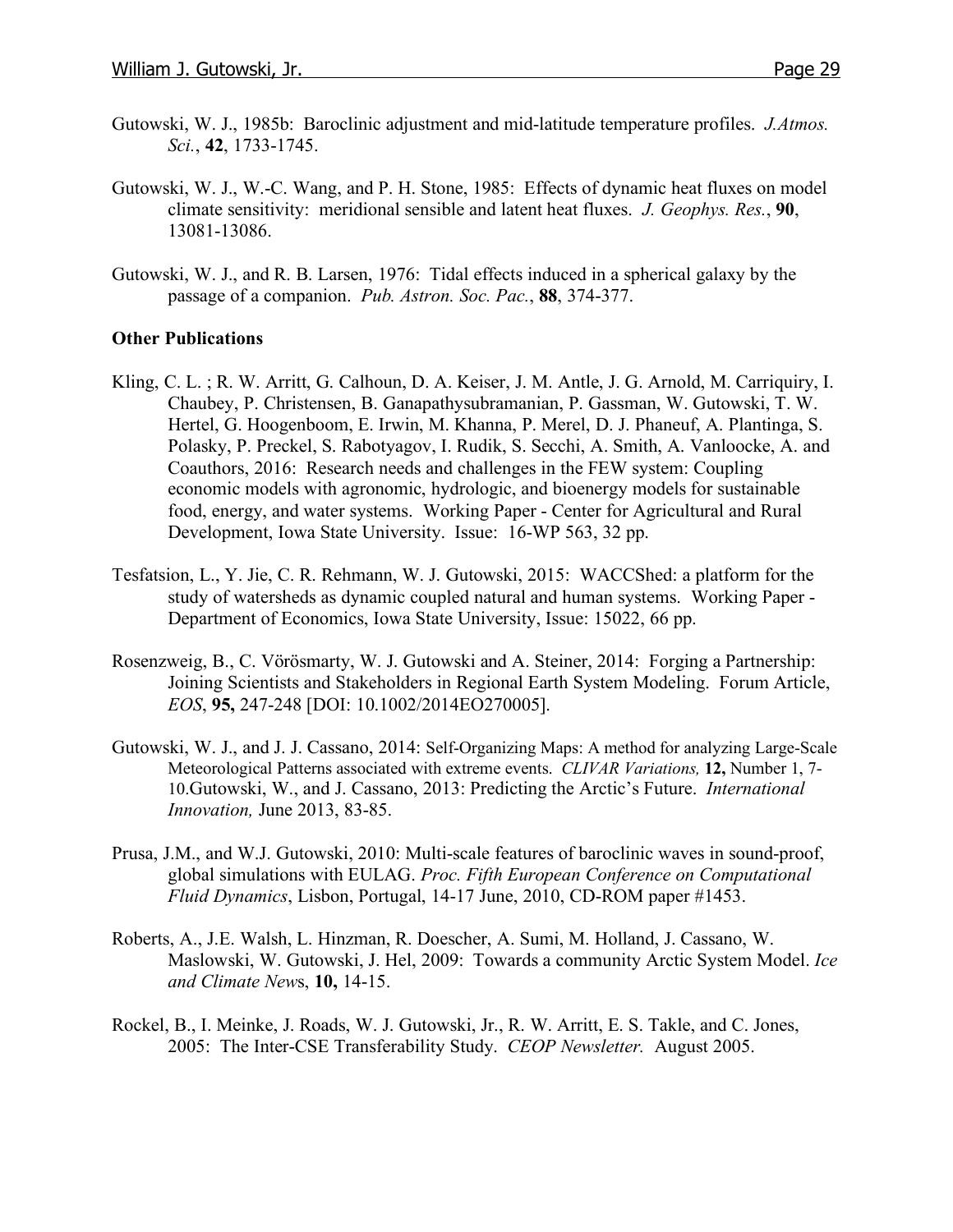Gutowski, W. J., 1985b: Baroclinic adjustment and mid-latitude temperature profiles. *J.Atmos. Sci.*, **42**, 1733-1745.

Gutowski, W. J., W.-C. Wang, and P. H. Stone, 1985: Effects of dynamic heat fluxes on model climate sensitivity: meridional sensible and latent heat fluxes. *J. Geophys. Res.*, **90**, 13081-13086.

Gutowski, W. J., and R. B. Larsen, 1976: Tidal effects induced in a spherical galaxy by the passage of a companion. *Pub. Astron. Soc. Pac.*, **88**, 374-377.

**Other Publications**

Kling, C. L. ; R. W. Arritt, G. Calhoun, D. A. Keiser, J. M. Antle, J. G. Arnold, M. Carriquiry, I. Chaubey, P. Christensen, B. Ganapathysubramanian, P. Gassman, W. Gutowski, T. W. Hertel, G. Hoogenboom, E. Irwin, M. Khanna, P. Merel, D. J. Phaneuf, A. Plantinga, S. Polasky, P. Preckel, S. Rabotyagov, I. Rudik, S. Secchi, A. Smith, A. Vanloocke, A. and Coauthors, 2016: Research needs and challenges in the FEW system: Coupling economic models with agronomic, hydrologic, and bioenergy models for sustainable food, energy, and water systems. Working Paper - Center for Agricultural and Rural Development, Iowa State University. Issue: 16-WP 563, 32 pp.

Tesfatsion, L., Y. Jie, C. R. Rehmann, W. J. Gutowski, 2015: WACCShed: a platform for the study of watersheds as dynamic coupled natural and human systems. Working Paper - Department of Economics, Iowa State University, Issue: 15022, 66 pp.

Rosenzweig, B., C. Vörösmarty, W. J. Gutowski and A. Steiner, 2014: Forging a Partnership: Joining Scientists and Stakeholders in Regional Earth System Modeling. Forum Article, *EOS*, **95,** 247-248 [DOI: 10.1002/2014EO270005].

Gutowski, W. J., and J. J. Cassano, 2014: Self-Organizing Maps: A method for analyzing Large-Scale Meteorological Patterns associated with extreme events. *CLIVAR Variations,* **12,** Number 1, 7-10.Gutowski, W., and J. Cassano, 2013: Predicting the Arctic's Future. *International Innovation,* June 2013, 83-85.

Prusa, J.M., and W.J. Gutowski, 2010: Multi-scale features of baroclinic waves in sound-proof, global simulations with EULAG. *Proc. Fifth European Conference on Computational Fluid Dynamics*, Lisbon, Portugal, 14-17 June, 2010, CD-ROM paper #1453.

Roberts, A., J.E. Walsh, L. Hinzman, R. Doescher, A. Sumi, M. Holland, J. Cassano, W. Maslowski, W. Gutowski, J. Hel, 2009: Towards a community Arctic System Model. *Ice and Climate News*, **10,** 14-15.

Rockel, B., I. Meinke, J. Roads, W. J. Gutowski, Jr., R. W. Arritt, E. S. Takle, and C. Jones, 2005: The Inter-CSE Transferability Study. *CEOP Newsletter.* August 2005.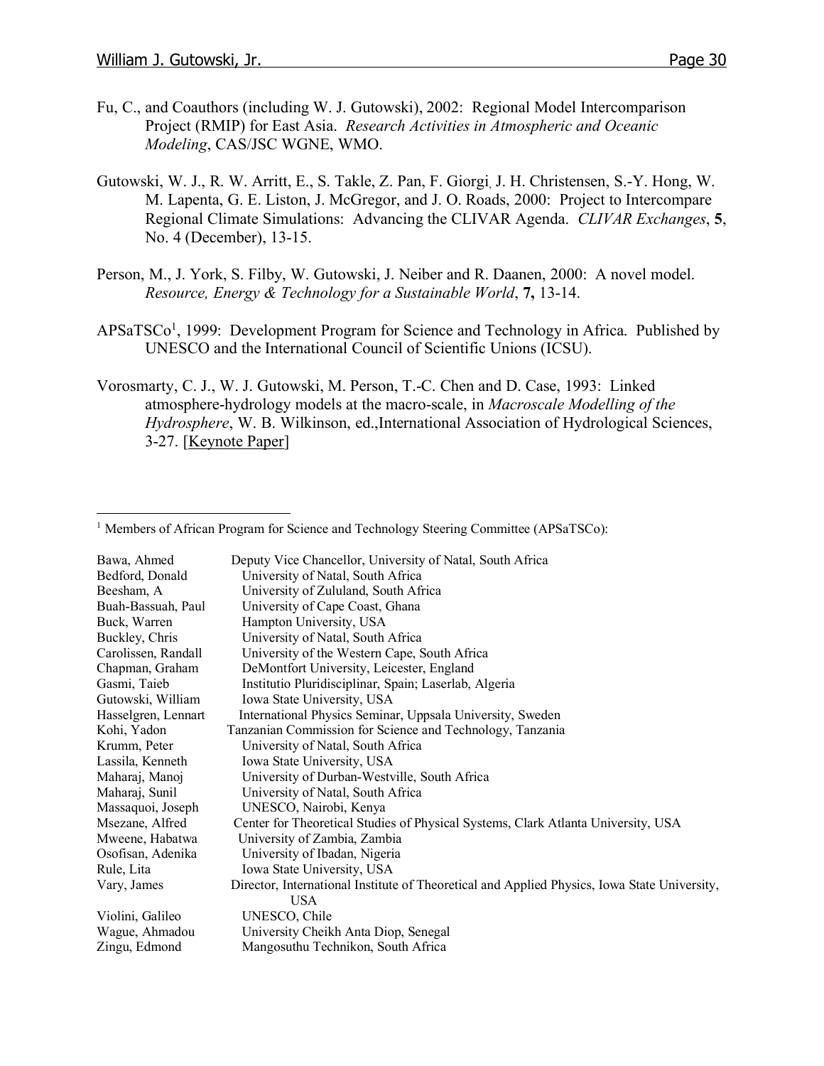Fu, C., and Coauthors (including W. J. Gutowski), 2002: Regional Model Intercomparison Project (RMIP) for East Asia. *Research Activities in Atmospheric and Oceanic Modeling*, CAS/JSC WGNE, WMO.

Gutowski, W. J., R. W. Arritt, E., S. Takle, Z. Pan, F. Giorgi, J. H. Christensen, S.-Y. Hong, W. M. Lapenta, G. E. Liston, J. McGregor, and J. O. Roads, 2000: Project to Intercompare Regional Climate Simulations: Advancing the CLIVAR Agenda. *CLIVAR Exchanges*, **5**, No. 4 (December), 13-15.

Person, M., J. York, S. Filby, W. Gutowski, J. Neiber and R. Daanen, 2000: A novel model. *Resource, Energy & Technology for a Sustainable World*, **7,** 13-14.

APSaTSCo[1], 1999: Development Program for Science and Technology in Africa. Published by UNESCO and the International Council of Scientific Unions (ICSU).

Vorosmarty, C. J., W. J. Gutowski, M. Person, T.-C. Chen and D. Case, 1993: Linked atmosphere-hydrology models at the macro-scale, in *Macroscale Modelling of the Hydrosphere*, W. B. Wilkinson, ed.,International Association of Hydrological Sciences, 3-27. [Keynote Paper]

---

[1] Members of African Program for Science and Technology Steering Committee (APSaTSCo):

| | |
|---|---|
| Bawa, Ahmed | Deputy Vice Chancellor, University of Natal, South Africa |
| Bedford, Donald | University of Natal, South Africa |
| Beesham, A | University of Zululand, South Africa |
| Buah-Bassuah, Paul | University of Cape Coast, Ghana |
| Buck, Warren | Hampton University, USA |
| Buckley, Chris | University of Natal, South Africa |
| Carolissen, Randall | University of the Western Cape, South Africa |
| Chapman, Graham | DeMontfort University, Leicester, England |
| Gasmi, Taieb | Institutio Pluridisciplinar, Spain; Laserlab, Algeria |
| Gutowski, William | Iowa State University, USA |
| Hasselgren, Lennart | International Physics Seminar, Uppsala University, Sweden |
| Kohi, Yadon | Tanzanian Commission for Science and Technology, Tanzania |
| Krumm, Peter | University of Natal, South Africa |
| Lassila, Kenneth | Iowa State University, USA |
| Maharaj, Manoj | University of Durban-Westville, South Africa |
| Maharaj, Sunil | University of Natal, South Africa |
| Massaquoi, Joseph | UNESCO, Nairobi, Kenya |
| Msezane, Alfred | Center for Theoretical Studies of Physical Systems, Clark Atlanta University, USA |
| Mweene, Habatwa | University of Zambia, Zambia |
| Osofisan, Adenika | University of Ibadan, Nigeria |
| Rule, Lita | Iowa State University, USA |
| Vary, James | Director, International Institute of Theoretical and Applied Physics, Iowa State University, USA |
| Violini, Galileo | UNESCO, Chile |
| Wague, Ahmadou | University Cheikh Anta Diop, Senegal |
| Zingu, Edmond | Mangosuthu Technikon, South Africa |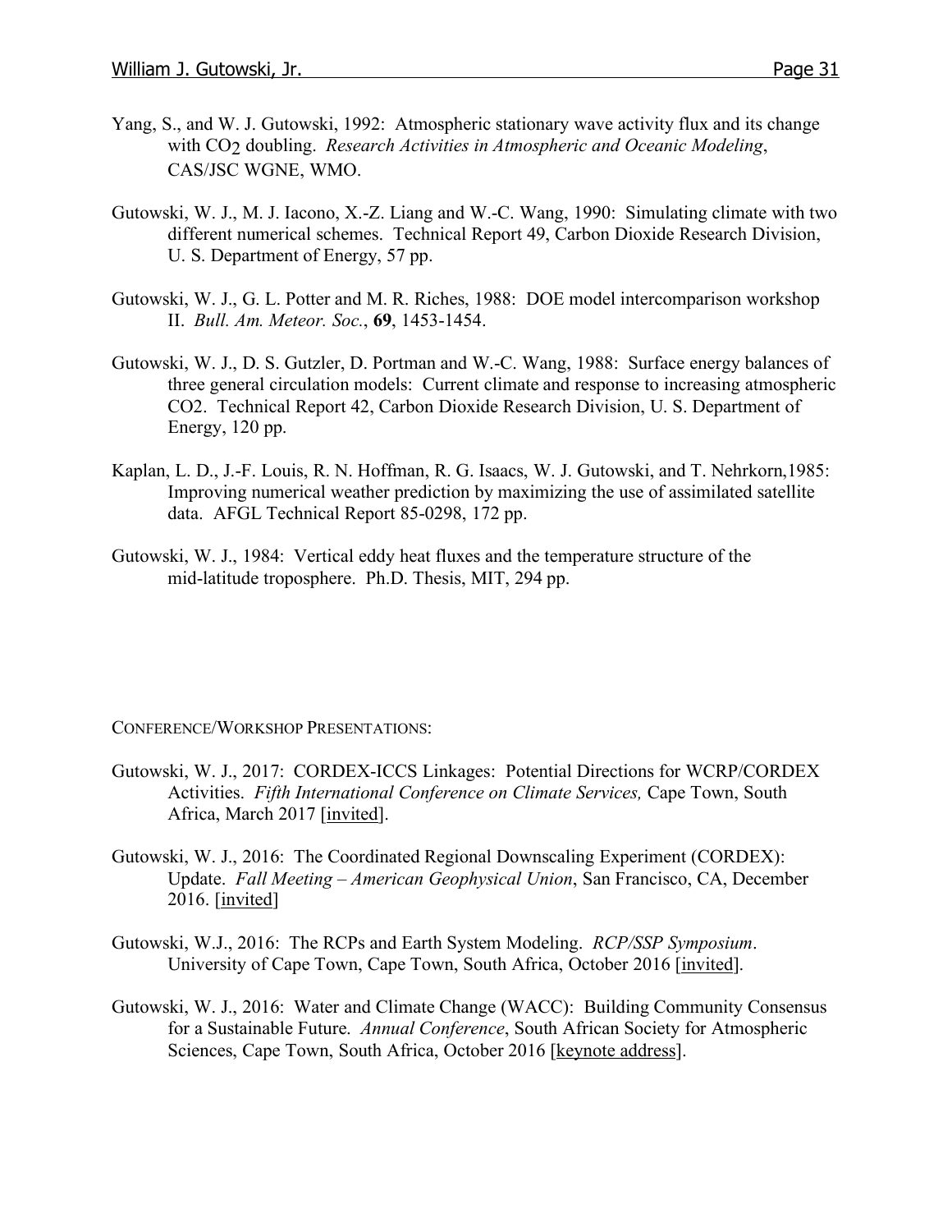Yang, S., and W. J. Gutowski, 1992: Atmospheric stationary wave activity flux and its change with $CO_2$ doubling. *Research Activities in Atmospheric and Oceanic Modeling*, CAS/JSC WGNE, WMO.

Gutowski, W. J., M. J. Iacono, X.-Z. Liang and W.-C. Wang, 1990: Simulating climate with two different numerical schemes. Technical Report 49, Carbon Dioxide Research Division, U. S. Department of Energy, 57 pp.

Gutowski, W. J., G. L. Potter and M. R. Riches, 1988: DOE model intercomparison workshop II. *Bull. Am. Meteor. Soc.*, **69**, 1453-1454.

Gutowski, W. J., D. S. Gutzler, D. Portman and W.-C. Wang, 1988: Surface energy balances of three general circulation models: Current climate and response to increasing atmospheric CO2. Technical Report 42, Carbon Dioxide Research Division, U. S. Department of Energy, 120 pp.

Kaplan, L. D., J.-F. Louis, R. N. Hoffman, R. G. Isaacs, W. J. Gutowski, and T. Nehrkorn,1985: Improving numerical weather prediction by maximizing the use of assimilated satellite data. AFGL Technical Report 85-0298, 172 pp.

Gutowski, W. J., 1984: Vertical eddy heat fluxes and the temperature structure of the mid-latitude troposphere. Ph.D. Thesis, MIT, 294 pp.

CONFERENCE/WORKSHOP PRESENTATIONS:

Gutowski, W. J., 2017: CORDEX-ICCS Linkages: Potential Directions for WCRP/CORDEX Activities. *Fifth International Conference on Climate Services,* Cape Town, South Africa, March 2017 [invited].

Gutowski, W. J., 2016: The Coordinated Regional Downscaling Experiment (CORDEX): Update. *Fall Meeting – American Geophysical Union*, San Francisco, CA, December 2016. [invited]

Gutowski, W.J., 2016: The RCPs and Earth System Modeling. *RCP/SSP Symposium*. University of Cape Town, Cape Town, South Africa, October 2016 [invited].

Gutowski, W. J., 2016: Water and Climate Change (WACC): Building Community Consensus for a Sustainable Future. *Annual Conference*, South African Society for Atmospheric Sciences, Cape Town, South Africa, October 2016 [keynote address].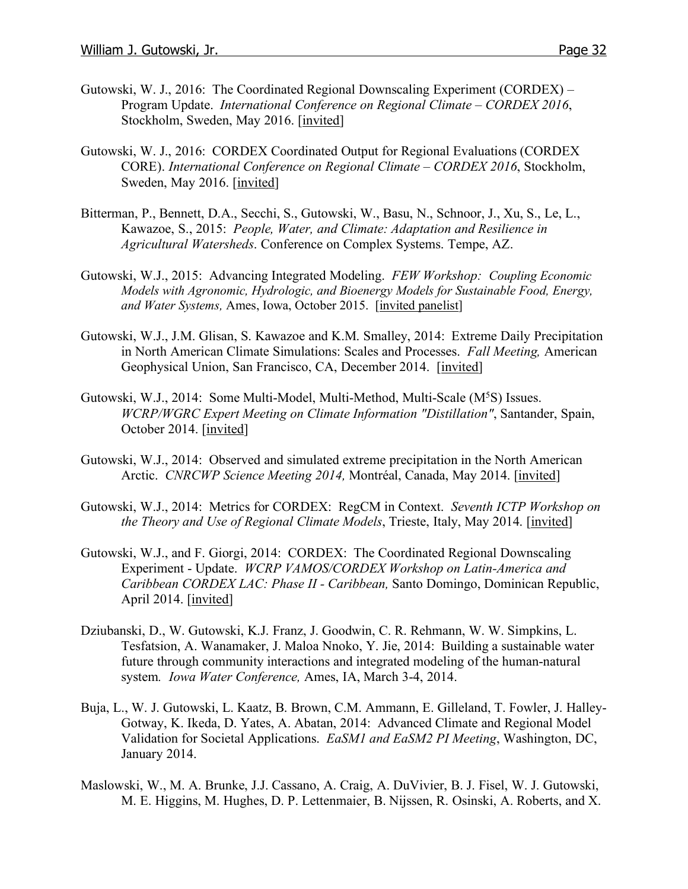Gutowski, W. J., 2016: The Coordinated Regional Downscaling Experiment (CORDEX) – Program Update. *International Conference on Regional Climate – CORDEX 2016*, Stockholm, Sweden, May 2016. [invited]

Gutowski, W. J., 2016: CORDEX Coordinated Output for Regional Evaluations (CORDEX CORE). *International Conference on Regional Climate – CORDEX 2016*, Stockholm, Sweden, May 2016. [invited]

Bitterman, P., Bennett, D.A., Secchi, S., Gutowski, W., Basu, N., Schnoor, J., Xu, S., Le, L., Kawazoe, S., 2015: *People, Water, and Climate: Adaptation and Resilience in Agricultural Watersheds*. Conference on Complex Systems. Tempe, AZ.

Gutowski, W.J., 2015: Advancing Integrated Modeling. *FEW Workshop: Coupling Economic Models with Agronomic, Hydrologic, and Bioenergy Models for Sustainable Food, Energy, and Water Systems,* Ames, Iowa, October 2015. [invited panelist]

Gutowski, W.J., J.M. Glisan, S. Kawazoe and K.M. Smalley, 2014: Extreme Daily Precipitation in North American Climate Simulations: Scales and Processes. *Fall Meeting,* American Geophysical Union, San Francisco, CA, December 2014. [invited]

Gutowski, W.J., 2014: Some Multi-Model, Multi-Method, Multi-Scale ($M^5S$) Issues. *WCRP/WGRC Expert Meeting on Climate Information "Distillation"*, Santander, Spain, October 2014. [invited]

Gutowski, W.J., 2014: Observed and simulated extreme precipitation in the North American Arctic. *CNRCWP Science Meeting 2014,* Montréal, Canada, May 2014. [invited]

Gutowski, W.J., 2014: Metrics for CORDEX: RegCM in Context. *Seventh ICTP Workshop on the Theory and Use of Regional Climate Models*, Trieste, Italy, May 2014. [invited]

Gutowski, W.J., and F. Giorgi, 2014: CORDEX: The Coordinated Regional Downscaling Experiment - Update. *WCRP VAMOS/CORDEX Workshop on Latin-America and Caribbean CORDEX LAC: Phase II - Caribbean,* Santo Domingo, Dominican Republic, April 2014. [invited]

Dziubanski, D., W. Gutowski, K.J. Franz, J. Goodwin, C. R. Rehmann, W. W. Simpkins, L. Tesfatsion, A. Wanamaker, J. Maloa Nnoko, Y. Jie, 2014: Building a sustainable water future through community interactions and integrated modeling of the human-natural system*. Iowa Water Conference,* Ames, IA, March 3-4, 2014.

Buja, L., W. J. Gutowski, L. Kaatz, B. Brown, C.M. Ammann, E. Gilleland, T. Fowler, J. Halley-Gotway, K. Ikeda, D. Yates, A. Abatan, 2014: Advanced Climate and Regional Model Validation for Societal Applications. *EaSM1 and EaSM2 PI Meeting*, Washington, DC, January 2014.

Maslowski, W., M. A. Brunke, J.J. Cassano, A. Craig, A. DuVivier, B. J. Fisel, W. J. Gutowski, M. E. Higgins, M. Hughes, D. P. Lettenmaier, B. Nijssen, R. Osinski, A. Roberts, and X.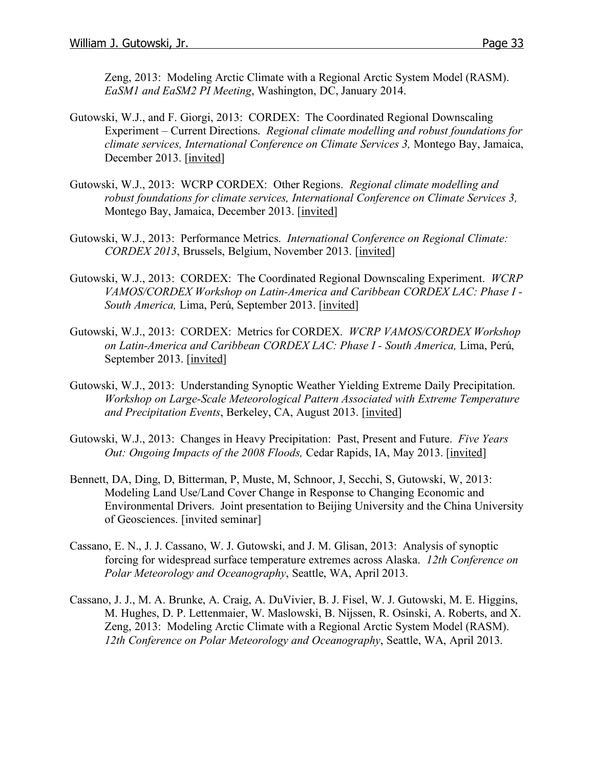Zeng, 2013: Modeling Arctic Climate with a Regional Arctic System Model (RASM). *EaSM1 and EaSM2 PI Meeting*, Washington, DC, January 2014.

Gutowski, W.J., and F. Giorgi, 2013: CORDEX: The Coordinated Regional Downscaling Experiment – Current Directions. *Regional climate modelling and robust foundations for climate services, International Conference on Climate Services 3,* Montego Bay, Jamaica, December 2013. [invited]

Gutowski, W.J., 2013: WCRP CORDEX: Other Regions. *Regional climate modelling and robust foundations for climate services, International Conference on Climate Services 3,* Montego Bay, Jamaica, December 2013. [invited]

Gutowski, W.J., 2013: Performance Metrics. *International Conference on Regional Climate: CORDEX 2013*, Brussels, Belgium, November 2013. [invited]

Gutowski, W.J., 2013: CORDEX: The Coordinated Regional Downscaling Experiment. *WCRP VAMOS/CORDEX Workshop on Latin-America and Caribbean CORDEX LAC: Phase I - South America,* Lima, Perú, September 2013. [invited]

Gutowski, W.J., 2013: CORDEX: Metrics for CORDEX. *WCRP VAMOS/CORDEX Workshop on Latin-America and Caribbean CORDEX LAC: Phase I - South America,* Lima, Perú, September 2013. [invited]

Gutowski, W.J., 2013: Understanding Synoptic Weather Yielding Extreme Daily Precipitation. *Workshop on Large-Scale Meteorological Pattern Associated with Extreme Temperature and Precipitation Events*, Berkeley, CA, August 2013. [invited]

Gutowski, W.J., 2013: Changes in Heavy Precipitation: Past, Present and Future. *Five Years Out: Ongoing Impacts of the 2008 Floods,* Cedar Rapids, IA, May 2013. [invited]

Bennett, DA, Ding, D, Bitterman, P, Muste, M, Schnoor, J, Secchi, S, Gutowski, W, 2013: Modeling Land Use/Land Cover Change in Response to Changing Economic and Environmental Drivers. Joint presentation to Beijing University and the China University of Geosciences. [invited seminar]

Cassano, E. N., J. J. Cassano, W. J. Gutowski, and J. M. Glisan, 2013: Analysis of synoptic forcing for widespread surface temperature extremes across Alaska. *12th Conference on Polar Meteorology and Oceanography*, Seattle, WA, April 2013.

Cassano, J. J., M. A. Brunke, A. Craig, A. DuVivier, B. J. Fisel, W. J. Gutowski, M. E. Higgins, M. Hughes, D. P. Lettenmaier, W. Maslowski, B. Nijssen, R. Osinski, A. Roberts, and X. Zeng, 2013: Modeling Arctic Climate with a Regional Arctic System Model (RASM). *12th Conference on Polar Meteorology and Oceanography*, Seattle, WA, April 2013.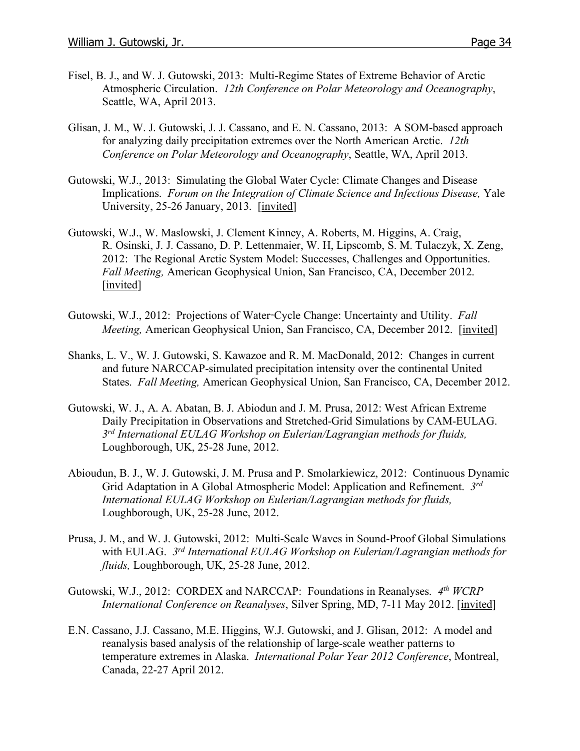Fisel, B. J., and W. J. Gutowski, 2013: Multi-Regime States of Extreme Behavior of Arctic Atmospheric Circulation. *12th Conference on Polar Meteorology and Oceanography*, Seattle, WA, April 2013.

Glisan, J. M., W. J. Gutowski, J. J. Cassano, and E. N. Cassano, 2013: A SOM-based approach for analyzing daily precipitation extremes over the North American Arctic. *12th Conference on Polar Meteorology and Oceanography*, Seattle, WA, April 2013.

Gutowski, W.J., 2013: Simulating the Global Water Cycle: Climate Changes and Disease Implications. *Forum on the Integration of Climate Science and Infectious Disease,* Yale University, 25-26 January, 2013. [invited]

Gutowski, W.J., W. Maslowski, J. Clement Kinney, A. Roberts, M. Higgins, A. Craig, R. Osinski, J. J. Cassano, D. P. Lettenmaier, W. H, Lipscomb, S. M. Tulaczyk, X. Zeng, 2012: The Regional Arctic System Model: Successes, Challenges and Opportunities. *Fall Meeting,* American Geophysical Union, San Francisco, CA, December 2012. [invited]

Gutowski, W.J., 2012: Projections of Water-Cycle Change: Uncertainty and Utility. *Fall Meeting,* American Geophysical Union, San Francisco, CA, December 2012. [invited]

Shanks, L. V., W. J. Gutowski, S. Kawazoe and R. M. MacDonald, 2012: Changes in current and future NARCCAP-simulated precipitation intensity over the continental United States. *Fall Meeting,* American Geophysical Union, San Francisco, CA, December 2012.

Gutowski, W. J., A. A. Abatan, B. J. Abiodun and J. M. Prusa, 2012: West African Extreme Daily Precipitation in Observations and Stretched-Grid Simulations by CAM-EULAG. *3rd International EULAG Workshop on Eulerian/Lagrangian methods for fluids,* Loughborough, UK, 25-28 June, 2012.

Abioudun, B. J., W. J. Gutowski, J. M. Prusa and P. Smolarkiewicz, 2012: Continuous Dynamic Grid Adaptation in A Global Atmospheric Model: Application and Refinement. *3rd International EULAG Workshop on Eulerian/Lagrangian methods for fluids,* Loughborough, UK, 25-28 June, 2012.

Prusa, J. M., and W. J. Gutowski, 2012: Multi-Scale Waves in Sound-Proof Global Simulations with EULAG. *3rd International EULAG Workshop on Eulerian/Lagrangian methods for fluids,* Loughborough, UK, 25-28 June, 2012.

Gutowski, W.J., 2012: CORDEX and NARCCAP: Foundations in Reanalyses. *4th WCRP International Conference on Reanalyses*, Silver Spring, MD, 7-11 May 2012. [invited]

E.N. Cassano, J.J. Cassano, M.E. Higgins, W.J. Gutowski, and J. Glisan, 2012: A model and reanalysis based analysis of the relationship of large-scale weather patterns to temperature extremes in Alaska. *International Polar Year 2012 Conference*, Montreal, Canada, 22-27 April 2012.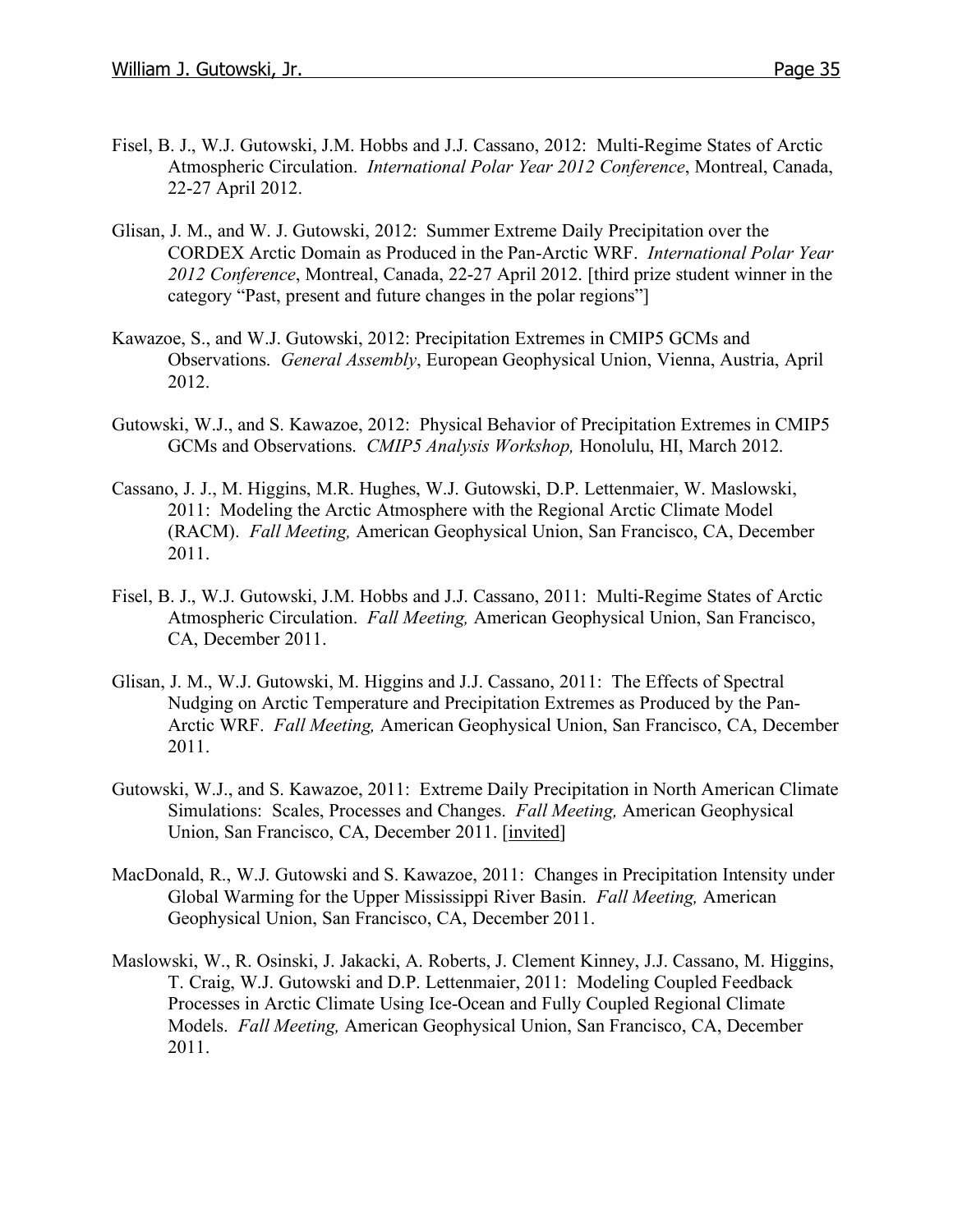Fisel, B. J., W.J. Gutowski, J.M. Hobbs and J.J. Cassano, 2012: Multi-Regime States of Arctic Atmospheric Circulation. *International Polar Year 2012 Conference*, Montreal, Canada, 22-27 April 2012.

Glisan, J. M., and W. J. Gutowski, 2012: Summer Extreme Daily Precipitation over the CORDEX Arctic Domain as Produced in the Pan-Arctic WRF. *International Polar Year 2012 Conference*, Montreal, Canada, 22-27 April 2012. [third prize student winner in the category "Past, present and future changes in the polar regions"]

Kawazoe, S., and W.J. Gutowski, 2012: Precipitation Extremes in CMIP5 GCMs and Observations. *General Assembly*, European Geophysical Union, Vienna, Austria, April 2012.

Gutowski, W.J., and S. Kawazoe, 2012: Physical Behavior of Precipitation Extremes in CMIP5 GCMs and Observations. *CMIP5 Analysis Workshop,* Honolulu, HI, March 2012.

Cassano, J. J., M. Higgins, M.R. Hughes, W.J. Gutowski, D.P. Lettenmaier, W. Maslowski, 2011: Modeling the Arctic Atmosphere with the Regional Arctic Climate Model (RACM). *Fall Meeting,* American Geophysical Union, San Francisco, CA, December 2011.

Fisel, B. J., W.J. Gutowski, J.M. Hobbs and J.J. Cassano, 2011: Multi-Regime States of Arctic Atmospheric Circulation. *Fall Meeting,* American Geophysical Union, San Francisco, CA, December 2011.

Glisan, J. M., W.J. Gutowski, M. Higgins and J.J. Cassano, 2011: The Effects of Spectral Nudging on Arctic Temperature and Precipitation Extremes as Produced by the Pan-Arctic WRF. *Fall Meeting,* American Geophysical Union, San Francisco, CA, December 2011.

Gutowski, W.J., and S. Kawazoe, 2011: Extreme Daily Precipitation in North American Climate Simulations: Scales, Processes and Changes. *Fall Meeting,* American Geophysical Union, San Francisco, CA, December 2011. [invited]

MacDonald, R., W.J. Gutowski and S. Kawazoe, 2011: Changes in Precipitation Intensity under Global Warming for the Upper Mississippi River Basin. *Fall Meeting,* American Geophysical Union, San Francisco, CA, December 2011.

Maslowski, W., R. Osinski, J. Jakacki, A. Roberts, J. Clement Kinney, J.J. Cassano, M. Higgins, T. Craig, W.J. Gutowski and D.P. Lettenmaier, 2011: Modeling Coupled Feedback Processes in Arctic Climate Using Ice-Ocean and Fully Coupled Regional Climate Models. *Fall Meeting,* American Geophysical Union, San Francisco, CA, December 2011.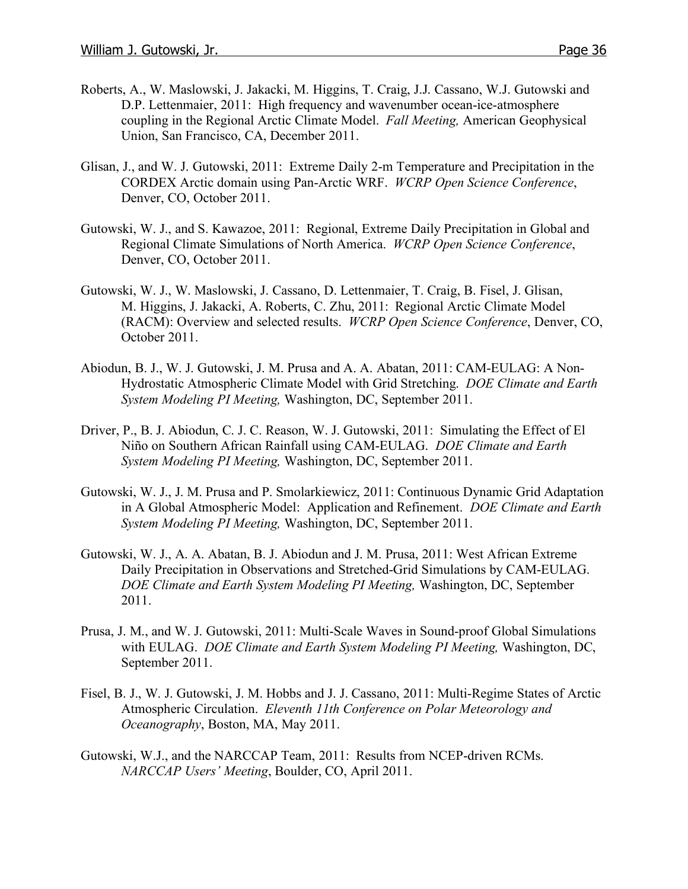Roberts, A., W. Maslowski, J. Jakacki, M. Higgins, T. Craig, J.J. Cassano, W.J. Gutowski and D.P. Lettenmaier, 2011: High frequency and wavenumber ocean-ice-atmosphere coupling in the Regional Arctic Climate Model. *Fall Meeting,* American Geophysical Union, San Francisco, CA, December 2011.

Glisan, J., and W. J. Gutowski, 2011: Extreme Daily 2-m Temperature and Precipitation in the CORDEX Arctic domain using Pan-Arctic WRF. *WCRP Open Science Conference*, Denver, CO, October 2011.

Gutowski, W. J., and S. Kawazoe, 2011: Regional, Extreme Daily Precipitation in Global and Regional Climate Simulations of North America. *WCRP Open Science Conference*, Denver, CO, October 2011.

Gutowski, W. J., W. Maslowski, J. Cassano, D. Lettenmaier, T. Craig, B. Fisel, J. Glisan, M. Higgins, J. Jakacki, A. Roberts, C. Zhu, 2011: Regional Arctic Climate Model (RACM): Overview and selected results. *WCRP Open Science Conference*, Denver, CO, October 2011.

Abiodun, B. J., W. J. Gutowski, J. M. Prusa and A. A. Abatan, 2011: CAM-EULAG: A Non-Hydrostatic Atmospheric Climate Model with Grid Stretching. *DOE Climate and Earth System Modeling PI Meeting,* Washington, DC, September 2011.

Driver, P., B. J. Abiodun, C. J. C. Reason, W. J. Gutowski, 2011: Simulating the Effect of El Niño on Southern African Rainfall using CAM-EULAG. *DOE Climate and Earth System Modeling PI Meeting,* Washington, DC, September 2011.

Gutowski, W. J., J. M. Prusa and P. Smolarkiewicz, 2011: Continuous Dynamic Grid Adaptation in A Global Atmospheric Model: Application and Refinement. *DOE Climate and Earth System Modeling PI Meeting,* Washington, DC, September 2011.

Gutowski, W. J., A. A. Abatan, B. J. Abiodun and J. M. Prusa, 2011: West African Extreme Daily Precipitation in Observations and Stretched-Grid Simulations by CAM-EULAG. *DOE Climate and Earth System Modeling PI Meeting,* Washington, DC, September 2011.

Prusa, J. M., and W. J. Gutowski, 2011: Multi-Scale Waves in Sound-proof Global Simulations with EULAG. *DOE Climate and Earth System Modeling PI Meeting,* Washington, DC, September 2011.

Fisel, B. J., W. J. Gutowski, J. M. Hobbs and J. J. Cassano, 2011: Multi-Regime States of Arctic Atmospheric Circulation. *Eleventh 11th Conference on Polar Meteorology and Oceanography*, Boston, MA, May 2011.

Gutowski, W.J., and the NARCCAP Team, 2011: Results from NCEP-driven RCMs. *NARCCAP Users' Meeting*, Boulder, CO, April 2011.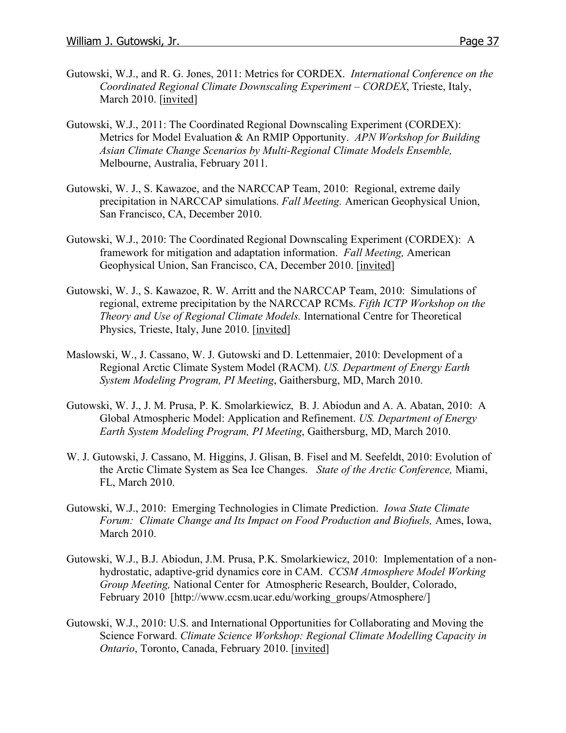Gutowski, W.J., and R. G. Jones, 2011: Metrics for CORDEX. *International Conference on the Coordinated Regional Climate Downscaling Experiment – CORDEX*, Trieste, Italy, March 2010. [invited]

Gutowski, W.J., 2011: The Coordinated Regional Downscaling Experiment (CORDEX): Metrics for Model Evaluation & An RMIP Opportunity. *APN Workshop for Building Asian Climate Change Scenarios by Multi-Regional Climate Models Ensemble,* Melbourne, Australia, February 2011.

Gutowski, W. J., S. Kawazoe, and the NARCCAP Team, 2010: Regional, extreme daily precipitation in NARCCAP simulations. *Fall Meeting.* American Geophysical Union, San Francisco, CA, December 2010.

Gutowski, W.J., 2010: The Coordinated Regional Downscaling Experiment (CORDEX): A framework for mitigation and adaptation information. *Fall Meeting,* American Geophysical Union, San Francisco, CA, December 2010. [invited]

Gutowski, W. J., S. Kawazoe, R. W. Arritt and the NARCCAP Team, 2010: Simulations of regional, extreme precipitation by the NARCCAP RCMs. *Fifth ICTP Workshop on the Theory and Use of Regional Climate Models.* International Centre for Theoretical Physics, Trieste, Italy, June 2010. [invited]

Maslowski, W., J. Cassano, W. J. Gutowski and D. Lettenmaier, 2010: Development of a Regional Arctic Climate System Model (RACM). *US. Department of Energy Earth System Modeling Program, PI Meeting*, Gaithersburg, MD, March 2010.

Gutowski, W. J., J. M. Prusa, P. K. Smolarkiewicz, B. J. Abiodun and A. A. Abatan, 2010: A Global Atmospheric Model: Application and Refinement. *US. Department of Energy Earth System Modeling Program, PI Meeting*, Gaithersburg, MD, March 2010.

W. J. Gutowski, J. Cassano, M. Higgins, J. Glisan, B. Fisel and M. Seefeldt, 2010: Evolution of the Arctic Climate System as Sea Ice Changes. *State of the Arctic Conference,* Miami, FL, March 2010.

Gutowski, W.J., 2010: Emerging Technologies in Climate Prediction. *Iowa State Climate Forum: Climate Change and Its Impact on Food Production and Biofuels,* Ames, Iowa, March 2010.

Gutowski, W.J., B.J. Abiodun, J.M. Prusa, P.K. Smolarkiewicz, 2010: Implementation of a non-hydrostatic, adaptive-grid dynamics core in CAM. *CCSM Atmosphere Model Working Group Meeting,* National Center for Atmospheric Research, Boulder, Colorado, February 2010 [http://www.ccsm.ucar.edu/working_groups/Atmosphere/]

Gutowski, W.J., 2010: U.S. and International Opportunities for Collaborating and Moving the Science Forward. *Climate Science Workshop: Regional Climate Modelling Capacity in Ontario*, Toronto, Canada, February 2010. [invited]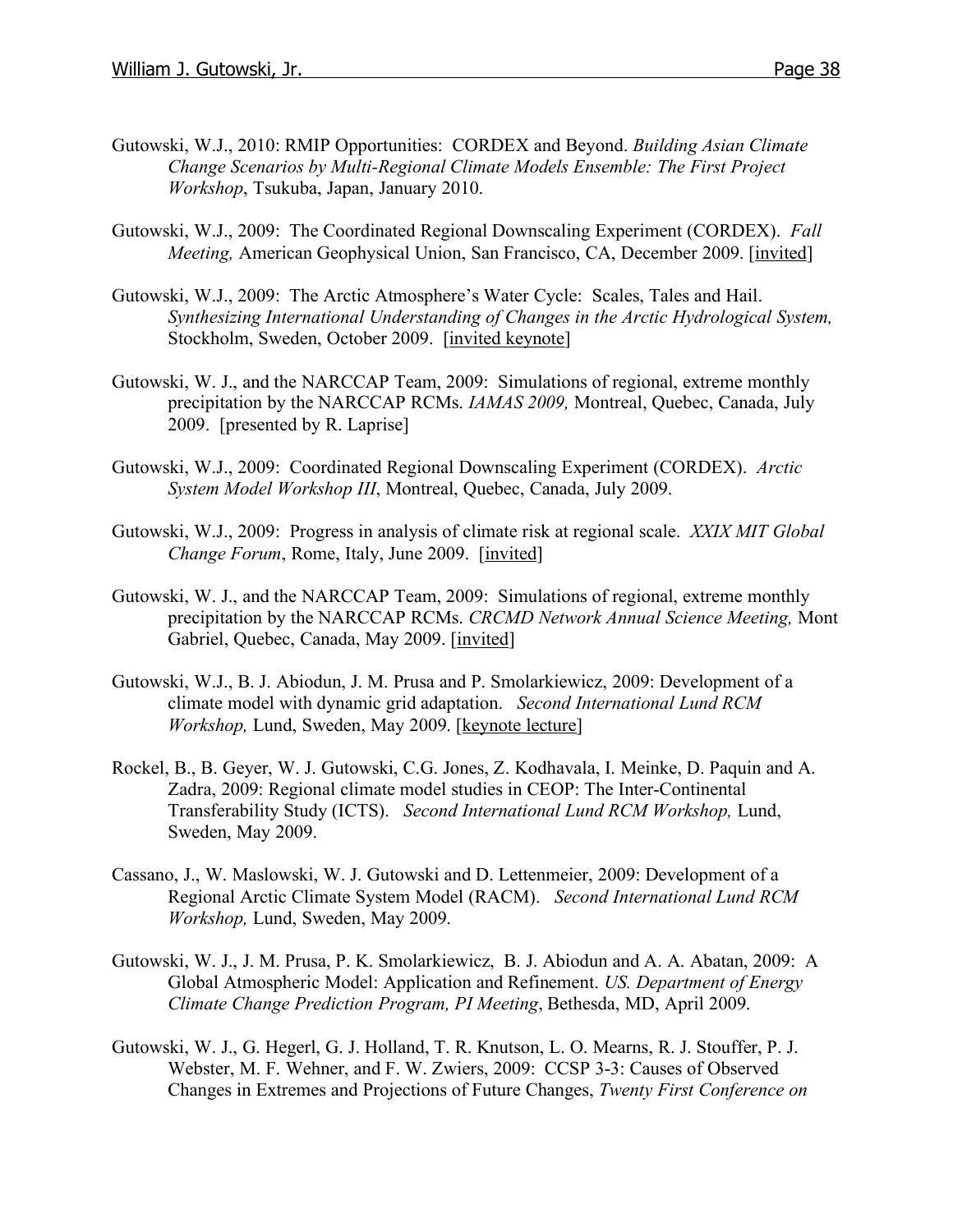Gutowski, W.J., 2010: RMIP Opportunities: CORDEX and Beyond. *Building Asian Climate Change Scenarios by Multi-Regional Climate Models Ensemble: The First Project Workshop*, Tsukuba, Japan, January 2010.

Gutowski, W.J., 2009: The Coordinated Regional Downscaling Experiment (CORDEX). *Fall Meeting,* American Geophysical Union, San Francisco, CA, December 2009. [invited]

Gutowski, W.J., 2009: The Arctic Atmosphere's Water Cycle: Scales, Tales and Hail. *Synthesizing International Understanding of Changes in the Arctic Hydrological System,* Stockholm, Sweden, October 2009. [invited keynote]

Gutowski, W. J., and the NARCCAP Team, 2009: Simulations of regional, extreme monthly precipitation by the NARCCAP RCMs. *IAMAS 2009,* Montreal, Quebec, Canada, July 2009. [presented by R. Laprise]

Gutowski, W.J., 2009: Coordinated Regional Downscaling Experiment (CORDEX). *Arctic System Model Workshop III*, Montreal, Quebec, Canada, July 2009.

Gutowski, W.J., 2009: Progress in analysis of climate risk at regional scale. *XXIX MIT Global Change Forum*, Rome, Italy, June 2009. [invited]

Gutowski, W. J., and the NARCCAP Team, 2009: Simulations of regional, extreme monthly precipitation by the NARCCAP RCMs. *CRCMD Network Annual Science Meeting,* Mont Gabriel, Quebec, Canada, May 2009. [invited]

Gutowski, W.J., B. J. Abiodun, J. M. Prusa and P. Smolarkiewicz, 2009: Development of a climate model with dynamic grid adaptation. *Second International Lund RCM Workshop,* Lund, Sweden, May 2009. [keynote lecture]

Rockel, B., B. Geyer, W. J. Gutowski, C.G. Jones, Z. Kodhavala, I. Meinke, D. Paquin and A. Zadra, 2009: Regional climate model studies in CEOP: The Inter-Continental Transferability Study (ICTS). *Second International Lund RCM Workshop,* Lund, Sweden, May 2009.

Cassano, J., W. Maslowski, W. J. Gutowski and D. Lettenmeier, 2009: Development of a Regional Arctic Climate System Model (RACM). *Second International Lund RCM Workshop,* Lund, Sweden, May 2009.

Gutowski, W. J., J. M. Prusa, P. K. Smolarkiewicz, B. J. Abiodun and A. A. Abatan, 2009: A Global Atmospheric Model: Application and Refinement. *US. Department of Energy Climate Change Prediction Program, PI Meeting*, Bethesda, MD, April 2009.

Gutowski, W. J., G. Hegerl, G. J. Holland, T. R. Knutson, L. O. Mearns, R. J. Stouffer, P. J. Webster, M. F. Wehner, and F. W. Zwiers, 2009: CCSP 3-3: Causes of Observed Changes in Extremes and Projections of Future Changes, *Twenty First Conference on*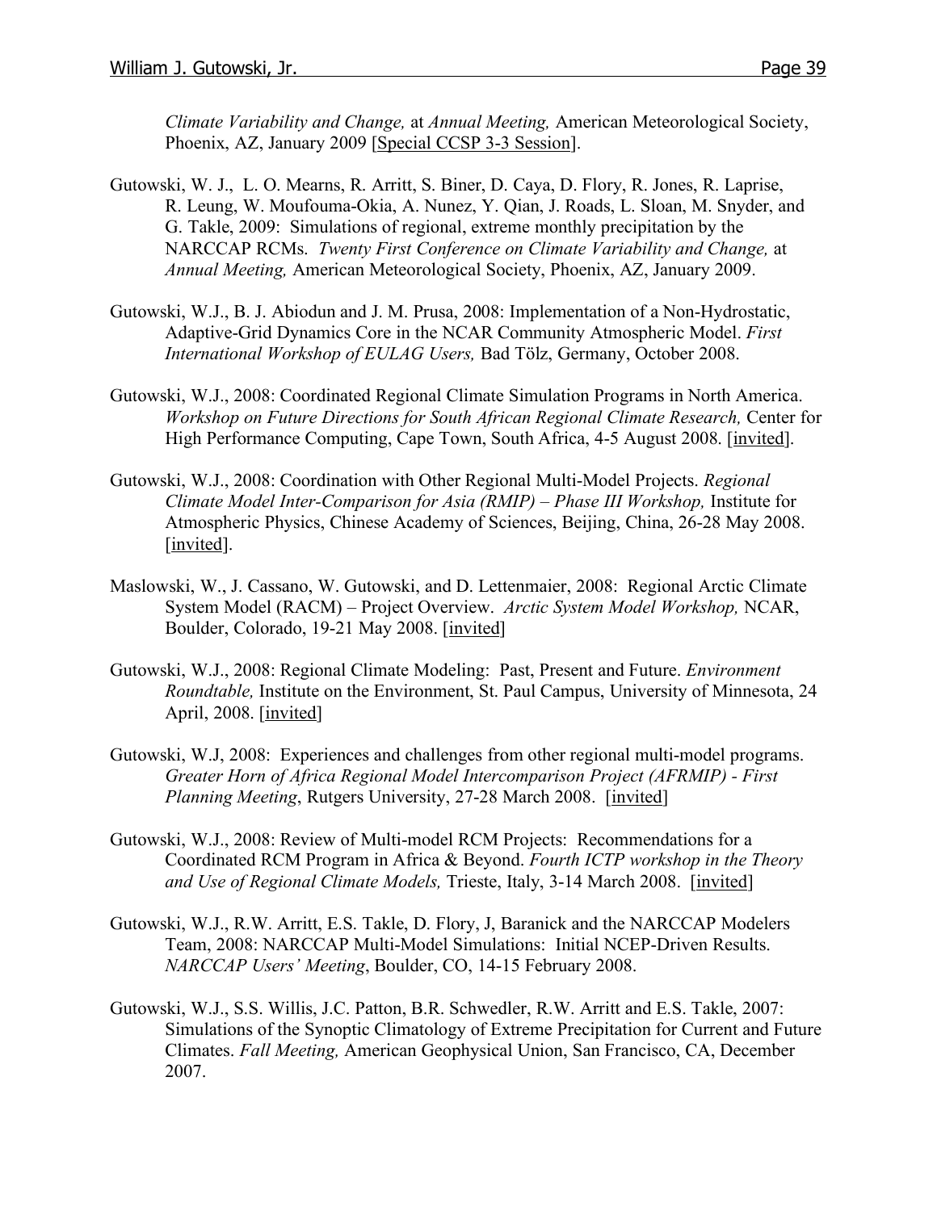*Climate Variability and Change,* at *Annual Meeting,* American Meteorological Society, Phoenix, AZ, January 2009 [Special CCSP 3-3 Session].

Gutowski, W. J., L. O. Mearns, R. Arritt, S. Biner, D. Caya, D. Flory, R. Jones, R. Laprise, R. Leung, W. Moufouma-Okia, A. Nunez, Y. Qian, J. Roads, L. Sloan, M. Snyder, and G. Takle, 2009: Simulations of regional, extreme monthly precipitation by the NARCCAP RCMs. *Twenty First Conference on Climate Variability and Change,* at *Annual Meeting,* American Meteorological Society, Phoenix, AZ, January 2009.

Gutowski, W.J., B. J. Abiodun and J. M. Prusa, 2008: Implementation of a Non-Hydrostatic, Adaptive-Grid Dynamics Core in the NCAR Community Atmospheric Model. *First International Workshop of EULAG Users,* Bad Tölz, Germany, October 2008.

Gutowski, W.J., 2008: Coordinated Regional Climate Simulation Programs in North America. *Workshop on Future Directions for South African Regional Climate Research,* Center for High Performance Computing, Cape Town, South Africa, 4-5 August 2008. [invited].

Gutowski, W.J., 2008: Coordination with Other Regional Multi-Model Projects. *Regional Climate Model Inter-Comparison for Asia (RMIP) – Phase III Workshop,* Institute for Atmospheric Physics, Chinese Academy of Sciences, Beijing, China, 26-28 May 2008. [invited].

Maslowski, W., J. Cassano, W. Gutowski, and D. Lettenmaier, 2008: Regional Arctic Climate System Model (RACM) – Project Overview. *Arctic System Model Workshop,* NCAR, Boulder, Colorado, 19-21 May 2008. [invited]

Gutowski, W.J., 2008: Regional Climate Modeling: Past, Present and Future. *Environment Roundtable,* Institute on the Environment, St. Paul Campus, University of Minnesota, 24 April, 2008. [invited]

Gutowski, W.J, 2008: Experiences and challenges from other regional multi-model programs. *Greater Horn of Africa Regional Model Intercomparison Project (AFRMIP) - First Planning Meeting*, Rutgers University, 27-28 March 2008. [invited]

Gutowski, W.J., 2008: Review of Multi-model RCM Projects: Recommendations for a Coordinated RCM Program in Africa & Beyond. *Fourth ICTP workshop in the Theory and Use of Regional Climate Models,* Trieste, Italy, 3-14 March 2008. [invited]

Gutowski, W.J., R.W. Arritt, E.S. Takle, D. Flory, J, Baranick and the NARCCAP Modelers Team, 2008: NARCCAP Multi-Model Simulations: Initial NCEP-Driven Results. *NARCCAP Users' Meeting*, Boulder, CO, 14-15 February 2008.

Gutowski, W.J., S.S. Willis, J.C. Patton, B.R. Schwedler, R.W. Arritt and E.S. Takle, 2007: Simulations of the Synoptic Climatology of Extreme Precipitation for Current and Future Climates. *Fall Meeting,* American Geophysical Union, San Francisco, CA, December 2007.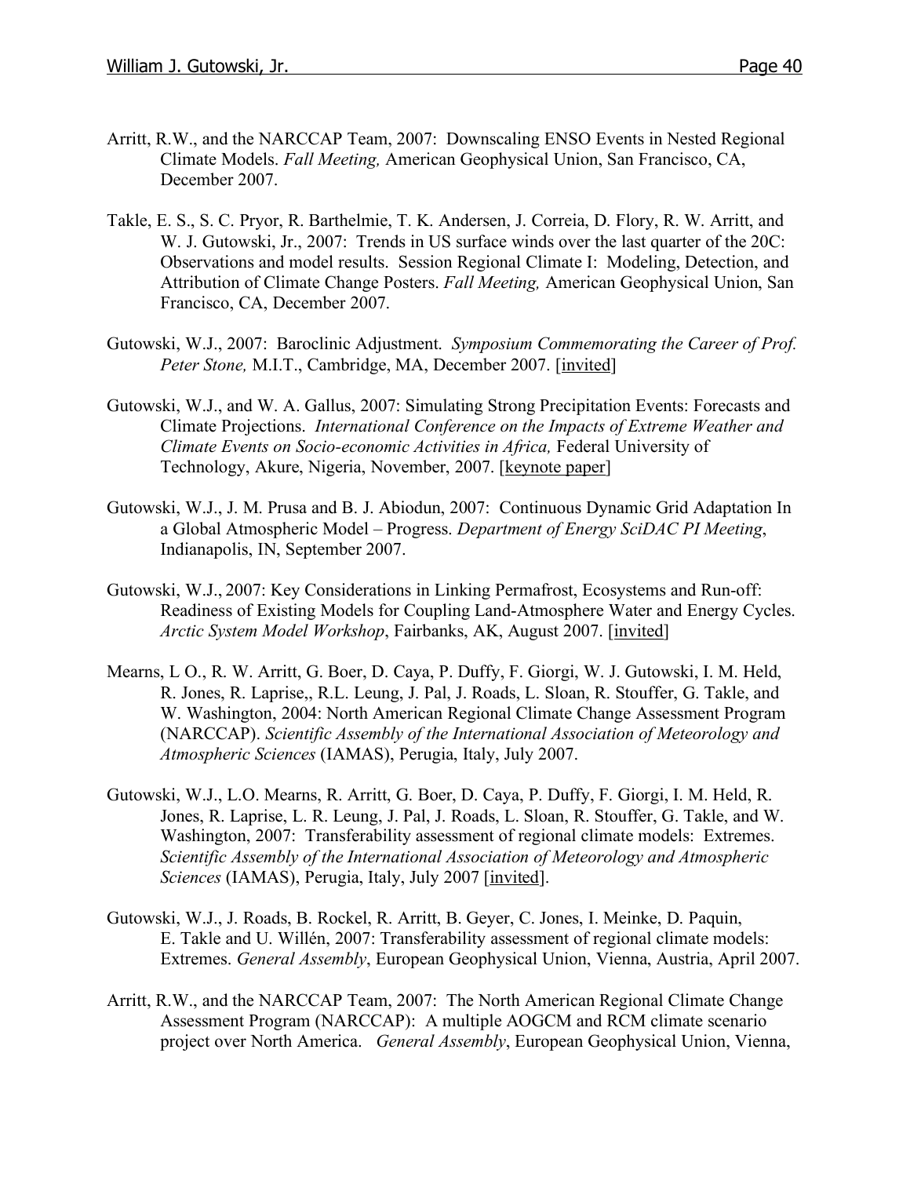Arritt, R.W., and the NARCCAP Team, 2007: Downscaling ENSO Events in Nested Regional Climate Models. *Fall Meeting,* American Geophysical Union, San Francisco, CA, December 2007.

Takle, E. S., S. C. Pryor, R. Barthelmie, T. K. Andersen, J. Correia, D. Flory, R. W. Arritt, and W. J. Gutowski, Jr., 2007: Trends in US surface winds over the last quarter of the 20C: Observations and model results. Session Regional Climate I: Modeling, Detection, and Attribution of Climate Change Posters. *Fall Meeting,* American Geophysical Union, San Francisco, CA, December 2007.

Gutowski, W.J., 2007: Baroclinic Adjustment. *Symposium Commemorating the Career of Prof. Peter Stone,* M.I.T., Cambridge, MA, December 2007. [invited]

Gutowski, W.J., and W. A. Gallus, 2007: Simulating Strong Precipitation Events: Forecasts and Climate Projections. *International Conference on the Impacts of Extreme Weather and Climate Events on Socio-economic Activities in Africa,* Federal University of Technology, Akure, Nigeria, November, 2007. [keynote paper]

Gutowski, W.J., J. M. Prusa and B. J. Abiodun, 2007: Continuous Dynamic Grid Adaptation In a Global Atmospheric Model – Progress. *Department of Energy SciDAC PI Meeting*, Indianapolis, IN, September 2007.

Gutowski, W.J., 2007: Key Considerations in Linking Permafrost, Ecosystems and Run-off: Readiness of Existing Models for Coupling Land-Atmosphere Water and Energy Cycles. *Arctic System Model Workshop*, Fairbanks, AK, August 2007. [invited]

Mearns, L O., R. W. Arritt, G. Boer, D. Caya, P. Duffy, F. Giorgi, W. J. Gutowski, I. M. Held, R. Jones, R. Laprise,, R.L. Leung, J. Pal, J. Roads, L. Sloan, R. Stouffer, G. Takle, and W. Washington, 2004: North American Regional Climate Change Assessment Program (NARCCAP). *Scientific Assembly of the International Association of Meteorology and Atmospheric Sciences* (IAMAS), Perugia, Italy, July 2007.

Gutowski, W.J., L.O. Mearns, R. Arritt, G. Boer, D. Caya, P. Duffy, F. Giorgi, I. M. Held, R. Jones, R. Laprise, L. R. Leung, J. Pal, J. Roads, L. Sloan, R. Stouffer, G. Takle, and W. Washington, 2007: Transferability assessment of regional climate models: Extremes. *Scientific Assembly of the International Association of Meteorology and Atmospheric Sciences* (IAMAS), Perugia, Italy, July 2007 [invited].

Gutowski, W.J., J. Roads, B. Rockel, R. Arritt, B. Geyer, C. Jones, I. Meinke, D. Paquin, E. Takle and U. Willén, 2007: Transferability assessment of regional climate models: Extremes. *General Assembly*, European Geophysical Union, Vienna, Austria, April 2007.

Arritt, R.W., and the NARCCAP Team, 2007: The North American Regional Climate Change Assessment Program (NARCCAP): A multiple AOGCM and RCM climate scenario project over North America. *General Assembly*, European Geophysical Union, Vienna,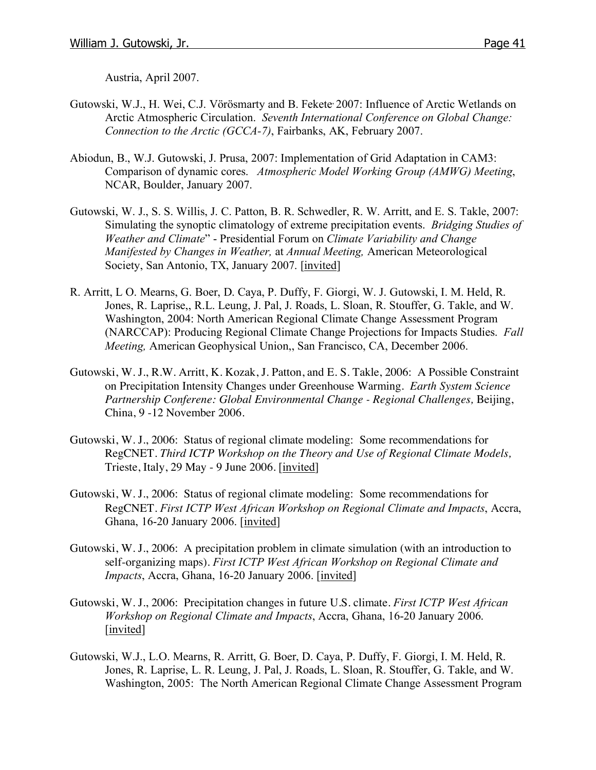Austria, April 2007.

Gutowski, W.J., H. Wei, C.J. Vörösmarty and B. Fekete, 2007: Influence of Arctic Wetlands on Arctic Atmospheric Circulation. *Seventh International Conference on Global Change: Connection to the Arctic (GCCA-7)*, Fairbanks, AK, February 2007.

Abiodun, B., W.J. Gutowski, J. Prusa, 2007: Implementation of Grid Adaptation in CAM3: Comparison of dynamic cores. *Atmospheric Model Working Group (AMWG) Meeting*, NCAR, Boulder, January 2007.

Gutowski, W. J., S. S. Willis, J. C. Patton, B. R. Schwedler, R. W. Arritt, and E. S. Takle, 2007: Simulating the synoptic climatology of extreme precipitation events. *Bridging Studies of Weather and Climate*" - Presidential Forum on *Climate Variability and Change Manifested by Changes in Weather,* at *Annual Meeting,* American Meteorological Society, San Antonio, TX, January 2007. [invited]

R. Arritt, L O. Mearns, G. Boer, D. Caya, P. Duffy, F. Giorgi, W. J. Gutowski, I. M. Held, R. Jones, R. Laprise,, R.L. Leung, J. Pal, J. Roads, L. Sloan, R. Stouffer, G. Takle, and W. Washington, 2004: North American Regional Climate Change Assessment Program (NARCCAP): Producing Regional Climate Change Projections for Impacts Studies. *Fall Meeting,* American Geophysical Union,, San Francisco, CA, December 2006.

Gutowski, W. J., R.W. Arritt, K. Kozak, J. Patton, and E. S. Takle, 2006: A Possible Constraint on Precipitation Intensity Changes under Greenhouse Warming. *Earth System Science Partnership Conferene: Global Environmental Change - Regional Challenges,* Beijing, China, 9 -12 November 2006.

Gutowski, W. J., 2006: Status of regional climate modeling: Some recommendations for RegCNET. *Third ICTP Workshop on the Theory and Use of Regional Climate Models,* Trieste, Italy, 29 May - 9 June 2006. [invited]

Gutowski, W. J., 2006: Status of regional climate modeling: Some recommendations for RegCNET. *First ICTP West African Workshop on Regional Climate and Impacts*, Accra, Ghana, 16-20 January 2006. [invited]

Gutowski, W. J., 2006: A precipitation problem in climate simulation (with an introduction to self-organizing maps). *First ICTP West African Workshop on Regional Climate and Impacts*, Accra, Ghana, 16-20 January 2006. [invited]

Gutowski, W. J., 2006: Precipitation changes in future U.S. climate. *First ICTP West African Workshop on Regional Climate and Impacts*, Accra, Ghana, 16-20 January 2006. [invited]

Gutowski, W.J., L.O. Mearns, R. Arritt, G. Boer, D. Caya, P. Duffy, F. Giorgi, I. M. Held, R. Jones, R. Laprise, L. R. Leung, J. Pal, J. Roads, L. Sloan, R. Stouffer, G. Takle, and W. Washington, 2005: The North American Regional Climate Change Assessment Program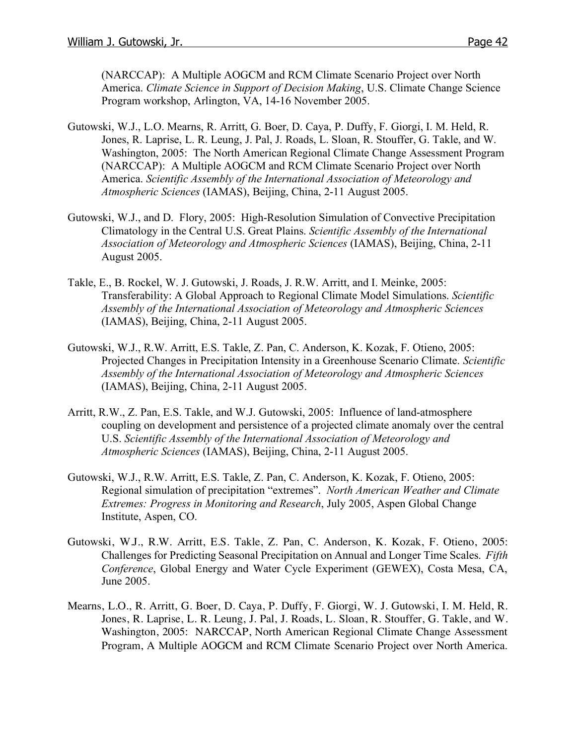(NARCCAP): A Multiple AOGCM and RCM Climate Scenario Project over North America. *Climate Science in Support of Decision Making*, U.S. Climate Change Science Program workshop, Arlington, VA, 14-16 November 2005.

Gutowski, W.J., L.O. Mearns, R. Arritt, G. Boer, D. Caya, P. Duffy, F. Giorgi, I. M. Held, R. Jones, R. Laprise, L. R. Leung, J. Pal, J. Roads, L. Sloan, R. Stouffer, G. Takle, and W. Washington, 2005: The North American Regional Climate Change Assessment Program (NARCCAP): A Multiple AOGCM and RCM Climate Scenario Project over North America. *Scientific Assembly of the International Association of Meteorology and Atmospheric Sciences* (IAMAS), Beijing, China, 2-11 August 2005.

Gutowski, W.J., and D. Flory, 2005: High-Resolution Simulation of Convective Precipitation Climatology in the Central U.S. Great Plains. *Scientific Assembly of the International Association of Meteorology and Atmospheric Sciences* (IAMAS), Beijing, China, 2-11 August 2005.

Takle, E., B. Rockel, W. J. Gutowski, J. Roads, J. R.W. Arritt, and I. Meinke, 2005: Transferability: A Global Approach to Regional Climate Model Simulations. *Scientific Assembly of the International Association of Meteorology and Atmospheric Sciences* (IAMAS), Beijing, China, 2-11 August 2005.

Gutowski, W.J., R.W. Arritt, E.S. Takle, Z. Pan, C. Anderson, K. Kozak, F. Otieno, 2005: Projected Changes in Precipitation Intensity in a Greenhouse Scenario Climate. *Scientific Assembly of the International Association of Meteorology and Atmospheric Sciences* (IAMAS), Beijing, China, 2-11 August 2005.

Arritt, R.W., Z. Pan, E.S. Takle, and W.J. Gutowski, 2005: Influence of land-atmosphere coupling on development and persistence of a projected climate anomaly over the central U.S. *Scientific Assembly of the International Association of Meteorology and Atmospheric Sciences* (IAMAS), Beijing, China, 2-11 August 2005.

Gutowski, W.J., R.W. Arritt, E.S. Takle, Z. Pan, C. Anderson, K. Kozak, F. Otieno, 2005: Regional simulation of precipitation "extremes". *North American Weather and Climate Extremes: Progress in Monitoring and Research*, July 2005, Aspen Global Change Institute, Aspen, CO.

Gutowski, W.J., R.W. Arritt, E.S. Takle, Z. Pan, C. Anderson, K. Kozak, F. Otieno, 2005: Challenges for Predicting Seasonal Precipitation on Annual and Longer Time Scales. *Fifth Conference*, Global Energy and Water Cycle Experiment (GEWEX), Costa Mesa, CA, June 2005.

Mearns, L.O., R. Arritt, G. Boer, D. Caya, P. Duffy, F. Giorgi, W. J. Gutowski, I. M. Held, R. Jones, R. Laprise, L. R. Leung, J. Pal, J. Roads, L. Sloan, R. Stouffer, G. Takle, and W. Washington, 2005: NARCCAP, North American Regional Climate Change Assessment Program, A Multiple AOGCM and RCM Climate Scenario Project over North America.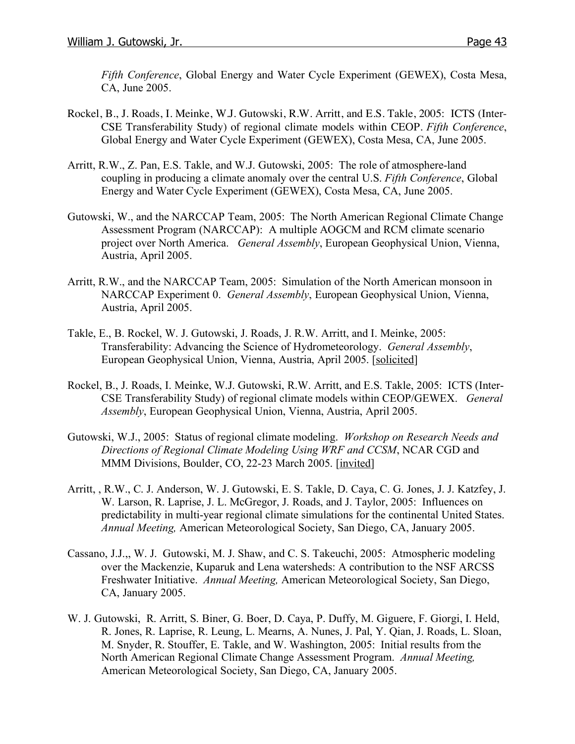*Fifth Conference*, Global Energy and Water Cycle Experiment (GEWEX), Costa Mesa, CA, June 2005.

Rockel, B., J. Roads, I. Meinke, W.J. Gutowski, R.W. Arritt, and E.S. Takle, 2005: ICTS (Inter-CSE Transferability Study) of regional climate models within CEOP. *Fifth Conference*, Global Energy and Water Cycle Experiment (GEWEX), Costa Mesa, CA, June 2005.

Arritt, R.W., Z. Pan, E.S. Takle, and W.J. Gutowski, 2005: The role of atmosphere-land coupling in producing a climate anomaly over the central U.S. *Fifth Conference*, Global Energy and Water Cycle Experiment (GEWEX), Costa Mesa, CA, June 2005.

Gutowski, W., and the NARCCAP Team, 2005: The North American Regional Climate Change Assessment Program (NARCCAP): A multiple AOGCM and RCM climate scenario project over North America. *General Assembly*, European Geophysical Union, Vienna, Austria, April 2005.

Arritt, R.W., and the NARCCAP Team, 2005: Simulation of the North American monsoon in NARCCAP Experiment 0. *General Assembly*, European Geophysical Union, Vienna, Austria, April 2005.

Takle, E., B. Rockel, W. J. Gutowski, J. Roads, J. R.W. Arritt, and I. Meinke, 2005: Transferability: Advancing the Science of Hydrometeorology. *General Assembly*, European Geophysical Union, Vienna, Austria, April 2005. [solicited]

Rockel, B., J. Roads, I. Meinke, W.J. Gutowski, R.W. Arritt, and E.S. Takle, 2005: ICTS (Inter-CSE Transferability Study) of regional climate models within CEOP/GEWEX. *General Assembly*, European Geophysical Union, Vienna, Austria, April 2005.

Gutowski, W.J., 2005: Status of regional climate modeling. *Workshop on Research Needs and Directions of Regional Climate Modeling Using WRF and CCSM*, NCAR CGD and MMM Divisions, Boulder, CO, 22-23 March 2005. [invited]

Arritt, , R.W., C. J. Anderson, W. J. Gutowski, E. S. Takle, D. Caya, C. G. Jones, J. J. Katzfey, J. W. Larson, R. Laprise, J. L. McGregor, J. Roads, and J. Taylor, 2005: Influences on predictability in multi-year regional climate simulations for the continental United States. *Annual Meeting,* American Meteorological Society, San Diego, CA, January 2005.

Cassano, J.J.,, W. J. Gutowski, M. J. Shaw, and C. S. Takeuchi, 2005: Atmospheric modeling over the Mackenzie, Kuparuk and Lena watersheds: A contribution to the NSF ARCSS Freshwater Initiative. *Annual Meeting,* American Meteorological Society, San Diego, CA, January 2005.

W. J. Gutowski, R. Arritt, S. Biner, G. Boer, D. Caya, P. Duffy, M. Giguere, F. Giorgi, I. Held, R. Jones, R. Laprise, R. Leung, L. Mearns, A. Nunes, J. Pal, Y. Qian, J. Roads, L. Sloan, M. Snyder, R. Stouffer, E. Takle, and W. Washington, 2005: Initial results from the North American Regional Climate Change Assessment Program. *Annual Meeting,* American Meteorological Society, San Diego, CA, January 2005.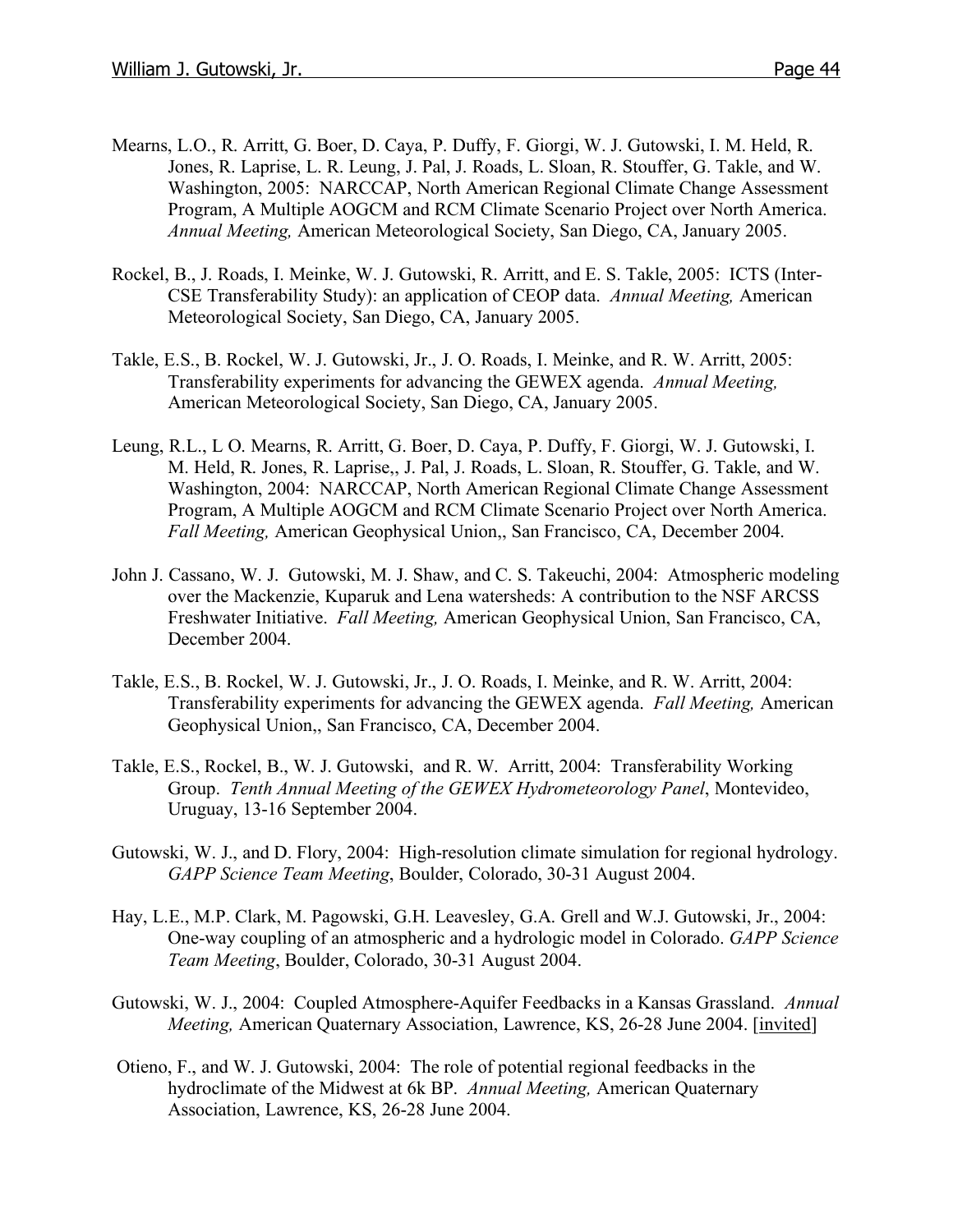Mearns, L.O., R. Arritt, G. Boer, D. Caya, P. Duffy, F. Giorgi, W. J. Gutowski, I. M. Held, R. Jones, R. Laprise, L. R. Leung, J. Pal, J. Roads, L. Sloan, R. Stouffer, G. Takle, and W. Washington, 2005: NARCCAP, North American Regional Climate Change Assessment Program, A Multiple AOGCM and RCM Climate Scenario Project over North America. *Annual Meeting,* American Meteorological Society, San Diego, CA, January 2005.

Rockel, B., J. Roads, I. Meinke, W. J. Gutowski, R. Arritt, and E. S. Takle, 2005: ICTS (Inter-CSE Transferability Study): an application of CEOP data. *Annual Meeting,* American Meteorological Society, San Diego, CA, January 2005.

Takle, E.S., B. Rockel, W. J. Gutowski, Jr., J. O. Roads, I. Meinke, and R. W. Arritt, 2005: Transferability experiments for advancing the GEWEX agenda. *Annual Meeting,* American Meteorological Society, San Diego, CA, January 2005.

Leung, R.L., L O. Mearns, R. Arritt, G. Boer, D. Caya, P. Duffy, F. Giorgi, W. J. Gutowski, I. M. Held, R. Jones, R. Laprise,, J. Pal, J. Roads, L. Sloan, R. Stouffer, G. Takle, and W. Washington, 2004: NARCCAP, North American Regional Climate Change Assessment Program, A Multiple AOGCM and RCM Climate Scenario Project over North America. *Fall Meeting,* American Geophysical Union,, San Francisco, CA, December 2004.

John J. Cassano, W. J. Gutowski, M. J. Shaw, and C. S. Takeuchi, 2004: Atmospheric modeling over the Mackenzie, Kuparuk and Lena watersheds: A contribution to the NSF ARCSS Freshwater Initiative. *Fall Meeting,* American Geophysical Union, San Francisco, CA, December 2004.

Takle, E.S., B. Rockel, W. J. Gutowski, Jr., J. O. Roads, I. Meinke, and R. W. Arritt, 2004: Transferability experiments for advancing the GEWEX agenda. *Fall Meeting,* American Geophysical Union,, San Francisco, CA, December 2004.

Takle, E.S., Rockel, B., W. J. Gutowski, and R. W. Arritt, 2004: Transferability Working Group. *Tenth Annual Meeting of the GEWEX Hydrometeorology Panel*, Montevideo, Uruguay, 13-16 September 2004.

Gutowski, W. J., and D. Flory, 2004: High-resolution climate simulation for regional hydrology. *GAPP Science Team Meeting*, Boulder, Colorado, 30-31 August 2004.

Hay, L.E., M.P. Clark, M. Pagowski, G.H. Leavesley, G.A. Grell and W.J. Gutowski, Jr., 2004: One-way coupling of an atmospheric and a hydrologic model in Colorado. *GAPP Science Team Meeting*, Boulder, Colorado, 30-31 August 2004.

Gutowski, W. J., 2004: Coupled Atmosphere-Aquifer Feedbacks in a Kansas Grassland. *Annual Meeting,* American Quaternary Association, Lawrence, KS, 26-28 June 2004. [invited]

Otieno, F., and W. J. Gutowski, 2004: The role of potential regional feedbacks in the hydroclimate of the Midwest at 6k BP. *Annual Meeting,* American Quaternary Association, Lawrence, KS, 26-28 June 2004.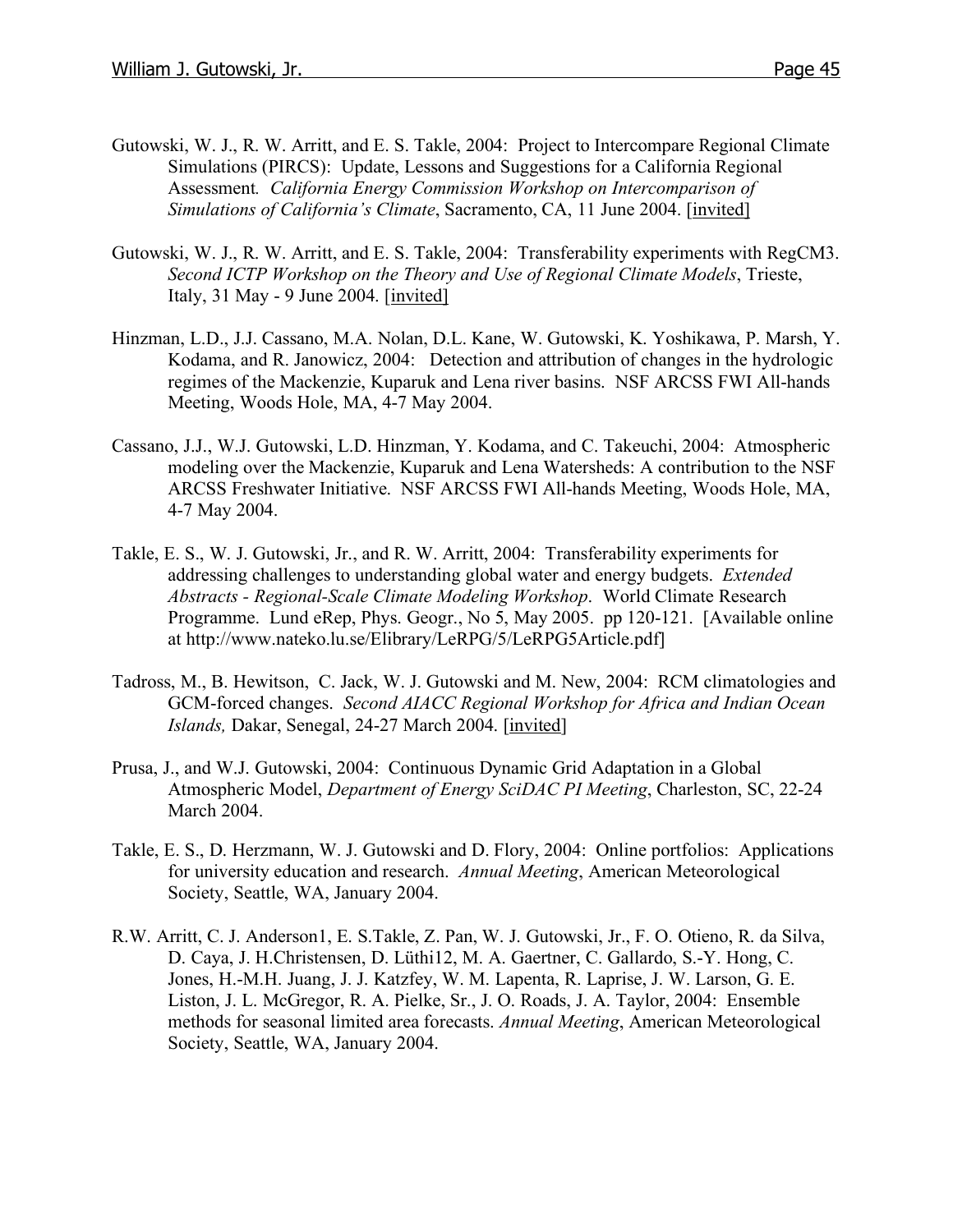Gutowski, W. J., R. W. Arritt, and E. S. Takle, 2004: Project to Intercompare Regional Climate Simulations (PIRCS): Update, Lessons and Suggestions for a California Regional Assessment*. California Energy Commission Workshop on Intercomparison of Simulations of California's Climate*, Sacramento, CA, 11 June 2004. [invited]

Gutowski, W. J., R. W. Arritt, and E. S. Takle, 2004: Transferability experiments with RegCM3. *Second ICTP Workshop on the Theory and Use of Regional Climate Models*, Trieste, Italy, 31 May - 9 June 2004. [invited]

Hinzman, L.D., J.J. Cassano, M.A. Nolan, D.L. Kane, W. Gutowski, K. Yoshikawa, P. Marsh, Y. Kodama, and R. Janowicz, 2004: Detection and attribution of changes in the hydrologic regimes of the Mackenzie, Kuparuk and Lena river basins. NSF ARCSS FWI All-hands Meeting, Woods Hole, MA, 4-7 May 2004.

Cassano, J.J., W.J. Gutowski, L.D. Hinzman, Y. Kodama, and C. Takeuchi, 2004: Atmospheric modeling over the Mackenzie, Kuparuk and Lena Watersheds: A contribution to the NSF ARCSS Freshwater Initiative. NSF ARCSS FWI All-hands Meeting, Woods Hole, MA, 4-7 May 2004.

Takle, E. S., W. J. Gutowski, Jr., and R. W. Arritt, 2004: Transferability experiments for addressing challenges to understanding global water and energy budgets. *Extended Abstracts - Regional-Scale Climate Modeling Workshop*. World Climate Research Programme. Lund eRep, Phys. Geogr., No 5, May 2005. pp 120-121. [Available online at http://www.nateko.lu.se/Elibrary/LeRPG/5/LeRPG5Article.pdf]

Tadross, M., B. Hewitson, C. Jack, W. J. Gutowski and M. New, 2004: RCM climatologies and GCM-forced changes. *Second AIACC Regional Workshop for Africa and Indian Ocean Islands,* Dakar, Senegal, 24-27 March 2004. [invited]

Prusa, J., and W.J. Gutowski, 2004: Continuous Dynamic Grid Adaptation in a Global Atmospheric Model, *Department of Energy SciDAC PI Meeting*, Charleston, SC, 22-24 March 2004.

Takle, E. S., D. Herzmann, W. J. Gutowski and D. Flory, 2004: Online portfolios: Applications for university education and research. *Annual Meeting*, American Meteorological Society, Seattle, WA, January 2004.

R.W. Arritt, C. J. Anderson1, E. S.Takle, Z. Pan, W. J. Gutowski, Jr., F. O. Otieno, R. da Silva, D. Caya, J. H.Christensen, D. Lüthi12, M. A. Gaertner, C. Gallardo, S.-Y. Hong, C. Jones, H.-M.H. Juang, J. J. Katzfey, W. M. Lapenta, R. Laprise, J. W. Larson, G. E. Liston, J. L. McGregor, R. A. Pielke, Sr., J. O. Roads, J. A. Taylor, 2004: Ensemble methods for seasonal limited area forecasts. *Annual Meeting*, American Meteorological Society, Seattle, WA, January 2004.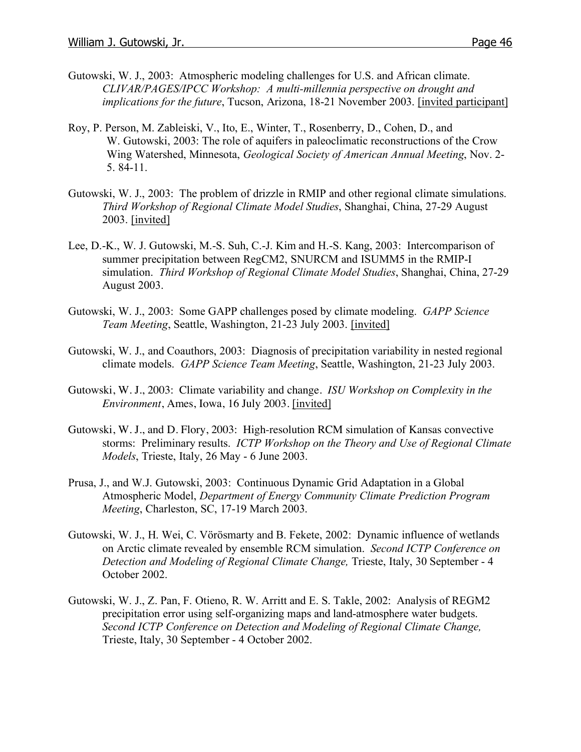Gutowski, W. J., 2003: Atmospheric modeling challenges for U.S. and African climate. *CLIVAR/PAGES/IPCC Workshop: A multi-millennia perspective on drought and implications for the future*, Tucson, Arizona, 18-21 November 2003. [invited participant]

Roy, P. Person, M. Zableiski, V., Ito, E., Winter, T., Rosenberry, D., Cohen, D., and W. Gutowski, 2003: The role of aquifers in paleoclimatic reconstructions of the Crow Wing Watershed, Minnesota, *Geological Society of American Annual Meeting*, Nov. 2-5. 84-11.

Gutowski, W. J., 2003: The problem of drizzle in RMIP and other regional climate simulations. *Third Workshop of Regional Climate Model Studies*, Shanghai, China, 27-29 August 2003. [invited]

Lee, D.-K., W. J. Gutowski, M.-S. Suh, C.-J. Kim and H.-S. Kang, 2003: Intercomparison of summer precipitation between RegCM2, SNURCM and ISUMM5 in the RMIP-I simulation. *Third Workshop of Regional Climate Model Studies*, Shanghai, China, 27-29 August 2003.

Gutowski, W. J., 2003: Some GAPP challenges posed by climate modeling. *GAPP Science Team Meeting*, Seattle, Washington, 21-23 July 2003. [invited]

Gutowski, W. J., and Coauthors, 2003: Diagnosis of precipitation variability in nested regional climate models. *GAPP Science Team Meeting*, Seattle, Washington, 21-23 July 2003.

Gutowski, W. J., 2003: Climate variability and change. *ISU Workshop on Complexity in the Environment*, Ames, Iowa, 16 July 2003. [invited]

Gutowski, W. J., and D. Flory, 2003: High-resolution RCM simulation of Kansas convective storms: Preliminary results. *ICTP Workshop on the Theory and Use of Regional Climate Models*, Trieste, Italy, 26 May - 6 June 2003.

Prusa, J., and W.J. Gutowski, 2003: Continuous Dynamic Grid Adaptation in a Global Atmospheric Model, *Department of Energy Community Climate Prediction Program Meeting*, Charleston, SC, 17-19 March 2003.

Gutowski, W. J., H. Wei, C. Vörösmarty and B. Fekete, 2002: Dynamic influence of wetlands on Arctic climate revealed by ensemble RCM simulation. *Second ICTP Conference on Detection and Modeling of Regional Climate Change,* Trieste, Italy, 30 September - 4 October 2002.

Gutowski, W. J., Z. Pan, F. Otieno, R. W. Arritt and E. S. Takle, 2002: Analysis of REGM2 precipitation error using self-organizing maps and land-atmosphere water budgets. *Second ICTP Conference on Detection and Modeling of Regional Climate Change,* Trieste, Italy, 30 September - 4 October 2002.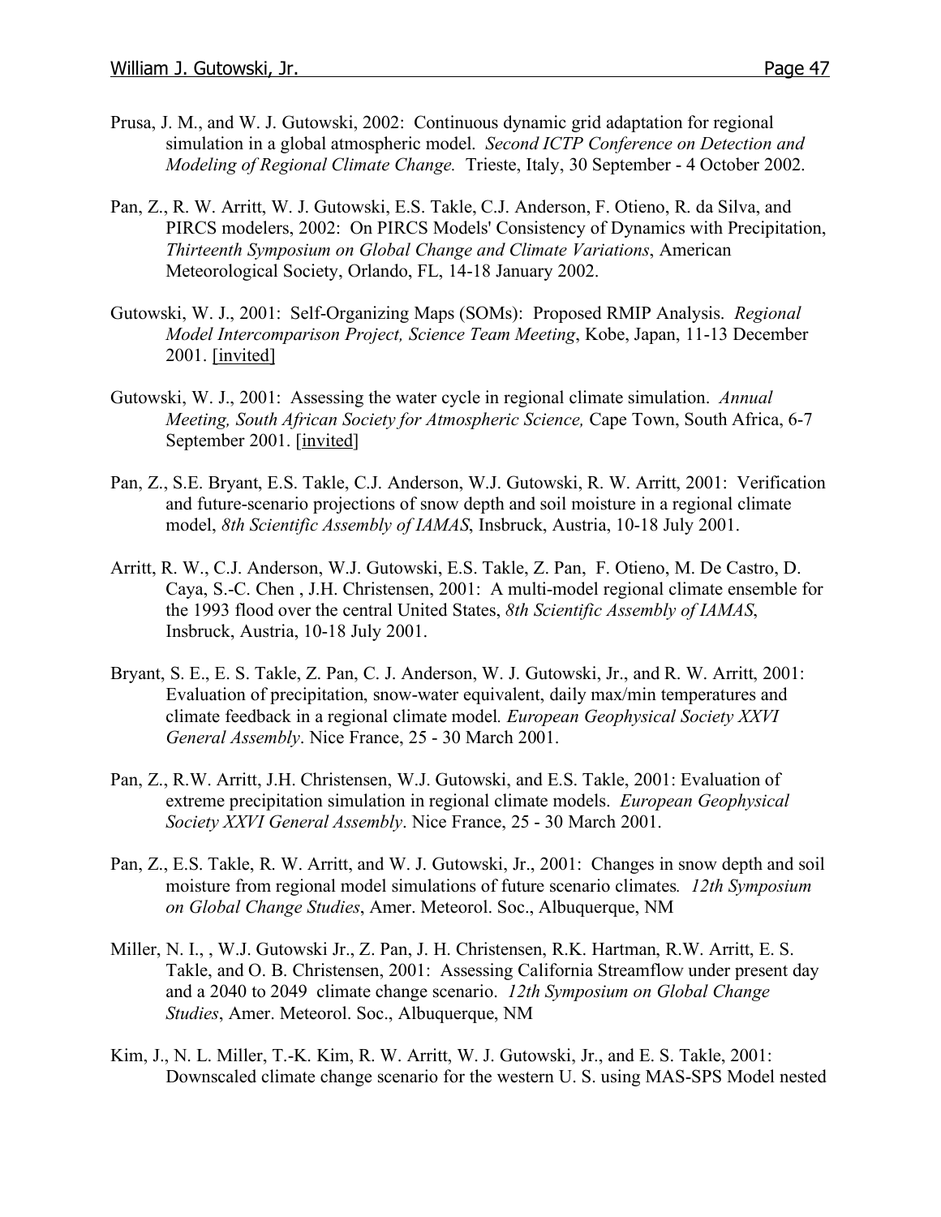Prusa, J. M., and W. J. Gutowski, 2002: Continuous dynamic grid adaptation for regional simulation in a global atmospheric model. *Second ICTP Conference on Detection and Modeling of Regional Climate Change.* Trieste, Italy, 30 September - 4 October 2002.

Pan, Z., R. W. Arritt, W. J. Gutowski, E.S. Takle, C.J. Anderson, F. Otieno, R. da Silva, and PIRCS modelers, 2002: On PIRCS Models' Consistency of Dynamics with Precipitation, *Thirteenth Symposium on Global Change and Climate Variations*, American Meteorological Society, Orlando, FL, 14-18 January 2002.

Gutowski, W. J., 2001: Self-Organizing Maps (SOMs): Proposed RMIP Analysis. *Regional Model Intercomparison Project, Science Team Meeting*, Kobe, Japan, 11-13 December 2001. [invited]

Gutowski, W. J., 2001: Assessing the water cycle in regional climate simulation. *Annual Meeting, South African Society for Atmospheric Science,* Cape Town, South Africa, 6-7 September 2001. [invited]

Pan, Z., S.E. Bryant, E.S. Takle, C.J. Anderson, W.J. Gutowski, R. W. Arritt, 2001: Verification and future-scenario projections of snow depth and soil moisture in a regional climate model, *8th Scientific Assembly of IAMAS*, Insbruck, Austria, 10-18 July 2001.

Arritt, R. W., C.J. Anderson, W.J. Gutowski, E.S. Takle, Z. Pan, F. Otieno, M. De Castro, D. Caya, S.-C. Chen , J.H. Christensen, 2001: A multi-model regional climate ensemble for the 1993 flood over the central United States, *8th Scientific Assembly of IAMAS*, Insbruck, Austria, 10-18 July 2001.

Bryant, S. E., E. S. Takle, Z. Pan, C. J. Anderson, W. J. Gutowski, Jr., and R. W. Arritt, 2001: Evaluation of precipitation, snow-water equivalent, daily max/min temperatures and climate feedback in a regional climate model. *European Geophysical Society XXVI General Assembly*. Nice France, 25 - 30 March 2001.

Pan, Z., R.W. Arritt, J.H. Christensen, W.J. Gutowski, and E.S. Takle, 2001: Evaluation of extreme precipitation simulation in regional climate models. *European Geophysical Society XXVI General Assembly*. Nice France, 25 - 30 March 2001.

Pan, Z., E.S. Takle, R. W. Arritt, and W. J. Gutowski, Jr., 2001: Changes in snow depth and soil moisture from regional model simulations of future scenario climates. *12th Symposium on Global Change Studies*, Amer. Meteorol. Soc., Albuquerque, NM

Miller, N. I., , W.J. Gutowski Jr., Z. Pan, J. H. Christensen, R.K. Hartman, R.W. Arritt, E. S. Takle, and O. B. Christensen, 2001: Assessing California Streamflow under present day and a 2040 to 2049 climate change scenario. *12th Symposium on Global Change Studies*, Amer. Meteorol. Soc., Albuquerque, NM

Kim, J., N. L. Miller, T.-K. Kim, R. W. Arritt, W. J. Gutowski, Jr., and E. S. Takle, 2001: Downscaled climate change scenario for the western U. S. using MAS-SPS Model nested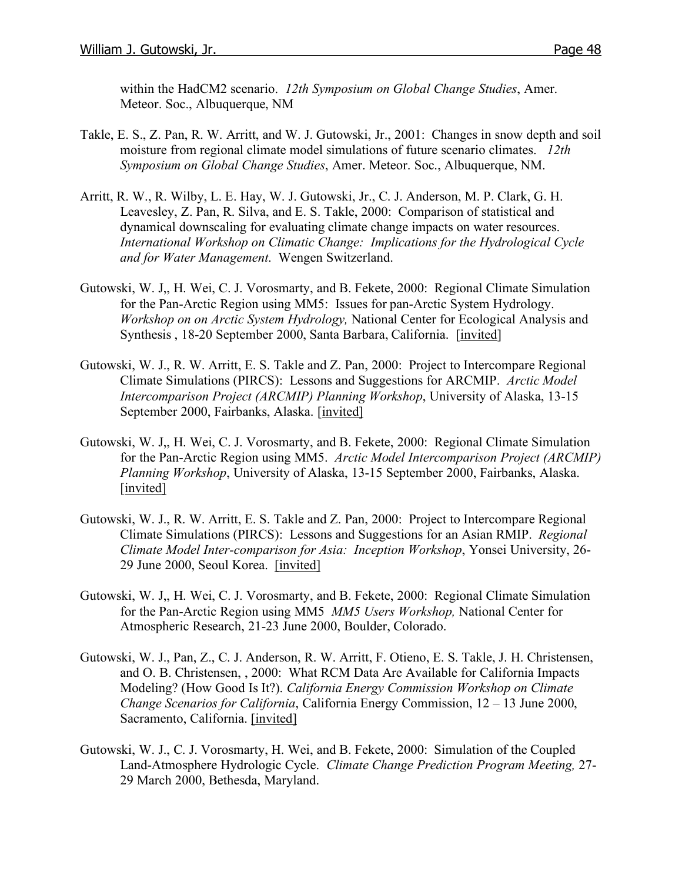within the HadCM2 scenario. *12th Symposium on Global Change Studies*, Amer. Meteor. Soc., Albuquerque, NM

Takle, E. S., Z. Pan, R. W. Arritt, and W. J. Gutowski, Jr., 2001: Changes in snow depth and soil moisture from regional climate model simulations of future scenario climates. *12th Symposium on Global Change Studies*, Amer. Meteor. Soc., Albuquerque, NM.

Arritt, R. W., R. Wilby, L. E. Hay, W. J. Gutowski, Jr., C. J. Anderson, M. P. Clark, G. H. Leavesley, Z. Pan, R. Silva, and E. S. Takle, 2000: Comparison of statistical and dynamical downscaling for evaluating climate change impacts on water resources. *International Workshop on Climatic Change: Implications for the Hydrological Cycle and for Water Management*. Wengen Switzerland.

Gutowski, W. J,, H. Wei, C. J. Vorosmarty, and B. Fekete, 2000: Regional Climate Simulation for the Pan-Arctic Region using MM5: Issues for pan-Arctic System Hydrology. *Workshop on on Arctic System Hydrology,* National Center for Ecological Analysis and Synthesis , 18-20 September 2000, Santa Barbara, California. [invited]

Gutowski, W. J., R. W. Arritt, E. S. Takle and Z. Pan, 2000: Project to Intercompare Regional Climate Simulations (PIRCS): Lessons and Suggestions for ARCMIP. *Arctic Model Intercomparison Project (ARCMIP) Planning Workshop*, University of Alaska, 13-15 September 2000, Fairbanks, Alaska. [invited]

Gutowski, W. J,, H. Wei, C. J. Vorosmarty, and B. Fekete, 2000: Regional Climate Simulation for the Pan-Arctic Region using MM5. *Arctic Model Intercomparison Project (ARCMIP) Planning Workshop*, University of Alaska, 13-15 September 2000, Fairbanks, Alaska. [invited]

Gutowski, W. J., R. W. Arritt, E. S. Takle and Z. Pan, 2000: Project to Intercompare Regional Climate Simulations (PIRCS): Lessons and Suggestions for an Asian RMIP. *Regional Climate Model Inter-comparison for Asia: Inception Workshop*, Yonsei University, 26-29 June 2000, Seoul Korea. [invited]

Gutowski, W. J,, H. Wei, C. J. Vorosmarty, and B. Fekete, 2000: Regional Climate Simulation for the Pan-Arctic Region using MM5 *MM5 Users Workshop,* National Center for Atmospheric Research, 21-23 June 2000, Boulder, Colorado.

Gutowski, W. J., Pan, Z., C. J. Anderson, R. W. Arritt, F. Otieno, E. S. Takle, J. H. Christensen, and O. B. Christensen, , 2000: What RCM Data Are Available for California Impacts Modeling? (How Good Is It?). *California Energy Commission Workshop on Climate Change Scenarios for California*, California Energy Commission, 12 – 13 June 2000, Sacramento, California. [invited]

Gutowski, W. J., C. J. Vorosmarty, H. Wei, and B. Fekete, 2000: Simulation of the Coupled Land-Atmosphere Hydrologic Cycle. *Climate Change Prediction Program Meeting,* 27-29 March 2000, Bethesda, Maryland.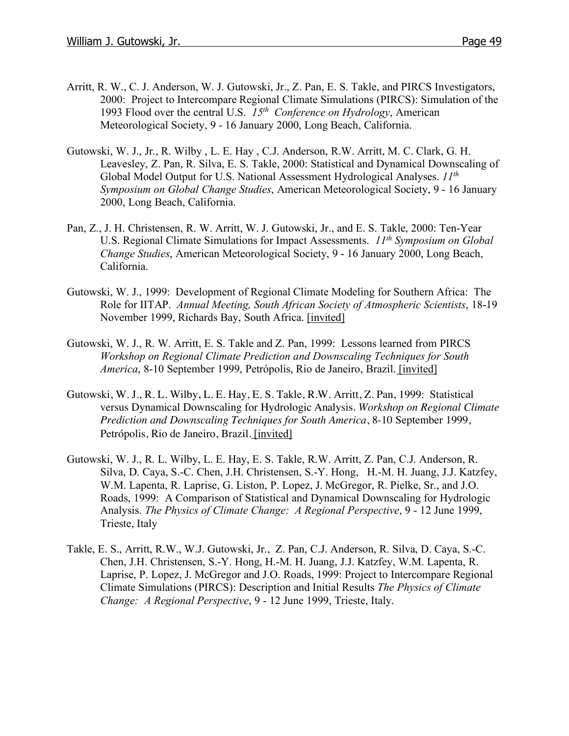Arritt, R. W., C. J. Anderson, W. J. Gutowski, Jr., Z. Pan, E. S. Takle, and PIRCS Investigators, 2000: Project to Intercompare Regional Climate Simulations (PIRCS): Simulation of the 1993 Flood over the central U.S. *15th Conference on Hydrology*, American Meteorological Society, 9 - 16 January 2000, Long Beach, California.

Gutowski, W. J., Jr., R. Wilby , L. E. Hay , C.J. Anderson, R.W. Arritt, M. C. Clark, G. H. Leavesley, Z. Pan, R. Silva, E. S. Takle, 2000: Statistical and Dynamical Downscaling of Global Model Output for U.S. National Assessment Hydrological Analyses. *11th Symposium on Global Change Studies*, American Meteorological Society, 9 - 16 January 2000, Long Beach, California.

Pan, Z., J. H. Christensen, R. W. Arritt, W. J. Gutowski, Jr., and E. S. Takle, 2000: Ten-Year U.S. Regional Climate Simulations for Impact Assessments. *11th Symposium on Global Change Studies*, American Meteorological Society, 9 - 16 January 2000, Long Beach, California.

Gutowski, W. J., 1999: Development of Regional Climate Modeling for Southern Africa: The Role for IITAP. *Annual Meeting, South African Society of Atmospheric Scientists*, 18-19 November 1999, Richards Bay, South Africa. [invited]

Gutowski, W. J., R. W. Arritt, E. S. Takle and Z. Pan, 1999: Lessons learned from PIRCS *Workshop on Regional Climate Prediction and Downscaling Techniques for South America*, 8-10 September 1999, Petrópolis, Rio de Janeiro, Brazil. [invited]

Gutowski, W. J., R. L. Wilby, L. E. Hay, E. S. Takle, R.W. Arritt, Z. Pan, 1999: Statistical versus Dynamical Downscaling for Hydrologic Analysis. *Workshop on Regional Climate Prediction and Downscaling Techniques for South America*, 8-10 September 1999, Petrópolis, Rio de Janeiro, Brazil. [invited]

Gutowski, W. J., R. L. Wilby, L. E. Hay, E. S. Takle, R.W. Arritt, Z. Pan, C.J. Anderson, R. Silva, D. Caya, S.-C. Chen, J.H. Christensen, S.-Y. Hong, H.-M. H. Juang, J.J. Katzfey, W.M. Lapenta, R. Laprise, G. Liston, P. Lopez, J. McGregor, R. Pielke, Sr., and J.O. Roads, 1999: A Comparison of Statistical and Dynamical Downscaling for Hydrologic Analysis. *The Physics of Climate Change: A Regional Perspective*, 9 - 12 June 1999, Trieste, Italy

Takle, E. S., Arritt, R.W., W.J. Gutowski, Jr., Z. Pan, C.J. Anderson, R. Silva, D. Caya, S.-C. Chen, J.H. Christensen, S.-Y. Hong, H.-M. H. Juang, J.J. Katzfey, W.M. Lapenta, R. Laprise, P. Lopez, J. McGregor and J.O. Roads, 1999: Project to Intercompare Regional Climate Simulations (PIRCS): Description and Initial Results *The Physics of Climate Change: A Regional Perspective*, 9 - 12 June 1999, Trieste, Italy.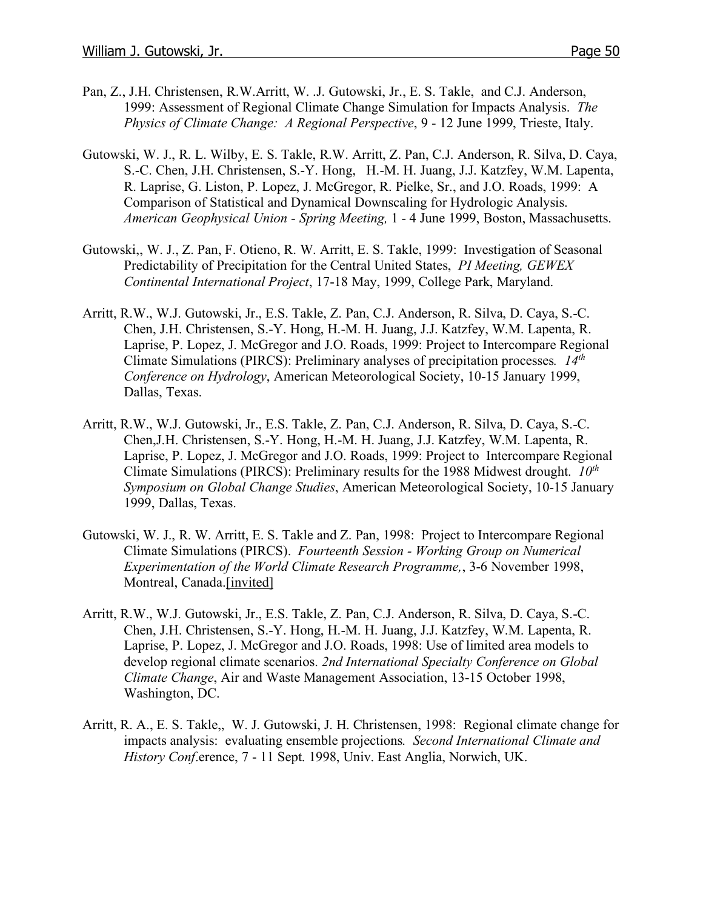Pan, Z., J.H. Christensen, R.W.Arritt, W. .J. Gutowski, Jr., E. S. Takle, and C.J. Anderson, 1999: Assessment of Regional Climate Change Simulation for Impacts Analysis. *The Physics of Climate Change: A Regional Perspective*, 9 - 12 June 1999, Trieste, Italy.

Gutowski, W. J., R. L. Wilby, E. S. Takle, R.W. Arritt, Z. Pan, C.J. Anderson, R. Silva, D. Caya, S.-C. Chen, J.H. Christensen, S.-Y. Hong, H.-M. H. Juang, J.J. Katzfey, W.M. Lapenta, R. Laprise, G. Liston, P. Lopez, J. McGregor, R. Pielke, Sr., and J.O. Roads, 1999: A Comparison of Statistical and Dynamical Downscaling for Hydrologic Analysis. *American Geophysical Union - Spring Meeting,* 1 - 4 June 1999, Boston, Massachusetts.

Gutowski,, W. J., Z. Pan, F. Otieno, R. W. Arritt, E. S. Takle, 1999: Investigation of Seasonal Predictability of Precipitation for the Central United States, *PI Meeting, GEWEX Continental International Project*, 17-18 May, 1999, College Park, Maryland.

Arritt, R.W., W.J. Gutowski, Jr., E.S. Takle, Z. Pan, C.J. Anderson, R. Silva, D. Caya, S.-C. Chen, J.H. Christensen, S.-Y. Hong, H.-M. H. Juang, J.J. Katzfey, W.M. Lapenta, R. Laprise, P. Lopez, J. McGregor and J.O. Roads, 1999: Project to Intercompare Regional Climate Simulations (PIRCS): Preliminary analyses of precipitation processes*. 14th Conference on Hydrology*, American Meteorological Society, 10-15 January 1999, Dallas, Texas.

Arritt, R.W., W.J. Gutowski, Jr., E.S. Takle, Z. Pan, C.J. Anderson, R. Silva, D. Caya, S.-C. Chen,J.H. Christensen, S.-Y. Hong, H.-M. H. Juang, J.J. Katzfey, W.M. Lapenta, R. Laprise, P. Lopez, J. McGregor and J.O. Roads, 1999: Project to Intercompare Regional Climate Simulations (PIRCS): Preliminary results for the 1988 Midwest drought. *10th Symposium on Global Change Studies*, American Meteorological Society, 10-15 January 1999, Dallas, Texas.

Gutowski, W. J., R. W. Arritt, E. S. Takle and Z. Pan, 1998: Project to Intercompare Regional Climate Simulations (PIRCS). *Fourteenth Session - Working Group on Numerical Experimentation of the World Climate Research Programme,*, 3-6 November 1998, Montreal, Canada.[invited]

Arritt, R.W., W.J. Gutowski, Jr., E.S. Takle, Z. Pan, C.J. Anderson, R. Silva, D. Caya, S.-C. Chen, J.H. Christensen, S.-Y. Hong, H.-M. H. Juang, J.J. Katzfey, W.M. Lapenta, R. Laprise, P. Lopez, J. McGregor and J.O. Roads, 1998: Use of limited area models to develop regional climate scenarios. *2nd International Specialty Conference on Global Climate Change*, Air and Waste Management Association, 13-15 October 1998, Washington, DC.

Arritt, R. A., E. S. Takle,, W. J. Gutowski, J. H. Christensen, 1998: Regional climate change for impacts analysis: evaluating ensemble projections*. Second International Climate and History Conf*.erence, 7 - 11 Sept. 1998, Univ. East Anglia, Norwich, UK.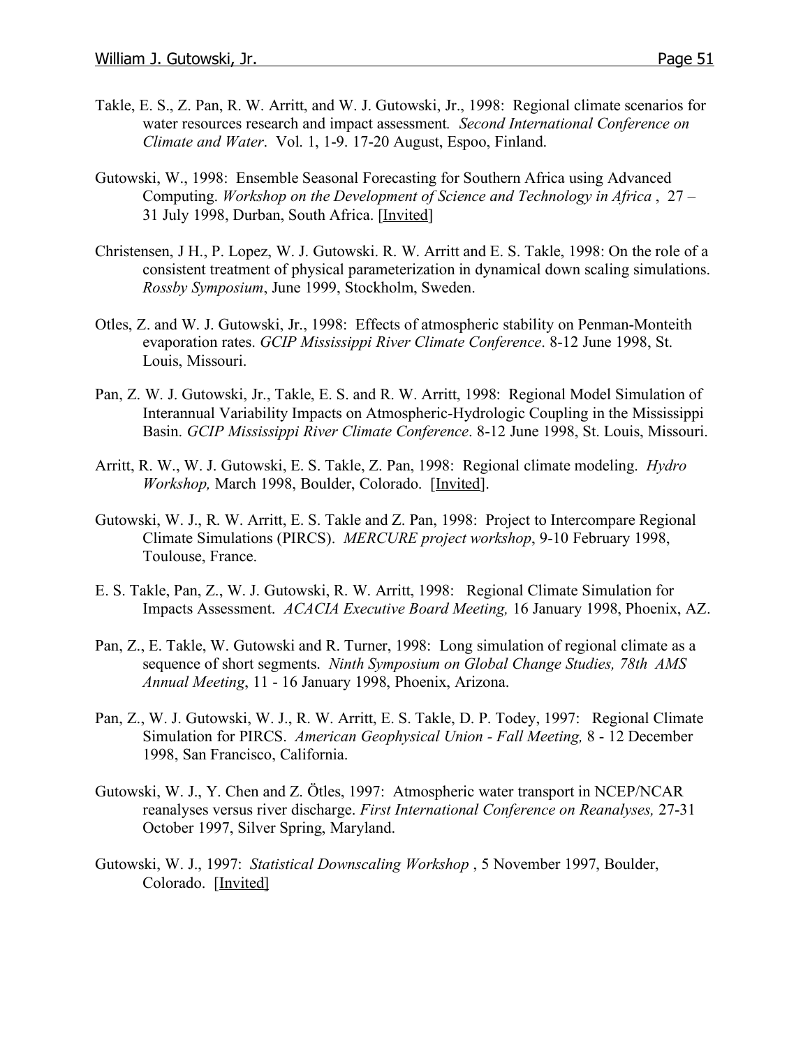Takle, E. S., Z. Pan, R. W. Arritt, and W. J. Gutowski, Jr., 1998: Regional climate scenarios for water resources research and impact assessment. *Second International Conference on Climate and Water*. Vol. 1, 1-9. 17-20 August, Espoo, Finland.

Gutowski, W., 1998: Ensemble Seasonal Forecasting for Southern Africa using Advanced Computing. *Workshop on the Development of Science and Technology in Africa* , 27 – 31 July 1998, Durban, South Africa. [Invited]

Christensen, J H., P. Lopez, W. J. Gutowski. R. W. Arritt and E. S. Takle, 1998: On the role of a consistent treatment of physical parameterization in dynamical down scaling simulations. *Rossby Symposium*, June 1999, Stockholm, Sweden.

Otles, Z. and W. J. Gutowski, Jr., 1998: Effects of atmospheric stability on Penman-Monteith evaporation rates. *GCIP Mississippi River Climate Conference*. 8-12 June 1998, St. Louis, Missouri.

Pan, Z. W. J. Gutowski, Jr., Takle, E. S. and R. W. Arritt, 1998: Regional Model Simulation of Interannual Variability Impacts on Atmospheric-Hydrologic Coupling in the Mississippi Basin. *GCIP Mississippi River Climate Conference*. 8-12 June 1998, St. Louis, Missouri.

Arritt, R. W., W. J. Gutowski, E. S. Takle, Z. Pan, 1998: Regional climate modeling. *Hydro Workshop,* March 1998, Boulder, Colorado. [Invited].

Gutowski, W. J., R. W. Arritt, E. S. Takle and Z. Pan, 1998: Project to Intercompare Regional Climate Simulations (PIRCS). *MERCURE project workshop*, 9-10 February 1998, Toulouse, France.

E. S. Takle, Pan, Z., W. J. Gutowski, R. W. Arritt, 1998: Regional Climate Simulation for Impacts Assessment. *ACACIA Executive Board Meeting,* 16 January 1998, Phoenix, AZ.

Pan, Z., E. Takle, W. Gutowski and R. Turner, 1998: Long simulation of regional climate as a sequence of short segments. *Ninth Symposium on Global Change Studies, 78th AMS Annual Meeting*, 11 - 16 January 1998, Phoenix, Arizona.

Pan, Z., W. J. Gutowski, W. J., R. W. Arritt, E. S. Takle, D. P. Todey, 1997: Regional Climate Simulation for PIRCS. *American Geophysical Union - Fall Meeting,* 8 - 12 December 1998, San Francisco, California.

Gutowski, W. J., Y. Chen and Z. Ötles, 1997: Atmospheric water transport in NCEP/NCAR reanalyses versus river discharge. *First International Conference on Reanalyses,* 27-31 October 1997, Silver Spring, Maryland.

Gutowski, W. J., 1997: *Statistical Downscaling Workshop* , 5 November 1997, Boulder, Colorado. [Invited]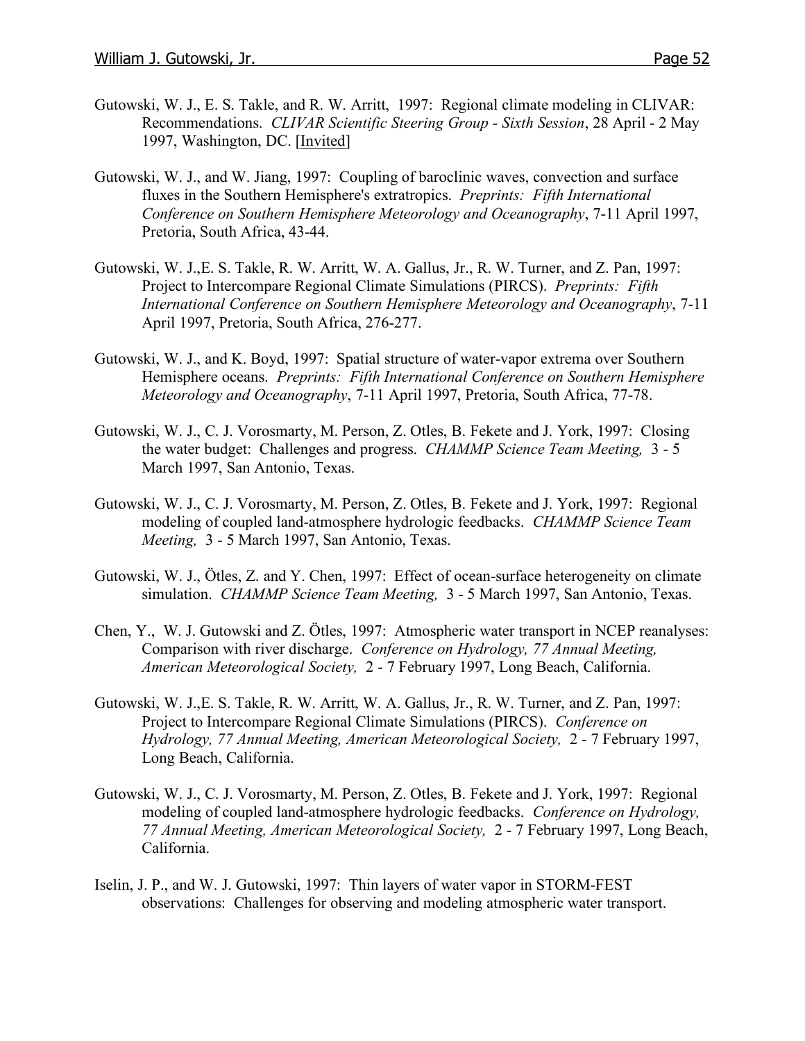Gutowski, W. J., E. S. Takle, and R. W. Arritt, 1997: Regional climate modeling in CLIVAR: Recommendations. *CLIVAR Scientific Steering Group - Sixth Session*, 28 April - 2 May 1997, Washington, DC. [Invited]

Gutowski, W. J., and W. Jiang, 1997: Coupling of baroclinic waves, convection and surface fluxes in the Southern Hemisphere's extratropics. *Preprints: Fifth International Conference on Southern Hemisphere Meteorology and Oceanography*, 7-11 April 1997, Pretoria, South Africa, 43-44.

Gutowski, W. J.,E. S. Takle, R. W. Arritt, W. A. Gallus, Jr., R. W. Turner, and Z. Pan, 1997: Project to Intercompare Regional Climate Simulations (PIRCS). *Preprints: Fifth International Conference on Southern Hemisphere Meteorology and Oceanography*, 7-11 April 1997, Pretoria, South Africa, 276-277.

Gutowski, W. J., and K. Boyd, 1997: Spatial structure of water-vapor extrema over Southern Hemisphere oceans. *Preprints: Fifth International Conference on Southern Hemisphere Meteorology and Oceanography*, 7-11 April 1997, Pretoria, South Africa, 77-78.

Gutowski, W. J., C. J. Vorosmarty, M. Person, Z. Otles, B. Fekete and J. York, 1997: Closing the water budget: Challenges and progress. *CHAMMP Science Team Meeting,* 3 - 5 March 1997, San Antonio, Texas.

Gutowski, W. J., C. J. Vorosmarty, M. Person, Z. Otles, B. Fekete and J. York, 1997: Regional modeling of coupled land-atmosphere hydrologic feedbacks. *CHAMMP Science Team Meeting,* 3 - 5 March 1997, San Antonio, Texas.

Gutowski, W. J., Ötles, Z. and Y. Chen, 1997: Effect of ocean-surface heterogeneity on climate simulation. *CHAMMP Science Team Meeting,* 3 - 5 March 1997, San Antonio, Texas.

Chen, Y., W. J. Gutowski and Z. Ötles, 1997: Atmospheric water transport in NCEP reanalyses: Comparison with river discharge. *Conference on Hydrology, 77 Annual Meeting, American Meteorological Society,* 2 - 7 February 1997, Long Beach, California.

Gutowski, W. J.,E. S. Takle, R. W. Arritt, W. A. Gallus, Jr., R. W. Turner, and Z. Pan, 1997: Project to Intercompare Regional Climate Simulations (PIRCS). *Conference on Hydrology, 77 Annual Meeting, American Meteorological Society,* 2 - 7 February 1997, Long Beach, California.

Gutowski, W. J., C. J. Vorosmarty, M. Person, Z. Otles, B. Fekete and J. York, 1997: Regional modeling of coupled land-atmosphere hydrologic feedbacks. *Conference on Hydrology, 77 Annual Meeting, American Meteorological Society,* 2 - 7 February 1997, Long Beach, California.

Iselin, J. P., and W. J. Gutowski, 1997: Thin layers of water vapor in STORM-FEST observations: Challenges for observing and modeling atmospheric water transport.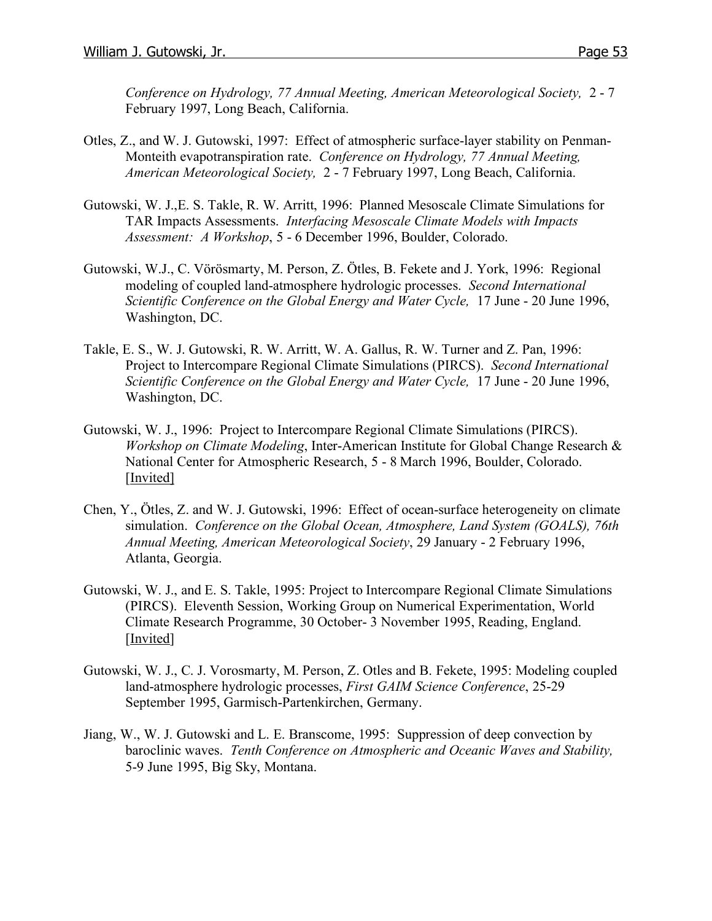*Conference on Hydrology, 77 Annual Meeting, American Meteorological Society,* 2 - 7 February 1997, Long Beach, California.

Otles, Z., and W. J. Gutowski, 1997: Effect of atmospheric surface-layer stability on Penman-Monteith evapotranspiration rate. *Conference on Hydrology, 77 Annual Meeting, American Meteorological Society,* 2 - 7 February 1997, Long Beach, California.

Gutowski, W. J.,E. S. Takle, R. W. Arritt, 1996: Planned Mesoscale Climate Simulations for TAR Impacts Assessments. *Interfacing Mesoscale Climate Models with Impacts Assessment: A Workshop*, 5 - 6 December 1996, Boulder, Colorado.

Gutowski, W.J., C. Vörösmarty, M. Person, Z. Ötles, B. Fekete and J. York, 1996: Regional modeling of coupled land-atmosphere hydrologic processes. *Second International Scientific Conference on the Global Energy and Water Cycle,* 17 June - 20 June 1996, Washington, DC.

Takle, E. S., W. J. Gutowski, R. W. Arritt, W. A. Gallus, R. W. Turner and Z. Pan, 1996: Project to Intercompare Regional Climate Simulations (PIRCS). *Second International Scientific Conference on the Global Energy and Water Cycle,* 17 June - 20 June 1996, Washington, DC.

Gutowski, W. J., 1996: Project to Intercompare Regional Climate Simulations (PIRCS). *Workshop on Climate Modeling*, Inter-American Institute for Global Change Research & National Center for Atmospheric Research, 5 - 8 March 1996, Boulder, Colorado. [Invited]

Chen, Y., Ötles, Z. and W. J. Gutowski, 1996: Effect of ocean-surface heterogeneity on climate simulation. *Conference on the Global Ocean, Atmosphere, Land System (GOALS), 76th Annual Meeting, American Meteorological Society*, 29 January - 2 February 1996, Atlanta, Georgia.

Gutowski, W. J., and E. S. Takle, 1995: Project to Intercompare Regional Climate Simulations (PIRCS). Eleventh Session, Working Group on Numerical Experimentation, World Climate Research Programme, 30 October- 3 November 1995, Reading, England. [Invited]

Gutowski, W. J., C. J. Vorosmarty, M. Person, Z. Otles and B. Fekete, 1995: Modeling coupled land-atmosphere hydrologic processes, *First GAIM Science Conference*, 25-29 September 1995, Garmisch-Partenkirchen, Germany.

Jiang, W., W. J. Gutowski and L. E. Branscome, 1995: Suppression of deep convection by baroclinic waves. *Tenth Conference on Atmospheric and Oceanic Waves and Stability,* 5-9 June 1995, Big Sky, Montana.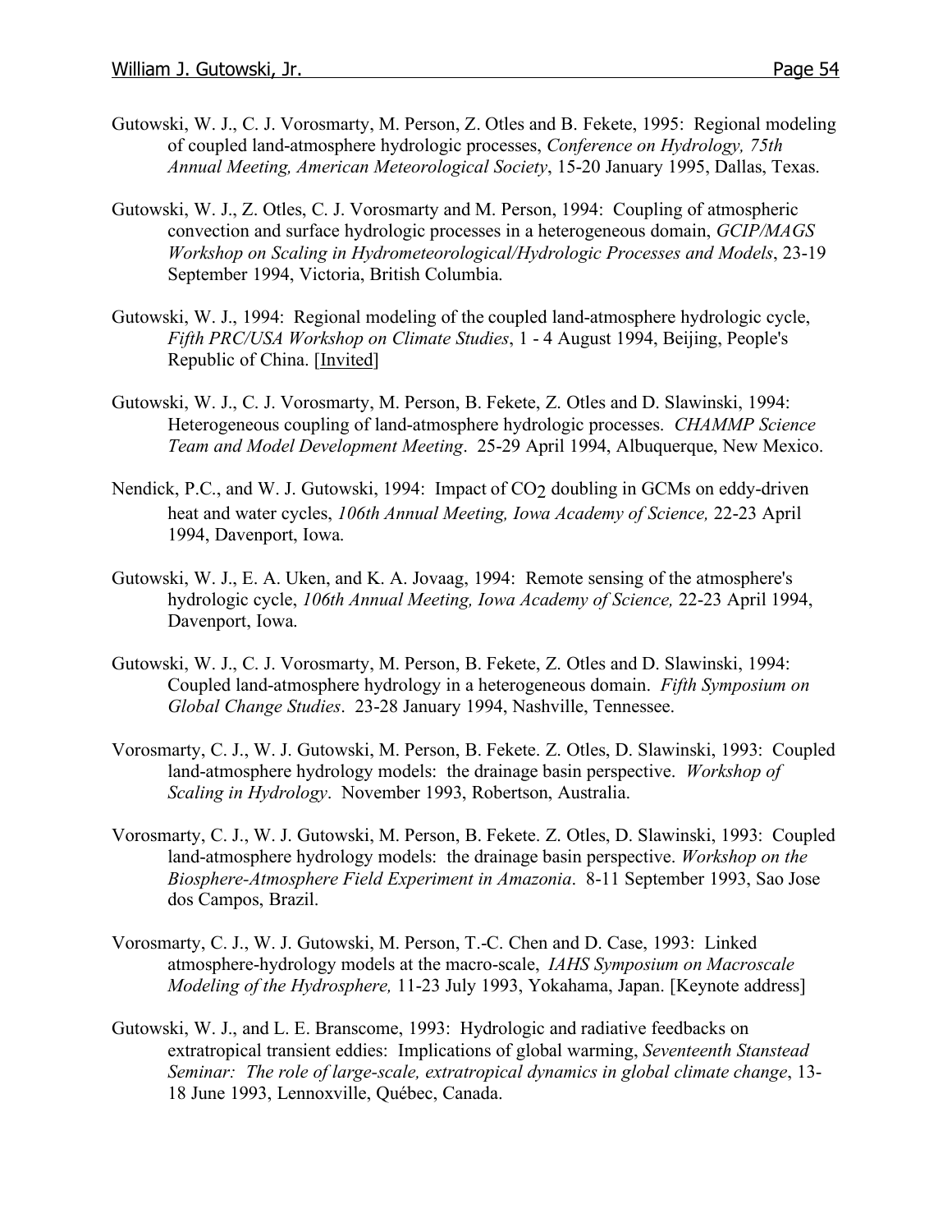Gutowski, W. J., C. J. Vorosmarty, M. Person, Z. Otles and B. Fekete, 1995: Regional modeling of coupled land-atmosphere hydrologic processes, *Conference on Hydrology, 75th Annual Meeting, American Meteorological Society*, 15-20 January 1995, Dallas, Texas.

Gutowski, W. J., Z. Otles, C. J. Vorosmarty and M. Person, 1994: Coupling of atmospheric convection and surface hydrologic processes in a heterogeneous domain, *GCIP/MAGS Workshop on Scaling in Hydrometeorological/Hydrologic Processes and Models*, 23-19 September 1994, Victoria, British Columbia.

Gutowski, W. J., 1994: Regional modeling of the coupled land-atmosphere hydrologic cycle, *Fifth PRC/USA Workshop on Climate Studies*, 1 - 4 August 1994, Beijing, People's Republic of China. [Invited]

Gutowski, W. J., C. J. Vorosmarty, M. Person, B. Fekete, Z. Otles and D. Slawinski, 1994: Heterogeneous coupling of land-atmosphere hydrologic processes. *CHAMMP Science Team and Model Development Meeting*. 25-29 April 1994, Albuquerque, New Mexico.

Nendick, P.C., and W. J. Gutowski, 1994: Impact of $CO_2$ doubling in GCMs on eddy-driven heat and water cycles, *106th Annual Meeting, Iowa Academy of Science,* 22-23 April 1994, Davenport, Iowa.

Gutowski, W. J., E. A. Uken, and K. A. Jovaag, 1994: Remote sensing of the atmosphere's hydrologic cycle, *106th Annual Meeting, Iowa Academy of Science,* 22-23 April 1994, Davenport, Iowa.

Gutowski, W. J., C. J. Vorosmarty, M. Person, B. Fekete, Z. Otles and D. Slawinski, 1994: Coupled land-atmosphere hydrology in a heterogeneous domain. *Fifth Symposium on Global Change Studies*. 23-28 January 1994, Nashville, Tennessee.

Vorosmarty, C. J., W. J. Gutowski, M. Person, B. Fekete. Z. Otles, D. Slawinski, 1993: Coupled land-atmosphere hydrology models: the drainage basin perspective. *Workshop of Scaling in Hydrology*. November 1993, Robertson, Australia.

Vorosmarty, C. J., W. J. Gutowski, M. Person, B. Fekete. Z. Otles, D. Slawinski, 1993: Coupled land-atmosphere hydrology models: the drainage basin perspective. *Workshop on the Biosphere-Atmosphere Field Experiment in Amazonia*. 8-11 September 1993, Sao Jose dos Campos, Brazil.

Vorosmarty, C. J., W. J. Gutowski, M. Person, T.-C. Chen and D. Case, 1993: Linked atmosphere-hydrology models at the macro-scale, *IAHS Symposium on Macroscale Modeling of the Hydrosphere,* 11-23 July 1993, Yokahama, Japan. [Keynote address]

Gutowski, W. J., and L. E. Branscome, 1993: Hydrologic and radiative feedbacks on extratropical transient eddies: Implications of global warming, *Seventeenth Stanstead Seminar: The role of large-scale, extratropical dynamics in global climate change*, 13-18 June 1993, Lennoxville, Québec, Canada.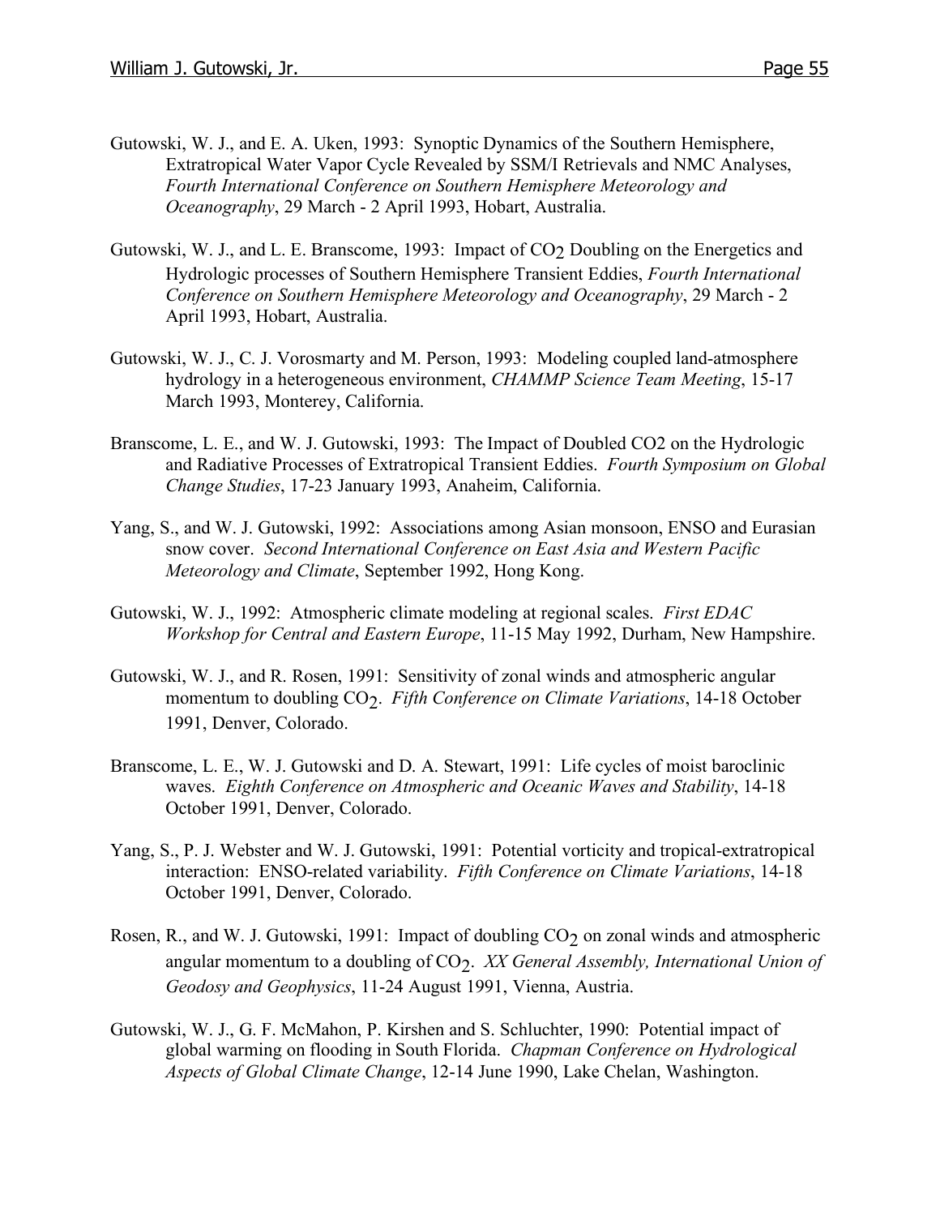Gutowski, W. J., and E. A. Uken, 1993: Synoptic Dynamics of the Southern Hemisphere, Extratropical Water Vapor Cycle Revealed by SSM/I Retrievals and NMC Analyses, *Fourth International Conference on Southern Hemisphere Meteorology and Oceanography*, 29 March - 2 April 1993, Hobart, Australia.

Gutowski, W. J., and L. E. Branscome, 1993: Impact of $CO_2$ Doubling on the Energetics and Hydrologic processes of Southern Hemisphere Transient Eddies, *Fourth International Conference on Southern Hemisphere Meteorology and Oceanography*, 29 March - 2 April 1993, Hobart, Australia.

Gutowski, W. J., C. J. Vorosmarty and M. Person, 1993: Modeling coupled land-atmosphere hydrology in a heterogeneous environment, *CHAMMP Science Team Meeting*, 15-17 March 1993, Monterey, California.

Branscome, L. E., and W. J. Gutowski, 1993: The Impact of Doubled CO2 on the Hydrologic and Radiative Processes of Extratropical Transient Eddies. *Fourth Symposium on Global Change Studies*, 17-23 January 1993, Anaheim, California.

Yang, S., and W. J. Gutowski, 1992: Associations among Asian monsoon, ENSO and Eurasian snow cover. *Second International Conference on East Asia and Western Pacific Meteorology and Climate*, September 1992, Hong Kong.

Gutowski, W. J., 1992: Atmospheric climate modeling at regional scales. *First EDAC Workshop for Central and Eastern Europe*, 11-15 May 1992, Durham, New Hampshire.

Gutowski, W. J., and R. Rosen, 1991: Sensitivity of zonal winds and atmospheric angular momentum to doubling $CO_2$. *Fifth Conference on Climate Variations*, 14-18 October 1991, Denver, Colorado.

Branscome, L. E., W. J. Gutowski and D. A. Stewart, 1991: Life cycles of moist baroclinic waves. *Eighth Conference on Atmospheric and Oceanic Waves and Stability*, 14-18 October 1991, Denver, Colorado.

Yang, S., P. J. Webster and W. J. Gutowski, 1991: Potential vorticity and tropical-extratropical interaction: ENSO-related variability. *Fifth Conference on Climate Variations*, 14-18 October 1991, Denver, Colorado.

Rosen, R., and W. J. Gutowski, 1991: Impact of doubling $CO_2$ on zonal winds and atmospheric angular momentum to a doubling of $CO_2$. *XX General Assembly, International Union of Geodosy and Geophysics*, 11-24 August 1991, Vienna, Austria.

Gutowski, W. J., G. F. McMahon, P. Kirshen and S. Schluchter, 1990: Potential impact of global warming on flooding in South Florida. *Chapman Conference on Hydrological Aspects of Global Climate Change*, 12-14 June 1990, Lake Chelan, Washington.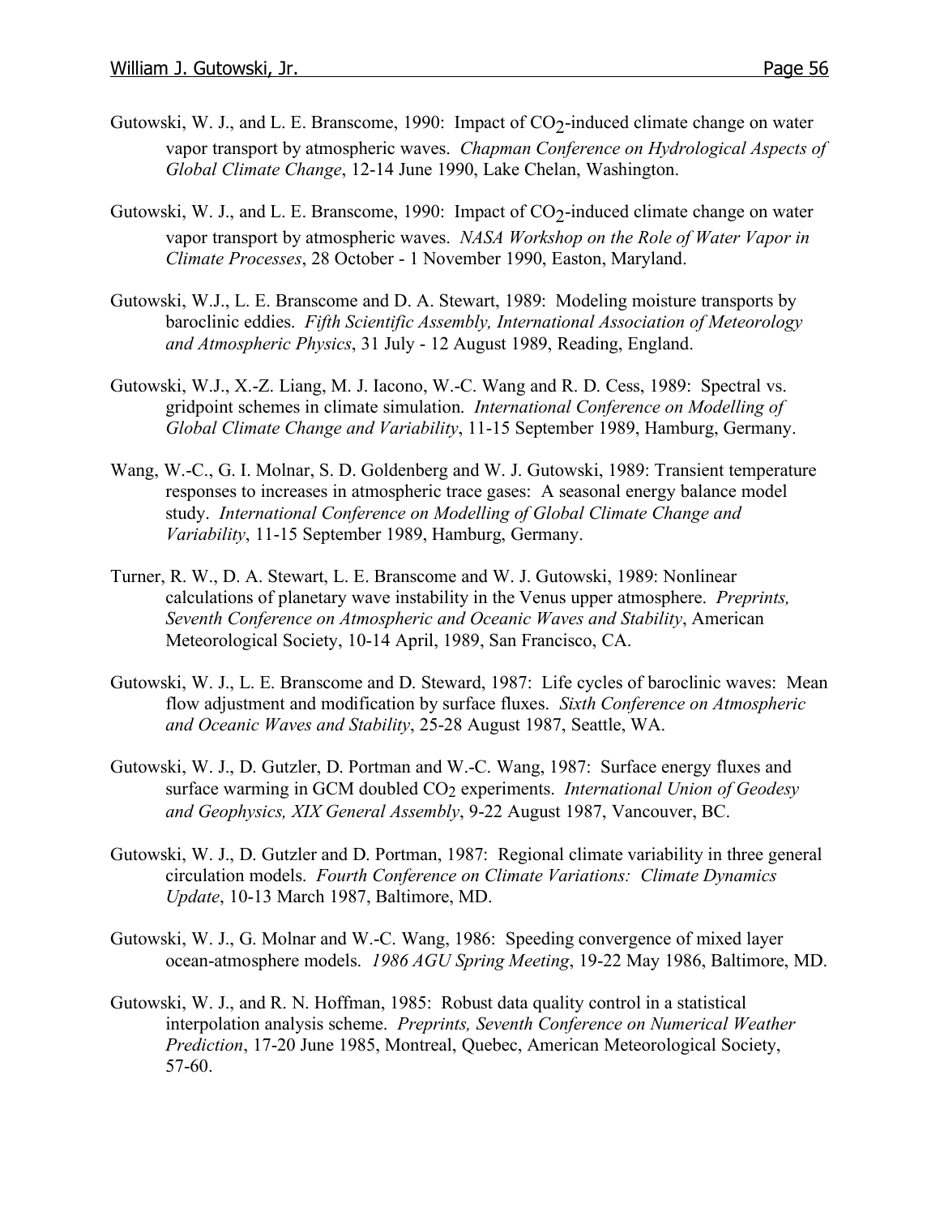Gutowski, W. J., and L. E. Branscome, 1990: Impact of $CO_2$-induced climate change on water vapor transport by atmospheric waves. *Chapman Conference on Hydrological Aspects of Global Climate Change*, 12-14 June 1990, Lake Chelan, Washington.

Gutowski, W. J., and L. E. Branscome, 1990: Impact of $CO_2$-induced climate change on water vapor transport by atmospheric waves. *NASA Workshop on the Role of Water Vapor in Climate Processes*, 28 October - 1 November 1990, Easton, Maryland.

Gutowski, W.J., L. E. Branscome and D. A. Stewart, 1989: Modeling moisture transports by baroclinic eddies. *Fifth Scientific Assembly, International Association of Meteorology and Atmospheric Physics*, 31 July - 12 August 1989, Reading, England.

Gutowski, W.J., X.-Z. Liang, M. J. Iacono, W.-C. Wang and R. D. Cess, 1989: Spectral vs. gridpoint schemes in climate simulation. *International Conference on Modelling of Global Climate Change and Variability*, 11-15 September 1989, Hamburg, Germany.

Wang, W.-C., G. I. Molnar, S. D. Goldenberg and W. J. Gutowski, 1989: Transient temperature responses to increases in atmospheric trace gases: A seasonal energy balance model study. *International Conference on Modelling of Global Climate Change and Variability*, 11-15 September 1989, Hamburg, Germany.

Turner, R. W., D. A. Stewart, L. E. Branscome and W. J. Gutowski, 1989: Nonlinear calculations of planetary wave instability in the Venus upper atmosphere. *Preprints, Seventh Conference on Atmospheric and Oceanic Waves and Stability*, American Meteorological Society, 10-14 April, 1989, San Francisco, CA.

Gutowski, W. J., L. E. Branscome and D. Steward, 1987: Life cycles of baroclinic waves: Mean flow adjustment and modification by surface fluxes. *Sixth Conference on Atmospheric and Oceanic Waves and Stability*, 25-28 August 1987, Seattle, WA.

Gutowski, W. J., D. Gutzler, D. Portman and W.-C. Wang, 1987: Surface energy fluxes and surface warming in GCM doubled $CO_2$ experiments. *International Union of Geodesy and Geophysics, XIX General Assembly*, 9-22 August 1987, Vancouver, BC.

Gutowski, W. J., D. Gutzler and D. Portman, 1987: Regional climate variability in three general circulation models. *Fourth Conference on Climate Variations: Climate Dynamics Update*, 10-13 March 1987, Baltimore, MD.

Gutowski, W. J., G. Molnar and W.-C. Wang, 1986: Speeding convergence of mixed layer ocean-atmosphere models. *1986 AGU Spring Meeting*, 19-22 May 1986, Baltimore, MD.

Gutowski, W. J., and R. N. Hoffman, 1985: Robust data quality control in a statistical interpolation analysis scheme. *Preprints, Seventh Conference on Numerical Weather Prediction*, 17-20 June 1985, Montreal, Quebec, American Meteorological Society, 57-60.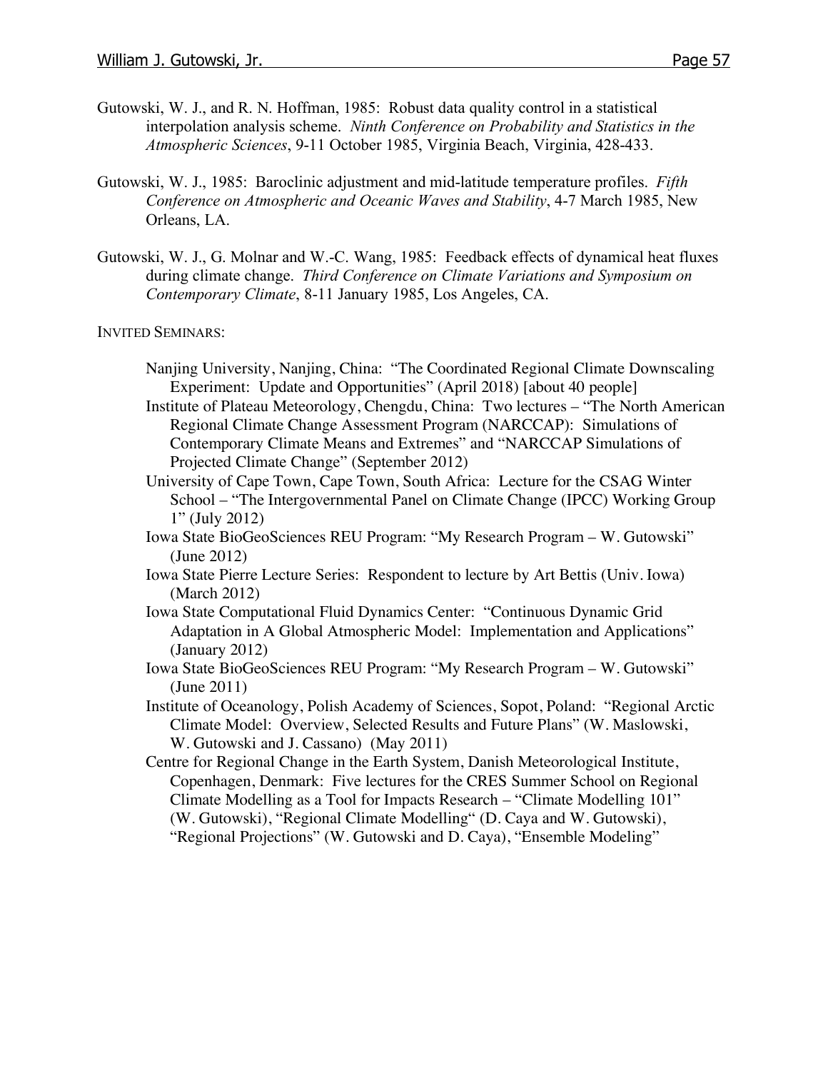Gutowski, W. J., and R. N. Hoffman, 1985: Robust data quality control in a statistical interpolation analysis scheme. *Ninth Conference on Probability and Statistics in the Atmospheric Sciences*, 9-11 October 1985, Virginia Beach, Virginia, 428-433.

Gutowski, W. J., 1985: Baroclinic adjustment and mid-latitude temperature profiles. *Fifth Conference on Atmospheric and Oceanic Waves and Stability*, 4-7 March 1985, New Orleans, LA.

Gutowski, W. J., G. Molnar and W.-C. Wang, 1985: Feedback effects of dynamical heat fluxes during climate change. *Third Conference on Climate Variations and Symposium on Contemporary Climate*, 8-11 January 1985, Los Angeles, CA.

INVITED SEMINARS:

- Nanjing University, Nanjing, China: "The Coordinated Regional Climate Downscaling Experiment: Update and Opportunities" (April 2018) [about 40 people]
- Institute of Plateau Meteorology, Chengdu, China: Two lectures – "The North American Regional Climate Change Assessment Program (NARCCAP): Simulations of Contemporary Climate Means and Extremes" and "NARCCAP Simulations of Projected Climate Change" (September 2012)
- University of Cape Town, Cape Town, South Africa: Lecture for the CSAG Winter School – "The Intergovernmental Panel on Climate Change (IPCC) Working Group 1" (July 2012)
- Iowa State BioGeoSciences REU Program: "My Research Program – W. Gutowski" (June 2012)
- Iowa State Pierre Lecture Series: Respondent to lecture by Art Bettis (Univ. Iowa) (March 2012)
- Iowa State Computational Fluid Dynamics Center: "Continuous Dynamic Grid Adaptation in A Global Atmospheric Model: Implementation and Applications" (January 2012)
- Iowa State BioGeoSciences REU Program: "My Research Program – W. Gutowski" (June 2011)
- Institute of Oceanology, Polish Academy of Sciences, Sopot, Poland: "Regional Arctic Climate Model: Overview, Selected Results and Future Plans" (W. Maslowski, W. Gutowski and J. Cassano) (May 2011)
- Centre for Regional Change in the Earth System, Danish Meteorological Institute, Copenhagen, Denmark: Five lectures for the CRES Summer School on Regional Climate Modelling as a Tool for Impacts Research – "Climate Modelling 101" (W. Gutowski), "Regional Climate Modelling" (D. Caya and W. Gutowski), "Regional Projections" (W. Gutowski and D. Caya), "Ensemble Modeling"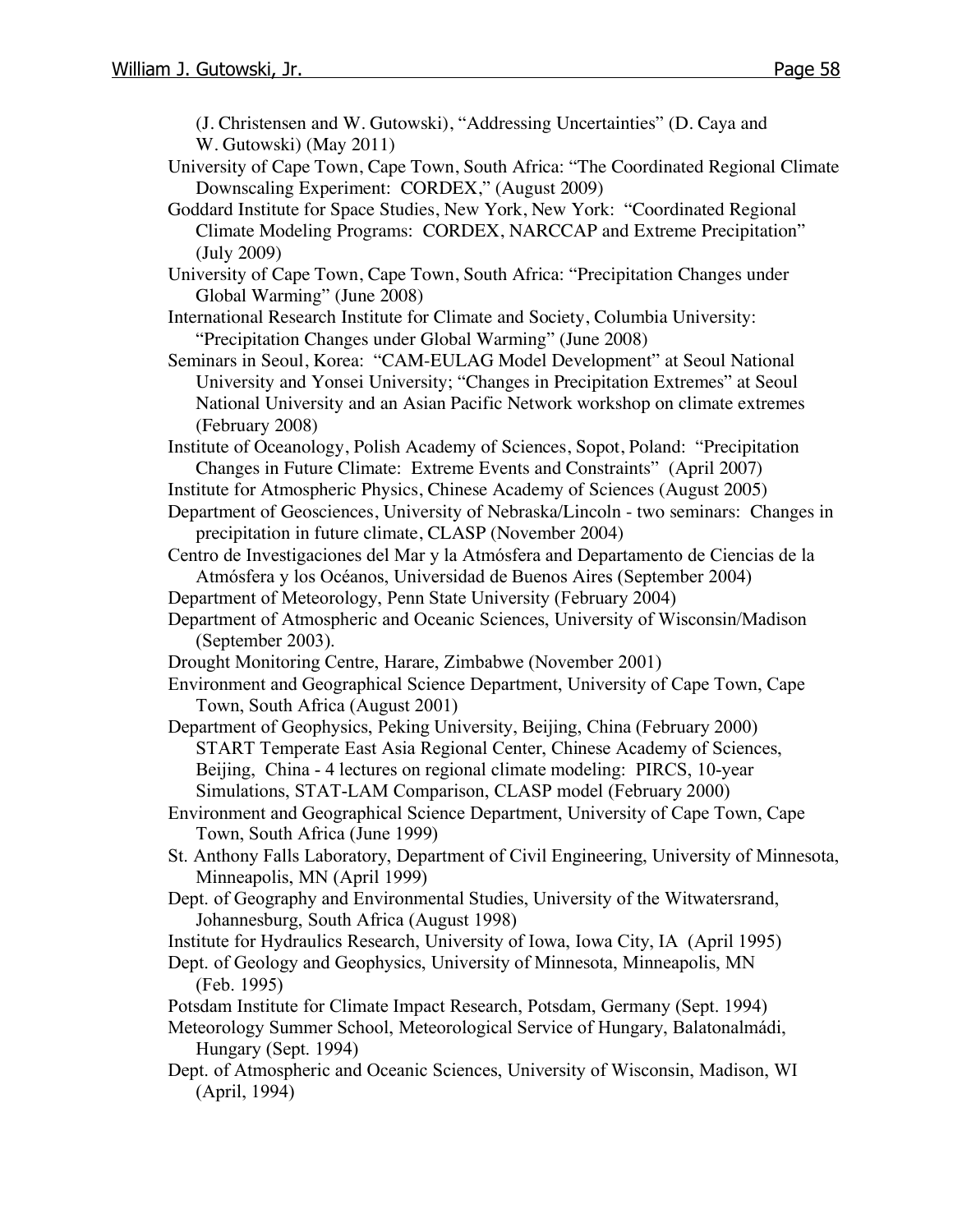(J. Christensen and W. Gutowski), "Addressing Uncertainties" (D. Caya and W. Gutowski) (May 2011)

University of Cape Town, Cape Town, South Africa: "The Coordinated Regional Climate Downscaling Experiment: CORDEX," (August 2009)

Goddard Institute for Space Studies, New York, New York: "Coordinated Regional Climate Modeling Programs: CORDEX, NARCCAP and Extreme Precipitation" (July 2009)

University of Cape Town, Cape Town, South Africa: "Precipitation Changes under Global Warming" (June 2008)

International Research Institute for Climate and Society, Columbia University: "Precipitation Changes under Global Warming" (June 2008)

Seminars in Seoul, Korea: "CAM-EULAG Model Development" at Seoul National University and Yonsei University; "Changes in Precipitation Extremes" at Seoul National University and an Asian Pacific Network workshop on climate extremes (February 2008)

Institute of Oceanology, Polish Academy of Sciences, Sopot, Poland: "Precipitation Changes in Future Climate: Extreme Events and Constraints" (April 2007)

Institute for Atmospheric Physics, Chinese Academy of Sciences (August 2005)

Department of Geosciences, University of Nebraska/Lincoln - two seminars: Changes in precipitation in future climate, CLASP (November 2004)

Centro de Investigaciones del Mar y la Atmósfera and Departamento de Ciencias de la Atmósfera y los Océanos, Universidad de Buenos Aires (September 2004)

Department of Meteorology, Penn State University (February 2004)

Department of Atmospheric and Oceanic Sciences, University of Wisconsin/Madison (September 2003).

Drought Monitoring Centre, Harare, Zimbabwe (November 2001)

Environment and Geographical Science Department, University of Cape Town, Cape Town, South Africa (August 2001)

Department of Geophysics, Peking University, Beijing, China (February 2000)
START Temperate East Asia Regional Center, Chinese Academy of Sciences, Beijing, China - 4 lectures on regional climate modeling: PIRCS, 10-year Simulations, STAT-LAM Comparison, CLASP model (February 2000)

Environment and Geographical Science Department, University of Cape Town, Cape Town, South Africa (June 1999)

St. Anthony Falls Laboratory, Department of Civil Engineering, University of Minnesota, Minneapolis, MN (April 1999)

Dept. of Geography and Environmental Studies, University of the Witwatersrand, Johannesburg, South Africa (August 1998)

Institute for Hydraulics Research, University of Iowa, Iowa City, IA (April 1995)

Dept. of Geology and Geophysics, University of Minnesota, Minneapolis, MN (Feb. 1995)

Potsdam Institute for Climate Impact Research, Potsdam, Germany (Sept. 1994)

Meteorology Summer School, Meteorological Service of Hungary, Balatonalmádi, Hungary (Sept. 1994)

Dept. of Atmospheric and Oceanic Sciences, University of Wisconsin, Madison, WI (April, 1994)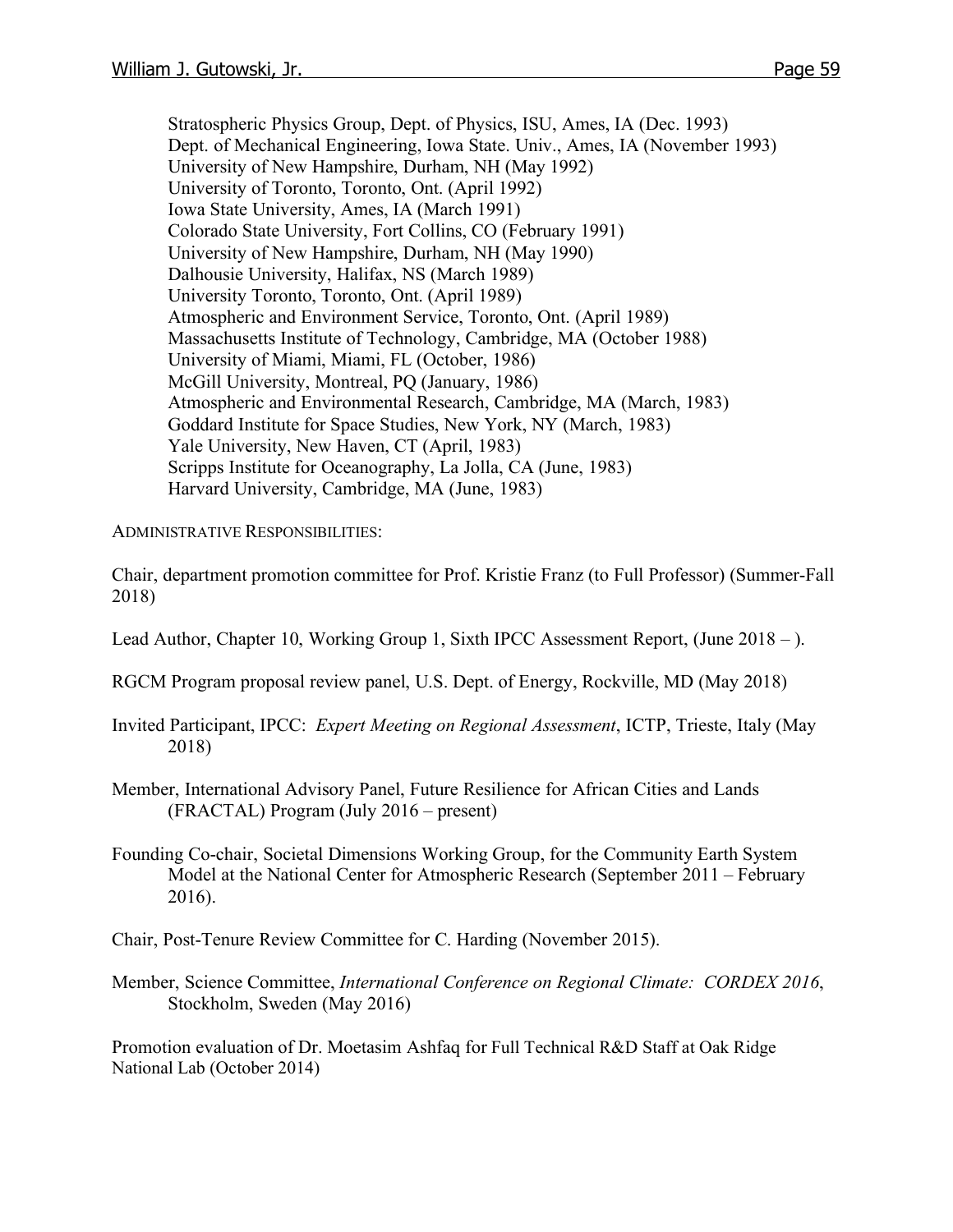Stratospheric Physics Group, Dept. of Physics, ISU, Ames, IA (Dec. 1993)
Dept. of Mechanical Engineering, Iowa State. Univ., Ames, IA (November 1993)
University of New Hampshire, Durham, NH (May 1992)
University of Toronto, Toronto, Ont. (April 1992)
Iowa State University, Ames, IA (March 1991)
Colorado State University, Fort Collins, CO (February 1991)
University of New Hampshire, Durham, NH (May 1990)
Dalhousie University, Halifax, NS (March 1989)
University Toronto, Toronto, Ont. (April 1989)
Atmospheric and Environment Service, Toronto, Ont. (April 1989)
Massachusetts Institute of Technology, Cambridge, MA (October 1988)
University of Miami, Miami, FL (October, 1986)
McGill University, Montreal, PQ (January, 1986)
Atmospheric and Environmental Research, Cambridge, MA (March, 1983)
Goddard Institute for Space Studies, New York, NY (March, 1983)
Yale University, New Haven, CT (April, 1983)
Scripps Institute for Oceanography, La Jolla, CA (June, 1983)
Harvard University, Cambridge, MA (June, 1983)

ADMINISTRATIVE RESPONSIBILITIES:

Chair, department promotion committee for Prof. Kristie Franz (to Full Professor) (Summer-Fall 2018)

Lead Author, Chapter 10, Working Group 1, Sixth IPCC Assessment Report, (June 2018 – ).

RGCM Program proposal review panel, U.S. Dept. of Energy, Rockville, MD (May 2018)

Invited Participant, IPCC: *Expert Meeting on Regional Assessment*, ICTP, Trieste, Italy (May 2018)

Member, International Advisory Panel, Future Resilience for African Cities and Lands (FRACTAL) Program (July 2016 – present)

Founding Co-chair, Societal Dimensions Working Group, for the Community Earth System Model at the National Center for Atmospheric Research (September 2011 – February 2016).

Chair, Post-Tenure Review Committee for C. Harding (November 2015).

Member, Science Committee, *International Conference on Regional Climate: CORDEX 2016*, Stockholm, Sweden (May 2016)

Promotion evaluation of Dr. Moetasim Ashfaq for Full Technical R&D Staff at Oak Ridge National Lab (October 2014)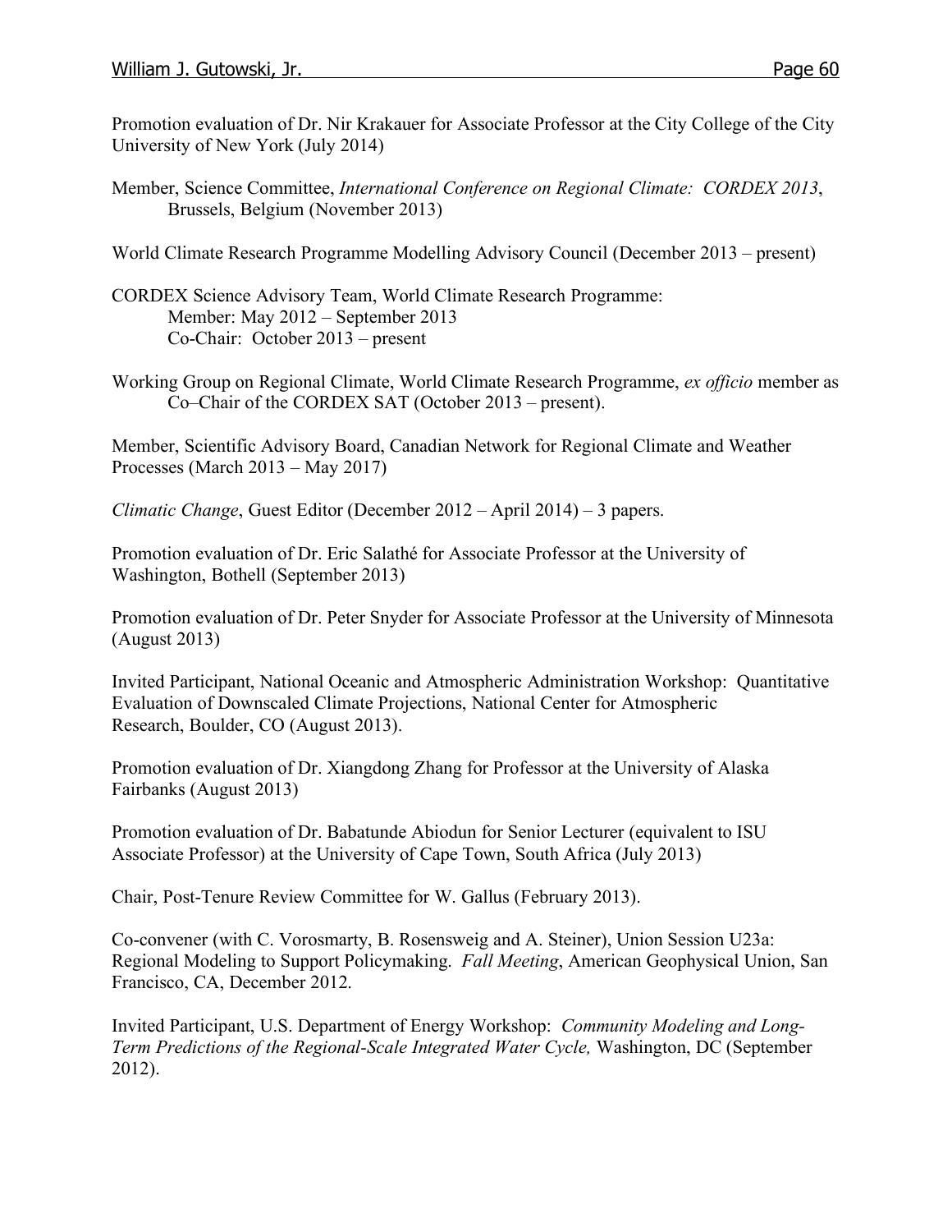Promotion evaluation of Dr. Nir Krakauer for Associate Professor at the City College of the City University of New York (July 2014)

Member, Science Committee, *International Conference on Regional Climate: CORDEX 2013*, Brussels, Belgium (November 2013)

World Climate Research Programme Modelling Advisory Council (December 2013 – present)

CORDEX Science Advisory Team, World Climate Research Programme:
Member: May 2012 – September 2013
Co-Chair: October 2013 – present

Working Group on Regional Climate, World Climate Research Programme, *ex officio* member as Co–Chair of the CORDEX SAT (October 2013 – present).

Member, Scientific Advisory Board, Canadian Network for Regional Climate and Weather Processes (March 2013 – May 2017)

*Climatic Change*, Guest Editor (December 2012 – April 2014) – 3 papers.

Promotion evaluation of Dr. Eric Salathé for Associate Professor at the University of Washington, Bothell (September 2013)

Promotion evaluation of Dr. Peter Snyder for Associate Professor at the University of Minnesota (August 2013)

Invited Participant, National Oceanic and Atmospheric Administration Workshop: Quantitative Evaluation of Downscaled Climate Projections, National Center for Atmospheric Research, Boulder, CO (August 2013).

Promotion evaluation of Dr. Xiangdong Zhang for Professor at the University of Alaska Fairbanks (August 2013)

Promotion evaluation of Dr. Babatunde Abiodun for Senior Lecturer (equivalent to ISU Associate Professor) at the University of Cape Town, South Africa (July 2013)

Chair, Post-Tenure Review Committee for W. Gallus (February 2013).

Co-convener (with C. Vorosmarty, B. Rosensweig and A. Steiner), Union Session U23a: Regional Modeling to Support Policymaking. *Fall Meeting*, American Geophysical Union, San Francisco, CA, December 2012.

Invited Participant, U.S. Department of Energy Workshop: *Community Modeling and Long-Term Predictions of the Regional-Scale Integrated Water Cycle,* Washington, DC (September 2012).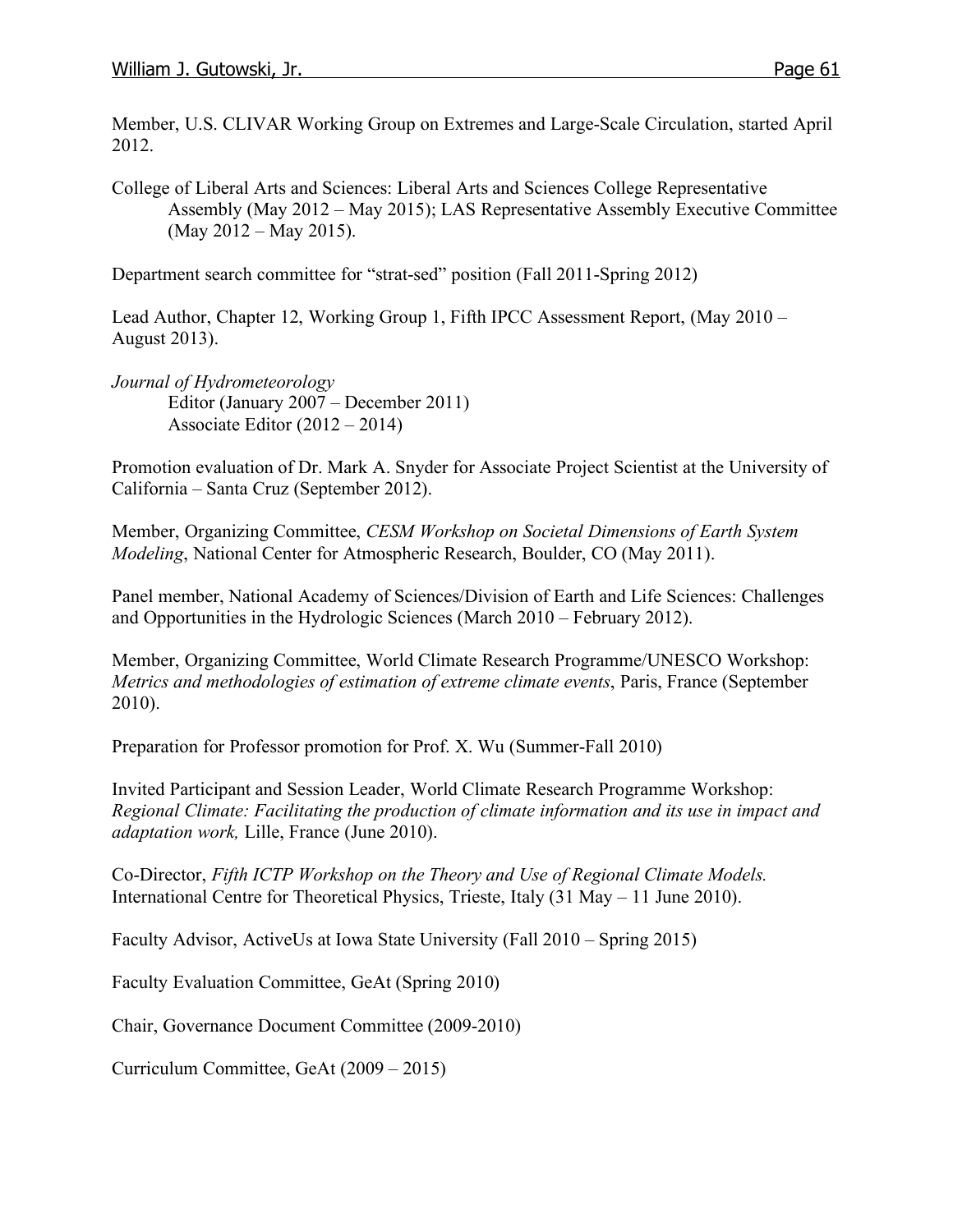Member, U.S. CLIVAR Working Group on Extremes and Large-Scale Circulation, started April 2012.

College of Liberal Arts and Sciences: Liberal Arts and Sciences College Representative Assembly (May 2012 – May 2015); LAS Representative Assembly Executive Committee (May 2012 – May 2015).

Department search committee for "strat-sed" position (Fall 2011-Spring 2012)

Lead Author, Chapter 12, Working Group 1, Fifth IPCC Assessment Report, (May 2010 – August 2013).

*Journal of Hydrometeorology*
  Editor (January 2007 – December 2011)
  Associate Editor (2012 – 2014)

Promotion evaluation of Dr. Mark A. Snyder for Associate Project Scientist at the University of California – Santa Cruz (September 2012).

Member, Organizing Committee, *CESM Workshop on Societal Dimensions of Earth System Modeling*, National Center for Atmospheric Research, Boulder, CO (May 2011).

Panel member, National Academy of Sciences/Division of Earth and Life Sciences: Challenges and Opportunities in the Hydrologic Sciences (March 2010 – February 2012).

Member, Organizing Committee, World Climate Research Programme/UNESCO Workshop: *Metrics and methodologies of estimation of extreme climate events*, Paris, France (September 2010).

Preparation for Professor promotion for Prof. X. Wu (Summer-Fall 2010)

Invited Participant and Session Leader, World Climate Research Programme Workshop: *Regional Climate: Facilitating the production of climate information and its use in impact and adaptation work,* Lille, France (June 2010).

Co-Director, *Fifth ICTP Workshop on the Theory and Use of Regional Climate Models.* International Centre for Theoretical Physics, Trieste, Italy (31 May – 11 June 2010).

Faculty Advisor, ActiveUs at Iowa State University (Fall 2010 – Spring 2015)

Faculty Evaluation Committee, GeAt (Spring 2010)

Chair, Governance Document Committee (2009-2010)

Curriculum Committee, GeAt (2009 – 2015)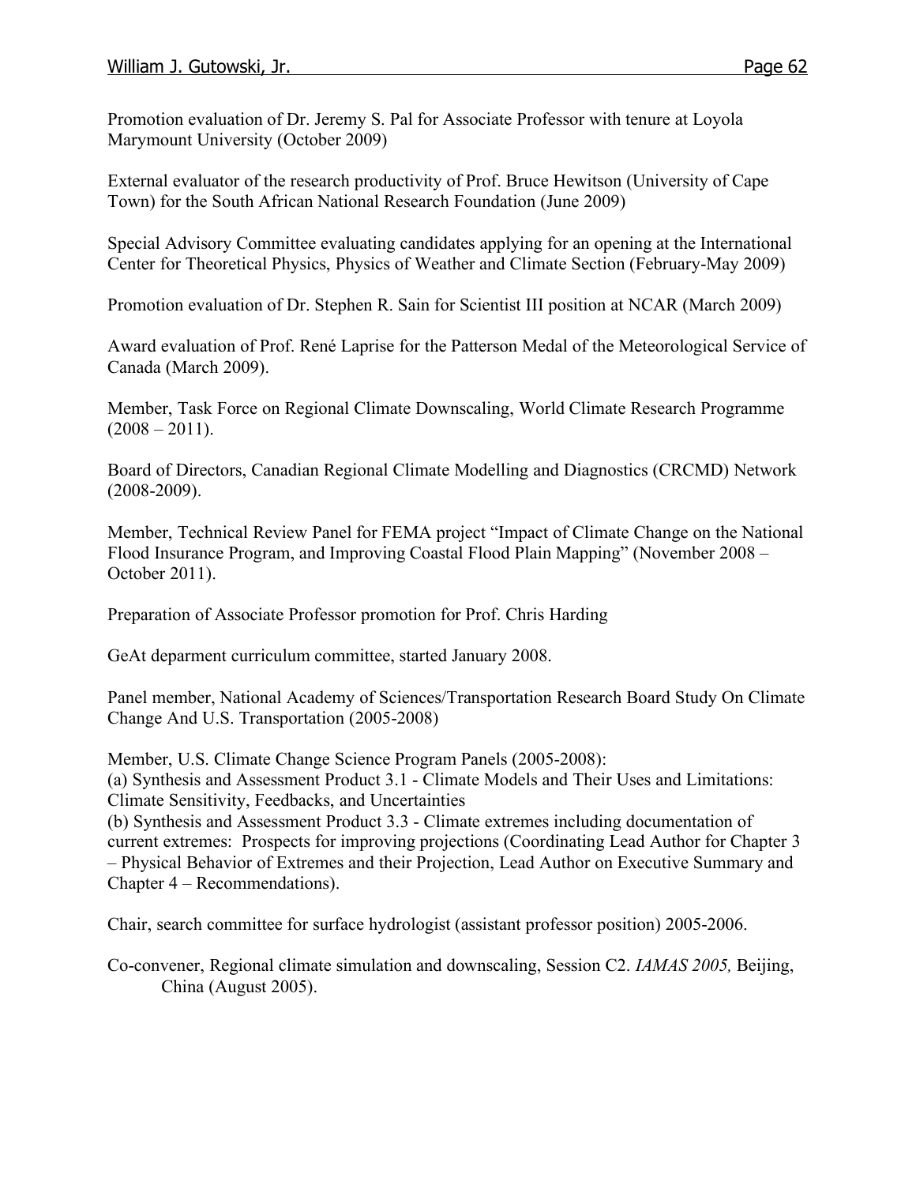Promotion evaluation of Dr. Jeremy S. Pal for Associate Professor with tenure at Loyola Marymount University (October 2009)

External evaluator of the research productivity of Prof. Bruce Hewitson (University of Cape Town) for the South African National Research Foundation (June 2009)

Special Advisory Committee evaluating candidates applying for an opening at the International Center for Theoretical Physics, Physics of Weather and Climate Section (February-May 2009)

Promotion evaluation of Dr. Stephen R. Sain for Scientist III position at NCAR (March 2009)

Award evaluation of Prof. René Laprise for the Patterson Medal of the Meteorological Service of Canada (March 2009).

Member, Task Force on Regional Climate Downscaling, World Climate Research Programme (2008 – 2011).

Board of Directors, Canadian Regional Climate Modelling and Diagnostics (CRCMD) Network (2008-2009).

Member, Technical Review Panel for FEMA project "Impact of Climate Change on the National Flood Insurance Program, and Improving Coastal Flood Plain Mapping" (November 2008 – October 2011).

Preparation of Associate Professor promotion for Prof. Chris Harding

GeAt deparment curriculum committee, started January 2008.

Panel member, National Academy of Sciences/Transportation Research Board Study On Climate Change And U.S. Transportation (2005-2008)

Member, U.S. Climate Change Science Program Panels (2005-2008):
(a) Synthesis and Assessment Product 3.1 - Climate Models and Their Uses and Limitations: Climate Sensitivity, Feedbacks, and Uncertainties
(b) Synthesis and Assessment Product 3.3 - Climate extremes including documentation of current extremes: Prospects for improving projections (Coordinating Lead Author for Chapter 3 – Physical Behavior of Extremes and their Projection, Lead Author on Executive Summary and Chapter 4 – Recommendations).

Chair, search committee for surface hydrologist (assistant professor position) 2005-2006.

Co-convener, Regional climate simulation and downscaling, Session C2. *IAMAS 2005,* Beijing, China (August 2005).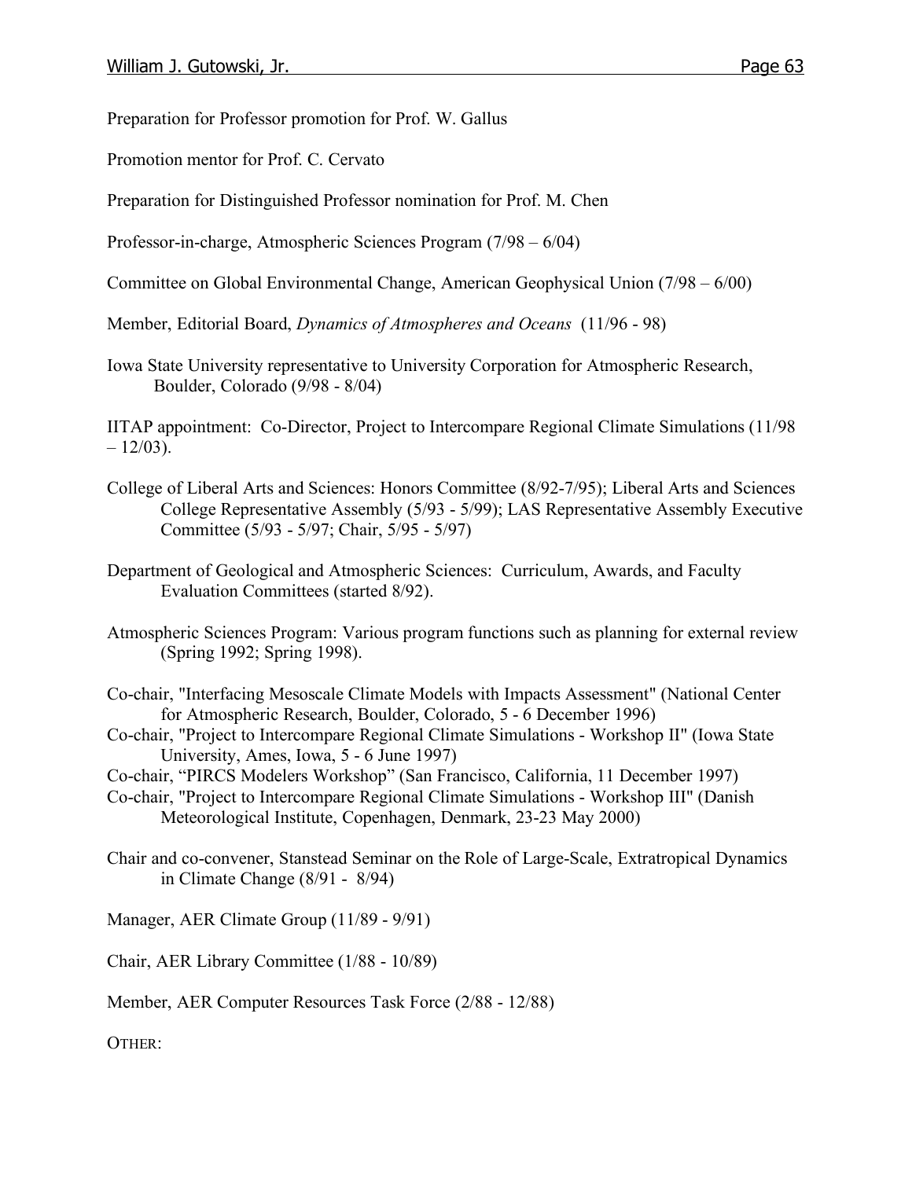Preparation for Professor promotion for Prof. W. Gallus

Promotion mentor for Prof. C. Cervato

Preparation for Distinguished Professor nomination for Prof. M. Chen

Professor-in-charge, Atmospheric Sciences Program (7/98 – 6/04)

Committee on Global Environmental Change, American Geophysical Union (7/98 – 6/00)

Member, Editorial Board, *Dynamics of Atmospheres and Oceans* (11/96 - 98)

Iowa State University representative to University Corporation for Atmospheric Research, Boulder, Colorado (9/98 - 8/04)

IITAP appointment: Co-Director, Project to Intercompare Regional Climate Simulations (11/98 – 12/03).

College of Liberal Arts and Sciences: Honors Committee (8/92-7/95); Liberal Arts and Sciences College Representative Assembly (5/93 - 5/99); LAS Representative Assembly Executive Committee (5/93 - 5/97; Chair, 5/95 - 5/97)

Department of Geological and Atmospheric Sciences: Curriculum, Awards, and Faculty Evaluation Committees (started 8/92).

Atmospheric Sciences Program: Various program functions such as planning for external review (Spring 1992; Spring 1998).

Co-chair, "Interfacing Mesoscale Climate Models with Impacts Assessment" (National Center for Atmospheric Research, Boulder, Colorado, 5 - 6 December 1996)
Co-chair, "Project to Intercompare Regional Climate Simulations - Workshop II" (Iowa State University, Ames, Iowa, 5 - 6 June 1997)
Co-chair, "PIRCS Modelers Workshop" (San Francisco, California, 11 December 1997)
Co-chair, "Project to Intercompare Regional Climate Simulations - Workshop III" (Danish Meteorological Institute, Copenhagen, Denmark, 23-23 May 2000)

Chair and co-convener, Stanstead Seminar on the Role of Large-Scale, Extratropical Dynamics in Climate Change (8/91 - 8/94)

Manager, AER Climate Group (11/89 - 9/91)

Chair, AER Library Committee (1/88 - 10/89)

Member, AER Computer Resources Task Force (2/88 - 12/88)

OTHER: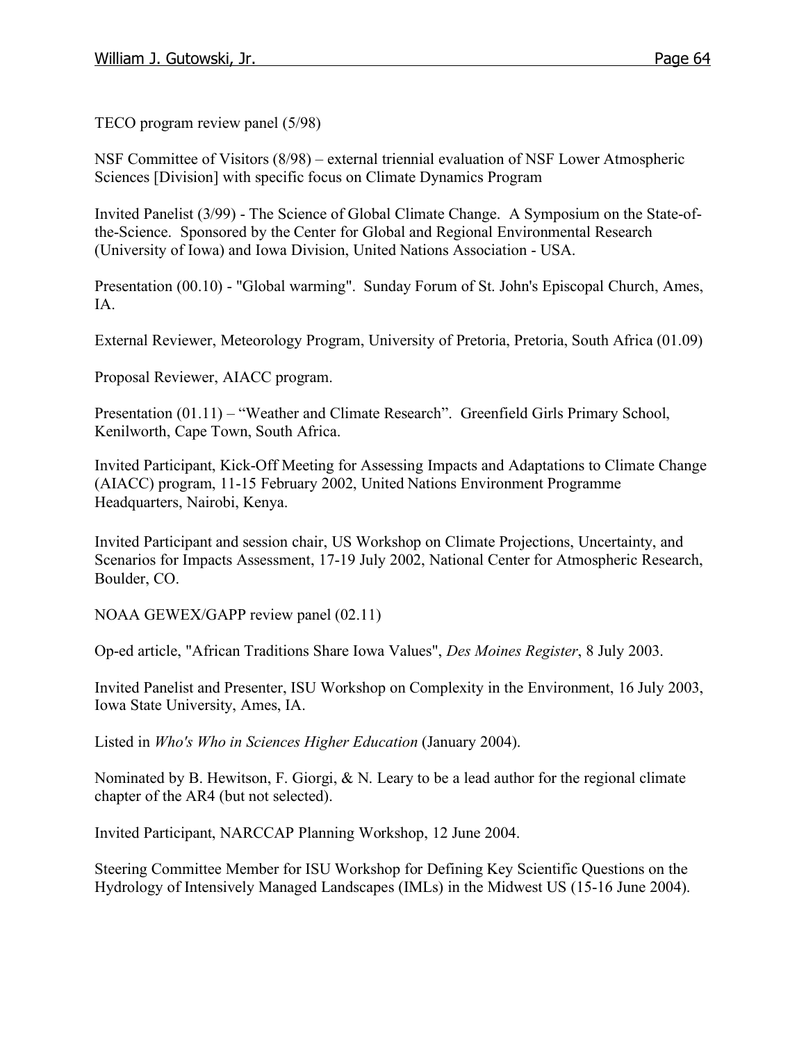TECO program review panel (5/98)

NSF Committee of Visitors (8/98) – external triennial evaluation of NSF Lower Atmospheric Sciences [Division] with specific focus on Climate Dynamics Program

Invited Panelist (3/99) - The Science of Global Climate Change. A Symposium on the State-of-the-Science. Sponsored by the Center for Global and Regional Environmental Research (University of Iowa) and Iowa Division, United Nations Association - USA.

Presentation (00.10) - "Global warming". Sunday Forum of St. John's Episcopal Church, Ames, IA.

External Reviewer, Meteorology Program, University of Pretoria, Pretoria, South Africa (01.09)

Proposal Reviewer, AIACC program.

Presentation (01.11) – "Weather and Climate Research". Greenfield Girls Primary School, Kenilworth, Cape Town, South Africa.

Invited Participant, Kick-Off Meeting for Assessing Impacts and Adaptations to Climate Change (AIACC) program, 11-15 February 2002, United Nations Environment Programme Headquarters, Nairobi, Kenya.

Invited Participant and session chair, US Workshop on Climate Projections, Uncertainty, and Scenarios for Impacts Assessment, 17-19 July 2002, National Center for Atmospheric Research, Boulder, CO.

NOAA GEWEX/GAPP review panel (02.11)

Op-ed article, "African Traditions Share Iowa Values", *Des Moines Register*, 8 July 2003.

Invited Panelist and Presenter, ISU Workshop on Complexity in the Environment, 16 July 2003, Iowa State University, Ames, IA.

Listed in *Who's Who in Sciences Higher Education* (January 2004).

Nominated by B. Hewitson, F. Giorgi, & N. Leary to be a lead author for the regional climate chapter of the AR4 (but not selected).

Invited Participant, NARCCAP Planning Workshop, 12 June 2004.

Steering Committee Member for ISU Workshop for Defining Key Scientific Questions on the Hydrology of Intensively Managed Landscapes (IMLs) in the Midwest US (15-16 June 2004).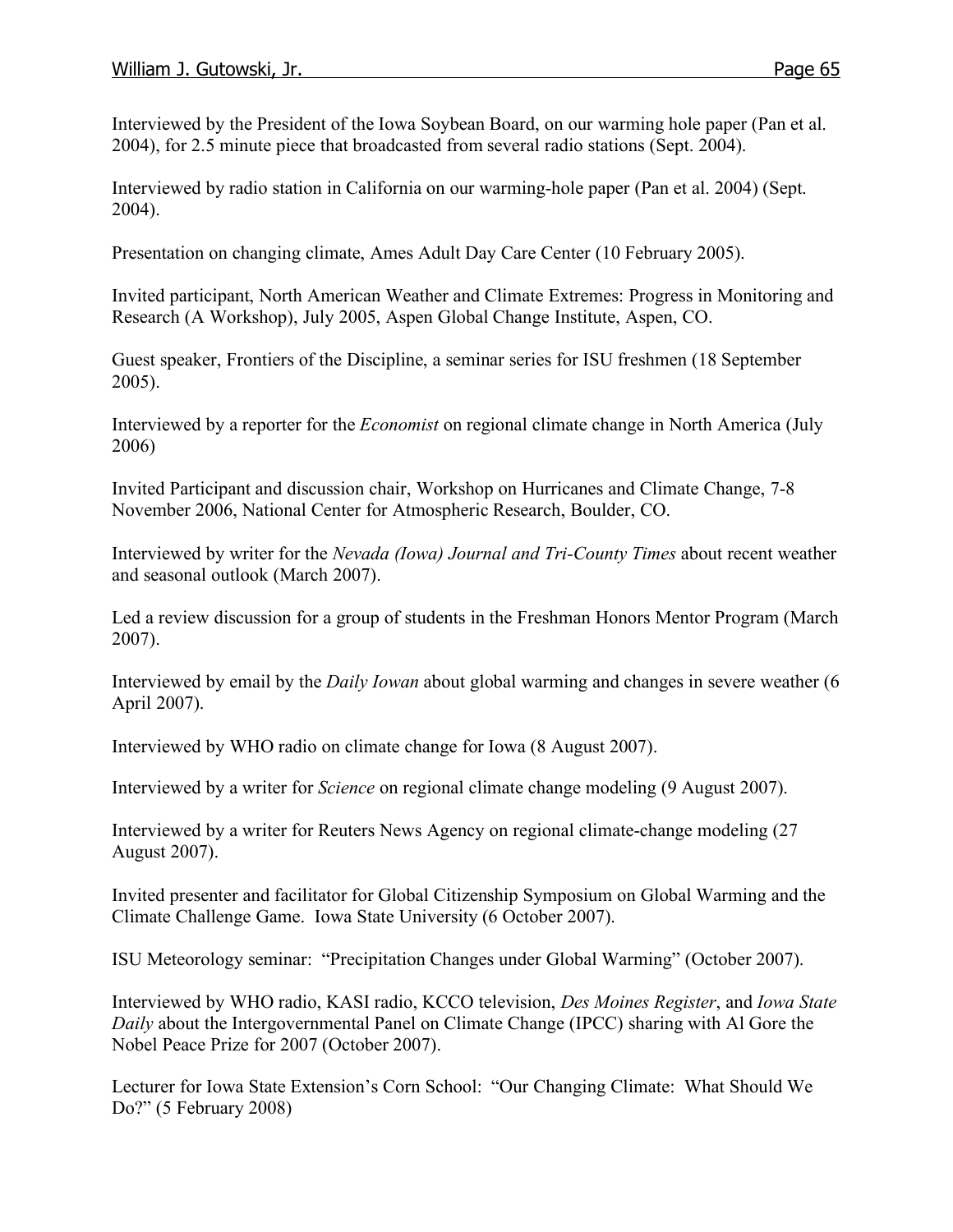Interviewed by the President of the Iowa Soybean Board, on our warming hole paper (Pan et al. 2004), for 2.5 minute piece that broadcasted from several radio stations (Sept. 2004).

Interviewed by radio station in California on our warming-hole paper (Pan et al. 2004) (Sept. 2004).

Presentation on changing climate, Ames Adult Day Care Center (10 February 2005).

Invited participant, North American Weather and Climate Extremes: Progress in Monitoring and Research (A Workshop), July 2005, Aspen Global Change Institute, Aspen, CO.

Guest speaker, Frontiers of the Discipline, a seminar series for ISU freshmen (18 September 2005).

Interviewed by a reporter for the *Economist* on regional climate change in North America (July 2006)

Invited Participant and discussion chair, Workshop on Hurricanes and Climate Change, 7-8 November 2006, National Center for Atmospheric Research, Boulder, CO.

Interviewed by writer for the *Nevada (Iowa) Journal and Tri-County Times* about recent weather and seasonal outlook (March 2007).

Led a review discussion for a group of students in the Freshman Honors Mentor Program (March 2007).

Interviewed by email by the *Daily Iowan* about global warming and changes in severe weather (6 April 2007).

Interviewed by WHO radio on climate change for Iowa (8 August 2007).

Interviewed by a writer for *Science* on regional climate change modeling (9 August 2007).

Interviewed by a writer for Reuters News Agency on regional climate-change modeling (27 August 2007).

Invited presenter and facilitator for Global Citizenship Symposium on Global Warming and the Climate Challenge Game. Iowa State University (6 October 2007).

ISU Meteorology seminar: "Precipitation Changes under Global Warming" (October 2007).

Interviewed by WHO radio, KASI radio, KCCO television, *Des Moines Register*, and *Iowa State Daily* about the Intergovernmental Panel on Climate Change (IPCC) sharing with Al Gore the Nobel Peace Prize for 2007 (October 2007).

Lecturer for Iowa State Extension's Corn School: "Our Changing Climate: What Should We Do?" (5 February 2008)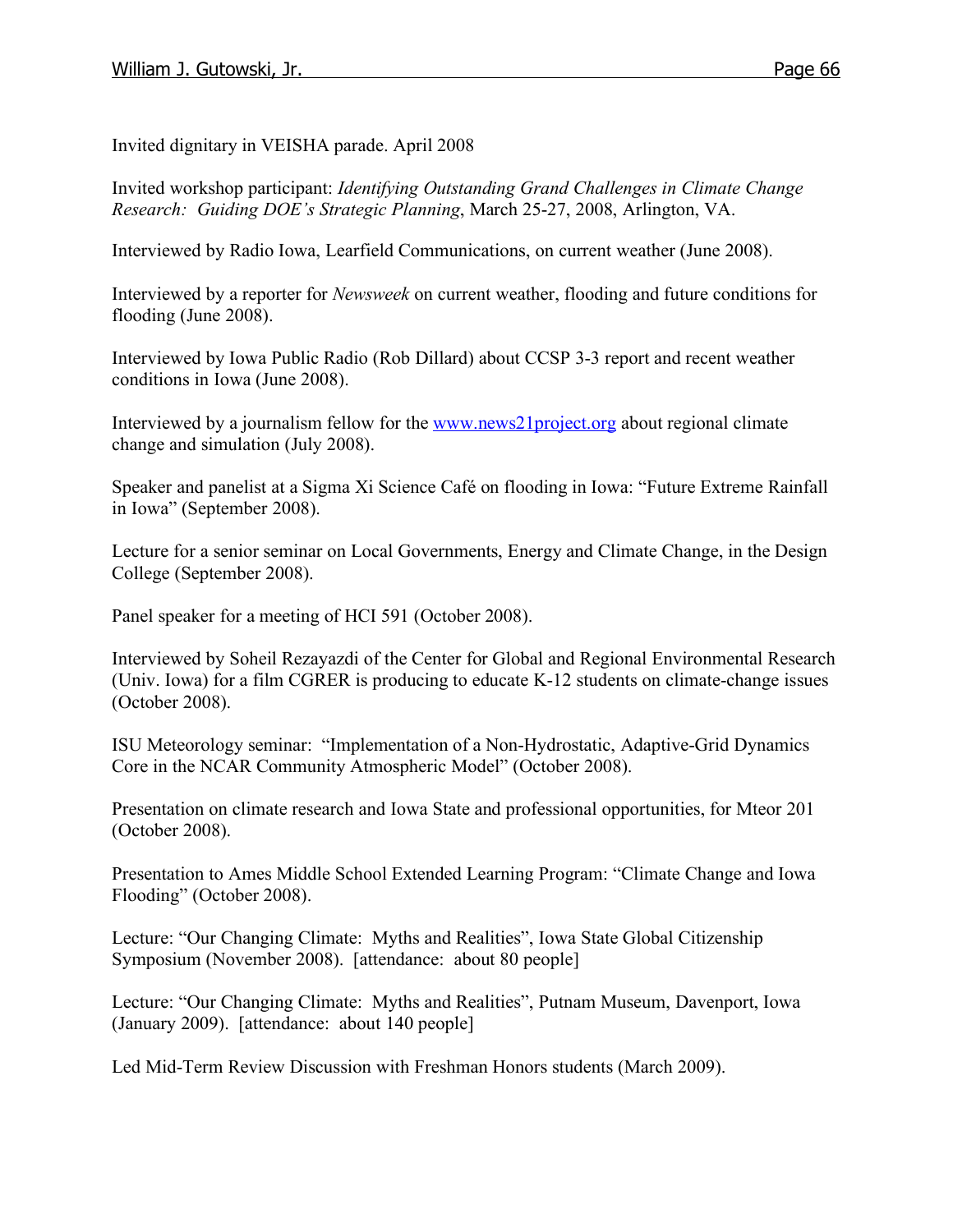Invited dignitary in VEISHA parade. April 2008

Invited workshop participant: *Identifying Outstanding Grand Challenges in Climate Change Research: Guiding DOE's Strategic Planning*, March 25-27, 2008, Arlington, VA.

Interviewed by Radio Iowa, Learfield Communications, on current weather (June 2008).

Interviewed by a reporter for *Newsweek* on current weather, flooding and future conditions for flooding (June 2008).

Interviewed by Iowa Public Radio (Rob Dillard) about CCSP 3-3 report and recent weather conditions in Iowa (June 2008).

Interviewed by a journalism fellow for the [www.news21project.org](http://www.news21project.org) about regional climate change and simulation (July 2008).

Speaker and panelist at a Sigma Xi Science Café on flooding in Iowa: "Future Extreme Rainfall in Iowa" (September 2008).

Lecture for a senior seminar on Local Governments, Energy and Climate Change, in the Design College (September 2008).

Panel speaker for a meeting of HCI 591 (October 2008).

Interviewed by Soheil Rezayazdi of the Center for Global and Regional Environmental Research (Univ. Iowa) for a film CGRER is producing to educate K-12 students on climate-change issues (October 2008).

ISU Meteorology seminar: "Implementation of a Non-Hydrostatic, Adaptive-Grid Dynamics Core in the NCAR Community Atmospheric Model" (October 2008).

Presentation on climate research and Iowa State and professional opportunities, for Mteor 201 (October 2008).

Presentation to Ames Middle School Extended Learning Program: "Climate Change and Iowa Flooding" (October 2008).

Lecture: "Our Changing Climate: Myths and Realities", Iowa State Global Citizenship Symposium (November 2008). [attendance: about 80 people]

Lecture: "Our Changing Climate: Myths and Realities", Putnam Museum, Davenport, Iowa (January 2009). [attendance: about 140 people]

Led Mid-Term Review Discussion with Freshman Honors students (March 2009).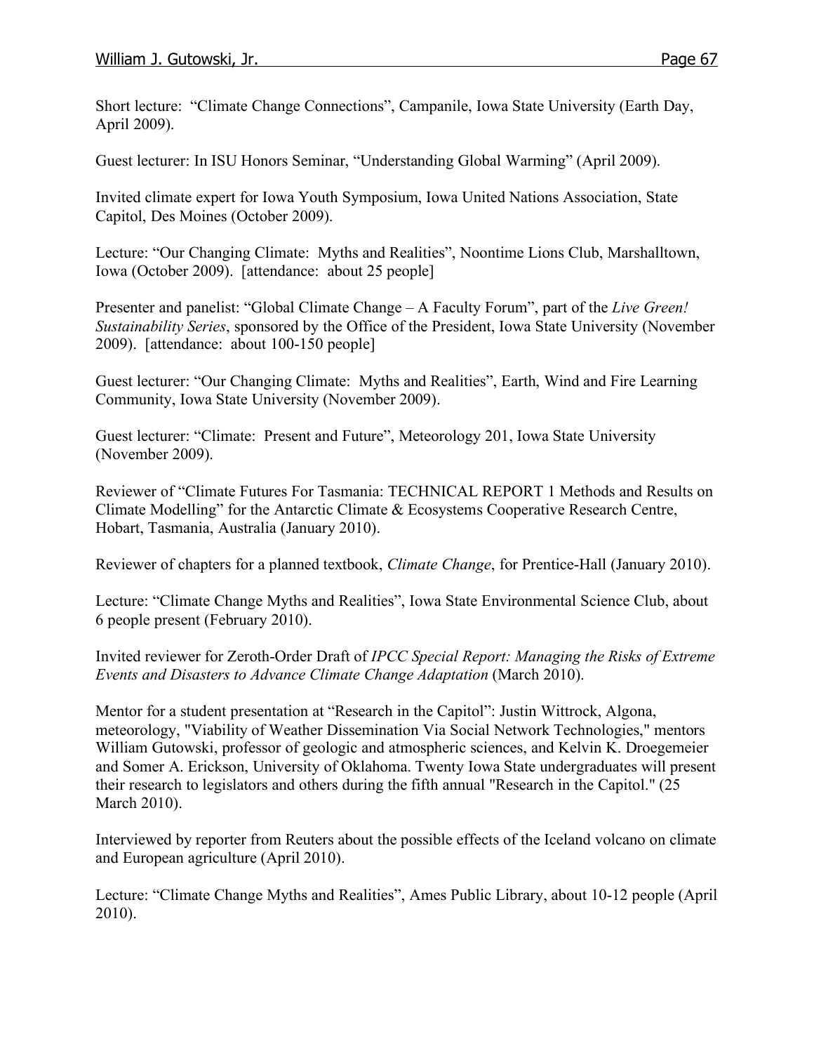Short lecture: "Climate Change Connections", Campanile, Iowa State University (Earth Day, April 2009).

Guest lecturer: In ISU Honors Seminar, "Understanding Global Warming" (April 2009).

Invited climate expert for Iowa Youth Symposium, Iowa United Nations Association, State Capitol, Des Moines (October 2009).

Lecture: "Our Changing Climate: Myths and Realities", Noontime Lions Club, Marshalltown, Iowa (October 2009). [attendance: about 25 people]

Presenter and panelist: "Global Climate Change – A Faculty Forum", part of the *Live Green! Sustainability Series*, sponsored by the Office of the President, Iowa State University (November 2009). [attendance: about 100-150 people]

Guest lecturer: "Our Changing Climate: Myths and Realities", Earth, Wind and Fire Learning Community, Iowa State University (November 2009).

Guest lecturer: "Climate: Present and Future", Meteorology 201, Iowa State University (November 2009).

Reviewer of "Climate Futures For Tasmania: TECHNICAL REPORT 1 Methods and Results on Climate Modelling" for the Antarctic Climate & Ecosystems Cooperative Research Centre, Hobart, Tasmania, Australia (January 2010).

Reviewer of chapters for a planned textbook, *Climate Change*, for Prentice-Hall (January 2010).

Lecture: "Climate Change Myths and Realities", Iowa State Environmental Science Club, about 6 people present (February 2010).

Invited reviewer for Zeroth-Order Draft of *IPCC Special Report: Managing the Risks of Extreme Events and Disasters to Advance Climate Change Adaptation* (March 2010).

Mentor for a student presentation at "Research in the Capitol": Justin Wittrock, Algona, meteorology, "Viability of Weather Dissemination Via Social Network Technologies," mentors William Gutowski, professor of geologic and atmospheric sciences, and Kelvin K. Droegemeier and Somer A. Erickson, University of Oklahoma. Twenty Iowa State undergraduates will present their research to legislators and others during the fifth annual "Research in the Capitol." (25 March 2010).

Interviewed by reporter from Reuters about the possible effects of the Iceland volcano on climate and European agriculture (April 2010).

Lecture: "Climate Change Myths and Realities", Ames Public Library, about 10-12 people (April 2010).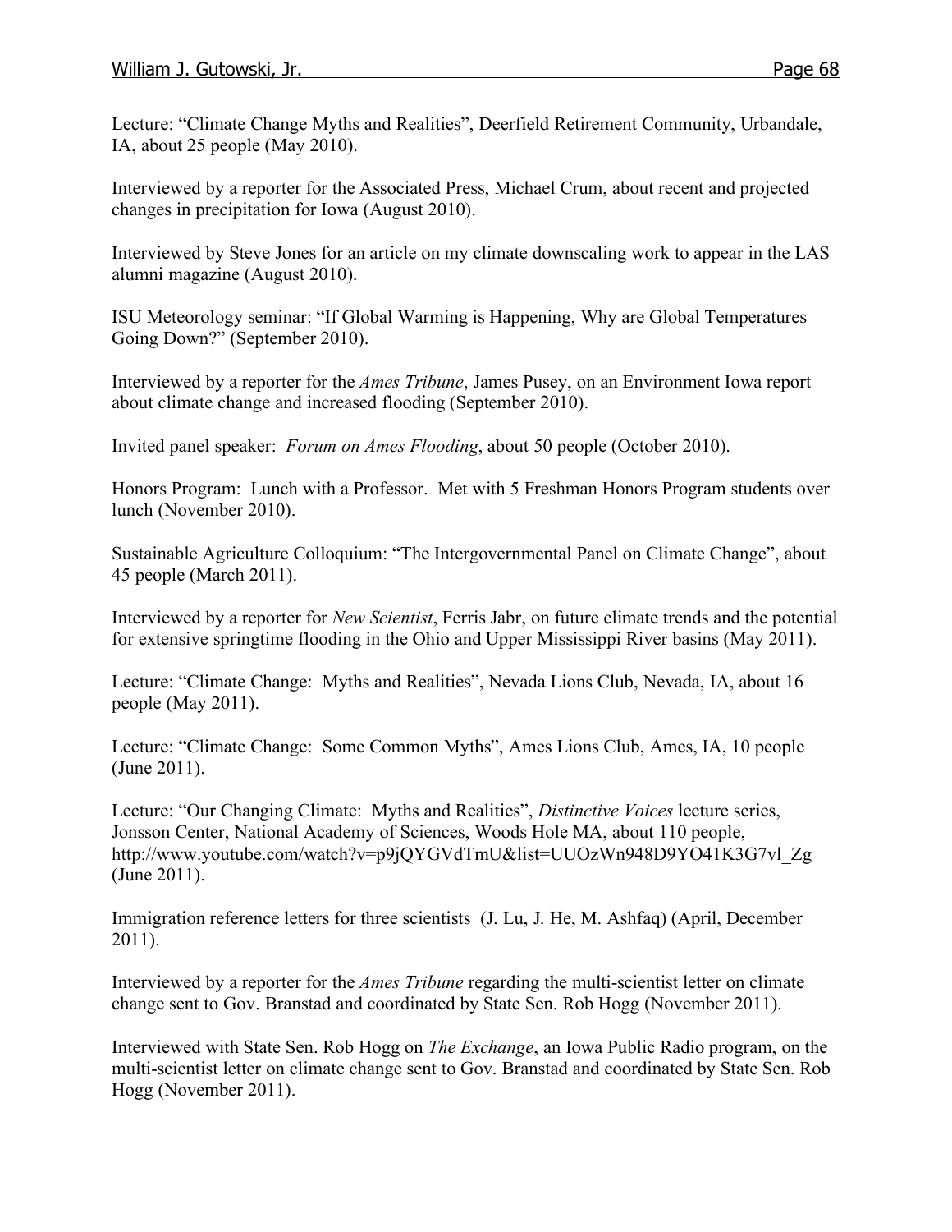Lecture: "Climate Change Myths and Realities", Deerfield Retirement Community, Urbandale, IA, about 25 people (May 2010).

Interviewed by a reporter for the Associated Press, Michael Crum, about recent and projected changes in precipitation for Iowa (August 2010).

Interviewed by Steve Jones for an article on my climate downscaling work to appear in the LAS alumni magazine (August 2010).

ISU Meteorology seminar: "If Global Warming is Happening, Why are Global Temperatures Going Down?" (September 2010).

Interviewed by a reporter for the *Ames Tribune*, James Pusey, on an Environment Iowa report about climate change and increased flooding (September 2010).

Invited panel speaker: *Forum on Ames Flooding*, about 50 people (October 2010).

Honors Program: Lunch with a Professor. Met with 5 Freshman Honors Program students over lunch (November 2010).

Sustainable Agriculture Colloquium: "The Intergovernmental Panel on Climate Change", about 45 people (March 2011).

Interviewed by a reporter for *New Scientist*, Ferris Jabr, on future climate trends and the potential for extensive springtime flooding in the Ohio and Upper Mississippi River basins (May 2011).

Lecture: "Climate Change: Myths and Realities", Nevada Lions Club, Nevada, IA, about 16 people (May 2011).

Lecture: "Climate Change: Some Common Myths", Ames Lions Club, Ames, IA, 10 people (June 2011).

Lecture: "Our Changing Climate: Myths and Realities", *Distinctive Voices* lecture series, Jonsson Center, National Academy of Sciences, Woods Hole MA, about 110 people, http://www.youtube.com/watch?v=p9jQYGVdTmU&list=UUOzWn948D9YO41K3G7vl_Zg (June 2011).

Immigration reference letters for three scientists (J. Lu, J. He, M. Ashfaq) (April, December 2011).

Interviewed by a reporter for the *Ames Tribune* regarding the multi-scientist letter on climate change sent to Gov. Branstad and coordinated by State Sen. Rob Hogg (November 2011).

Interviewed with State Sen. Rob Hogg on *The Exchange*, an Iowa Public Radio program, on the multi-scientist letter on climate change sent to Gov. Branstad and coordinated by State Sen. Rob Hogg (November 2011).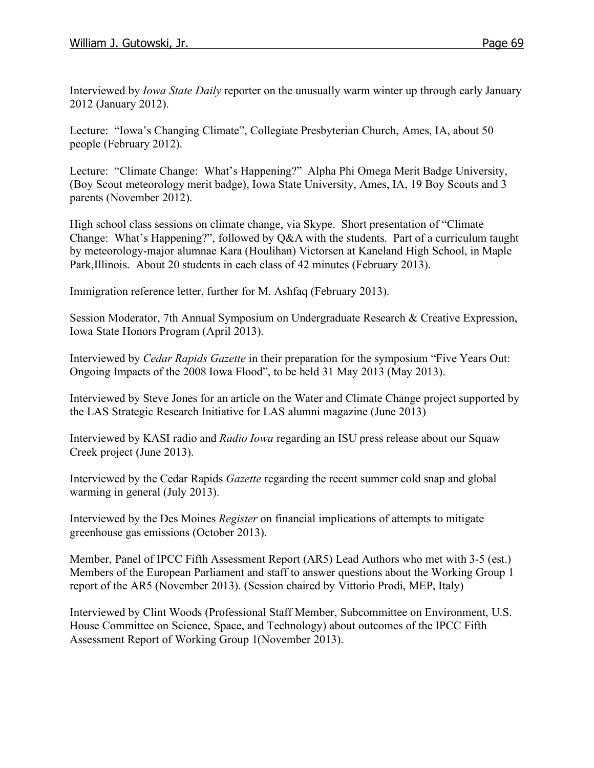Interviewed by *Iowa State Daily* reporter on the unusually warm winter up through early January 2012 (January 2012).

Lecture: "Iowa's Changing Climate", Collegiate Presbyterian Church, Ames, IA, about 50 people (February 2012).

Lecture: "Climate Change: What's Happening?" Alpha Phi Omega Merit Badge University, (Boy Scout meteorology merit badge), Iowa State University, Ames, IA, 19 Boy Scouts and 3 parents (November 2012).

High school class sessions on climate change, via Skype. Short presentation of "Climate Change: What's Happening?", followed by Q&A with the students. Part of a curriculum taught by meteorology-major alumnae Kara (Houlihan) Victorsen at Kaneland High School, in Maple Park,Illinois. About 20 students in each class of 42 minutes (February 2013).

Immigration reference letter, further for M. Ashfaq (February 2013).

Session Moderator, 7th Annual Symposium on Undergraduate Research & Creative Expression, Iowa State Honors Program (April 2013).

Interviewed by *Cedar Rapids Gazette* in their preparation for the symposium "Five Years Out: Ongoing Impacts of the 2008 Iowa Flood", to be held 31 May 2013 (May 2013).

Interviewed by Steve Jones for an article on the Water and Climate Change project supported by the LAS Strategic Research Initiative for LAS alumni magazine (June 2013)

Interviewed by KASI radio and *Radio Iowa* regarding an ISU press release about our Squaw Creek project (June 2013).

Interviewed by the Cedar Rapids *Gazette* regarding the recent summer cold snap and global warming in general (July 2013).

Interviewed by the Des Moines *Register* on financial implications of attempts to mitigate greenhouse gas emissions (October 2013).

Member, Panel of IPCC Fifth Assessment Report (AR5) Lead Authors who met with 3-5 (est.) Members of the European Parliament and staff to answer questions about the Working Group 1 report of the AR5 (November 2013). (Session chaired by Vittorio Prodi, MEP, Italy)

Interviewed by Clint Woods (Professional Staff Member, Subcommittee on Environment, U.S. House Committee on Science, Space, and Technology) about outcomes of the IPCC Fifth Assessment Report of Working Group 1(November 2013).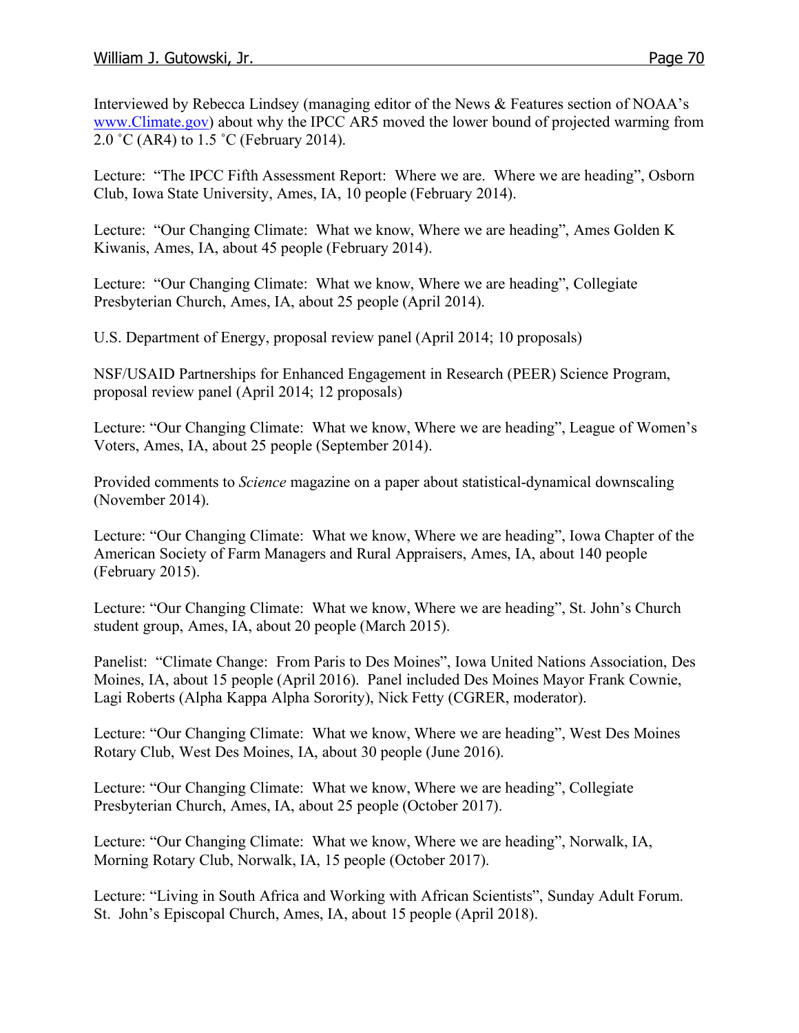Interviewed by Rebecca Lindsey (managing editor of the News & Features section of NOAA's www.Climate.gov) about why the IPCC AR5 moved the lower bound of projected warming from 2.0 ˚C (AR4) to 1.5 ˚C (February 2014).

Lecture: "The IPCC Fifth Assessment Report: Where we are. Where we are heading", Osborn Club, Iowa State University, Ames, IA, 10 people (February 2014).

Lecture: "Our Changing Climate: What we know, Where we are heading", Ames Golden K Kiwanis, Ames, IA, about 45 people (February 2014).

Lecture: "Our Changing Climate: What we know, Where we are heading", Collegiate Presbyterian Church, Ames, IA, about 25 people (April 2014).

U.S. Department of Energy, proposal review panel (April 2014; 10 proposals)

NSF/USAID Partnerships for Enhanced Engagement in Research (PEER) Science Program, proposal review panel (April 2014; 12 proposals)

Lecture: "Our Changing Climate: What we know, Where we are heading", League of Women's Voters, Ames, IA, about 25 people (September 2014).

Provided comments to *Science* magazine on a paper about statistical-dynamical downscaling (November 2014).

Lecture: "Our Changing Climate: What we know, Where we are heading", Iowa Chapter of the American Society of Farm Managers and Rural Appraisers, Ames, IA, about 140 people (February 2015).

Lecture: "Our Changing Climate: What we know, Where we are heading", St. John's Church student group, Ames, IA, about 20 people (March 2015).

Panelist: "Climate Change: From Paris to Des Moines", Iowa United Nations Association, Des Moines, IA, about 15 people (April 2016). Panel included Des Moines Mayor Frank Cownie, Lagi Roberts (Alpha Kappa Alpha Sorority), Nick Fetty (CGRER, moderator).

Lecture: "Our Changing Climate: What we know, Where we are heading", West Des Moines Rotary Club, West Des Moines, IA, about 30 people (June 2016).

Lecture: "Our Changing Climate: What we know, Where we are heading", Collegiate Presbyterian Church, Ames, IA, about 25 people (October 2017).

Lecture: "Our Changing Climate: What we know, Where we are heading", Norwalk, IA, Morning Rotary Club, Norwalk, IA, 15 people (October 2017).

Lecture: "Living in South Africa and Working with African Scientists", Sunday Adult Forum. St. John's Episcopal Church, Ames, IA, about 15 people (April 2018).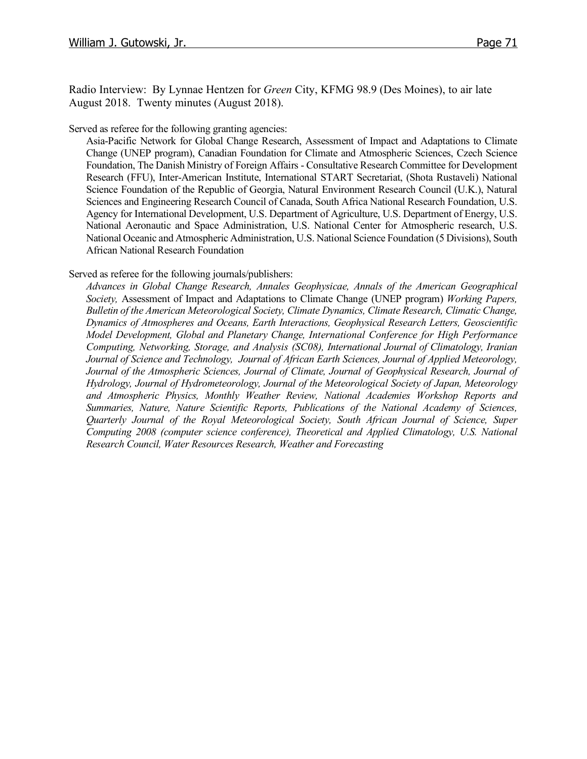Radio Interview: By Lynnae Hentzen for *Green* City, KFMG 98.9 (Des Moines), to air late August 2018. Twenty minutes (August 2018).

Served as referee for the following granting agencies:

Asia-Pacific Network for Global Change Research, Assessment of Impact and Adaptations to Climate Change (UNEP program), Canadian Foundation for Climate and Atmospheric Sciences, Czech Science Foundation, The Danish Ministry of Foreign Affairs - Consultative Research Committee for Development Research (FFU), Inter-American Institute, International START Secretariat, (Shota Rustaveli) National Science Foundation of the Republic of Georgia, Natural Environment Research Council (U.K.), Natural Sciences and Engineering Research Council of Canada, South Africa National Research Foundation, U.S. Agency for International Development, U.S. Department of Agriculture, U.S. Department of Energy, U.S. National Aeronautic and Space Administration, U.S. National Center for Atmospheric research, U.S. National Oceanic and Atmospheric Administration, U.S. National Science Foundation (5 Divisions), South African National Research Foundation

Served as referee for the following journals/publishers:

*Advances in Global Change Research, Annales Geophysicae, Annals of the American Geographical Society,* Assessment of Impact and Adaptations to Climate Change (UNEP program) *Working Papers, Bulletin of the American Meteorological Society, Climate Dynamics, Climate Research, Climatic Change, Dynamics of Atmospheres and Oceans, Earth Interactions, Geophysical Research Letters, Geoscientific Model Development, Global and Planetary Change, International Conference for High Performance Computing, Networking, Storage, and Analysis (SC08), International Journal of Climatology, Iranian Journal of Science and Technology, Journal of African Earth Sciences, Journal of Applied Meteorology, Journal of the Atmospheric Sciences, Journal of Climate, Journal of Geophysical Research, Journal of Hydrology, Journal of Hydrometeorology, Journal of the Meteorological Society of Japan, Meteorology and Atmospheric Physics, Monthly Weather Review, National Academies Workshop Reports and Summaries, Nature, Nature Scientific Reports, Publications of the National Academy of Sciences, Quarterly Journal of the Royal Meteorological Society, South African Journal of Science, Super Computing 2008 (computer science conference), Theoretical and Applied Climatology, U.S. National Research Council, Water Resources Research, Weather and Forecasting*